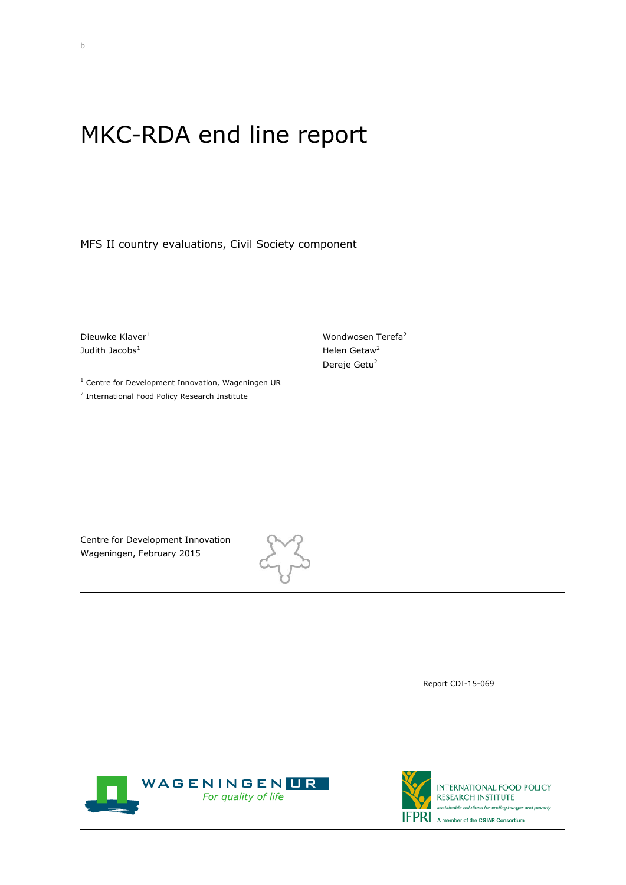# MKC-RDA end line report

MFS II country evaluations, Civil Society component

Dieuwke Klaver[1]
Judith Jacobs[1]

Wondwosen Terefa[2]
Helen Getaw[2]
Dereje Getu[2]

[1] Centre for Development Innovation, Wageningen UR
[2] International Food Policy Research Institute

Centre for Development Innovation
Wageningen, February 2015

Report CDI-15-069

WAGENINGEN UR
*For quality of life*

INTERNATIONAL FOOD POLICY RESEARCH INSTITUTE
*sustainable solutions for ending hunger and poverty*
IFPRI
A member of the CGIAR Consortium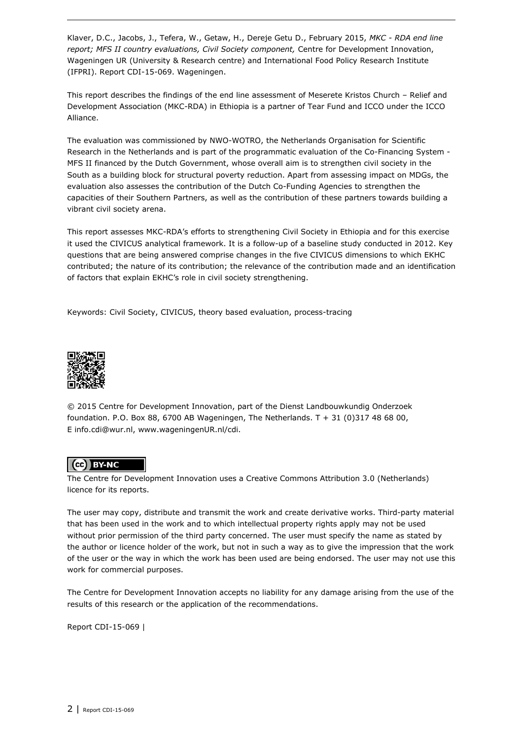Klaver, D.C., Jacobs, J., Tefera, W., Getaw, H., Dereje Getu D., February 2015, *MKC - RDA end line report; MFS II country evaluations, Civil Society component,* Centre for Development Innovation, Wageningen UR (University & Research centre) and International Food Policy Research Institute (IFPRI). Report CDI-15-069. Wageningen.

This report describes the findings of the end line assessment of Meserete Kristos Church – Relief and Development Association (MKC-RDA) in Ethiopia is a partner of Tear Fund and ICCO under the ICCO Alliance.

The evaluation was commissioned by NWO-WOTRO, the Netherlands Organisation for Scientific Research in the Netherlands and is part of the programmatic evaluation of the Co-Financing System - MFS II financed by the Dutch Government, whose overall aim is to strengthen civil society in the South as a building block for structural poverty reduction. Apart from assessing impact on MDGs, the evaluation also assesses the contribution of the Dutch Co-Funding Agencies to strengthen the capacities of their Southern Partners, as well as the contribution of these partners towards building a vibrant civil society arena.

This report assesses MKC-RDA's efforts to strengthening Civil Society in Ethiopia and for this exercise it used the CIVICUS analytical framework. It is a follow-up of a baseline study conducted in 2012. Key questions that are being answered comprise changes in the five CIVICUS dimensions to which EKHC contributed; the nature of its contribution; the relevance of the contribution made and an identification of factors that explain EKHC's role in civil society strengthening.

Keywords: Civil Society, CIVICUS, theory based evaluation, process-tracing

© 2015 Centre for Development Innovation, part of the Dienst Landbouwkundig Onderzoek foundation. P.O. Box 88, 6700 AB Wageningen, The Netherlands. T + 31 (0)317 48 68 00, E info.cdi@wur.nl, www.wageningenUR.nl/cdi.

The Centre for Development Innovation uses a Creative Commons Attribution 3.0 (Netherlands) licence for its reports.

The user may copy, distribute and transmit the work and create derivative works. Third-party material that has been used in the work and to which intellectual property rights apply may not be used without prior permission of the third party concerned. The user must specify the name as stated by the author or licence holder of the work, but not in such a way as to give the impression that the work of the user or the way in which the work has been used are being endorsed. The user may not use this work for commercial purposes.

The Centre for Development Innovation accepts no liability for any damage arising from the use of the results of this research or the application of the recommendations.

Report CDI-15-069 |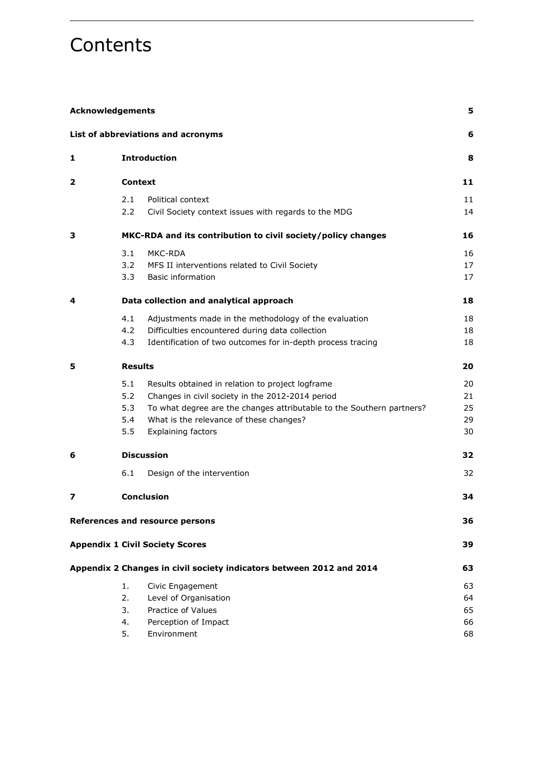# Contents

| | | | |
|---|---|---|---|
| **Acknowledgements** | | | **5** |
| **List of abbreviations and acronyms** | | | **6** |
| **1** | **Introduction** | | **8** |
| **2** | **Context** | | **11** |
| | 2.1 | Political context | 11 |
| | 2.2 | Civil Society context issues with regards to the MDG | 14 |
| **3** | **MKC-RDA and its contribution to civil society/policy changes** | | **16** |
| | 3.1 | MKC-RDA | 16 |
| | 3.2 | MFS II interventions related to Civil Society | 17 |
| | 3.3 | Basic information | 17 |
| **4** | **Data collection and analytical approach** | | **18** |
| | 4.1 | Adjustments made in the methodology of the evaluation | 18 |
| | 4.2 | Difficulties encountered during data collection | 18 |
| | 4.3 | Identification of two outcomes for in-depth process tracing | 18 |
| **5** | **Results** | | **20** |
| | 5.1 | Results obtained in relation to project logframe | 20 |
| | 5.2 | Changes in civil society in the 2012-2014 period | 21 |
| | 5.3 | To what degree are the changes attributable to the Southern partners? | 25 |
| | 5.4 | What is the relevance of these changes? | 29 |
| | 5.5 | Explaining factors | 30 |
| **6** | **Discussion** | | **32** |
| | 6.1 | Design of the intervention | 32 |
| **7** | **Conclusion** | | **34** |
| **References and resource persons** | | | **36** |
| **Appendix 1 Civil Society Scores** | | | **39** |
| **Appendix 2 Changes in civil society indicators between 2012 and 2014** | | | **63** |
| | 1. | Civic Engagement | 63 |
| | 2. | Level of Organisation | 64 |
| | 3. | Practice of Values | 65 |
| | 4. | Perception of Impact | 66 |
| | 5. | Environment | 68 |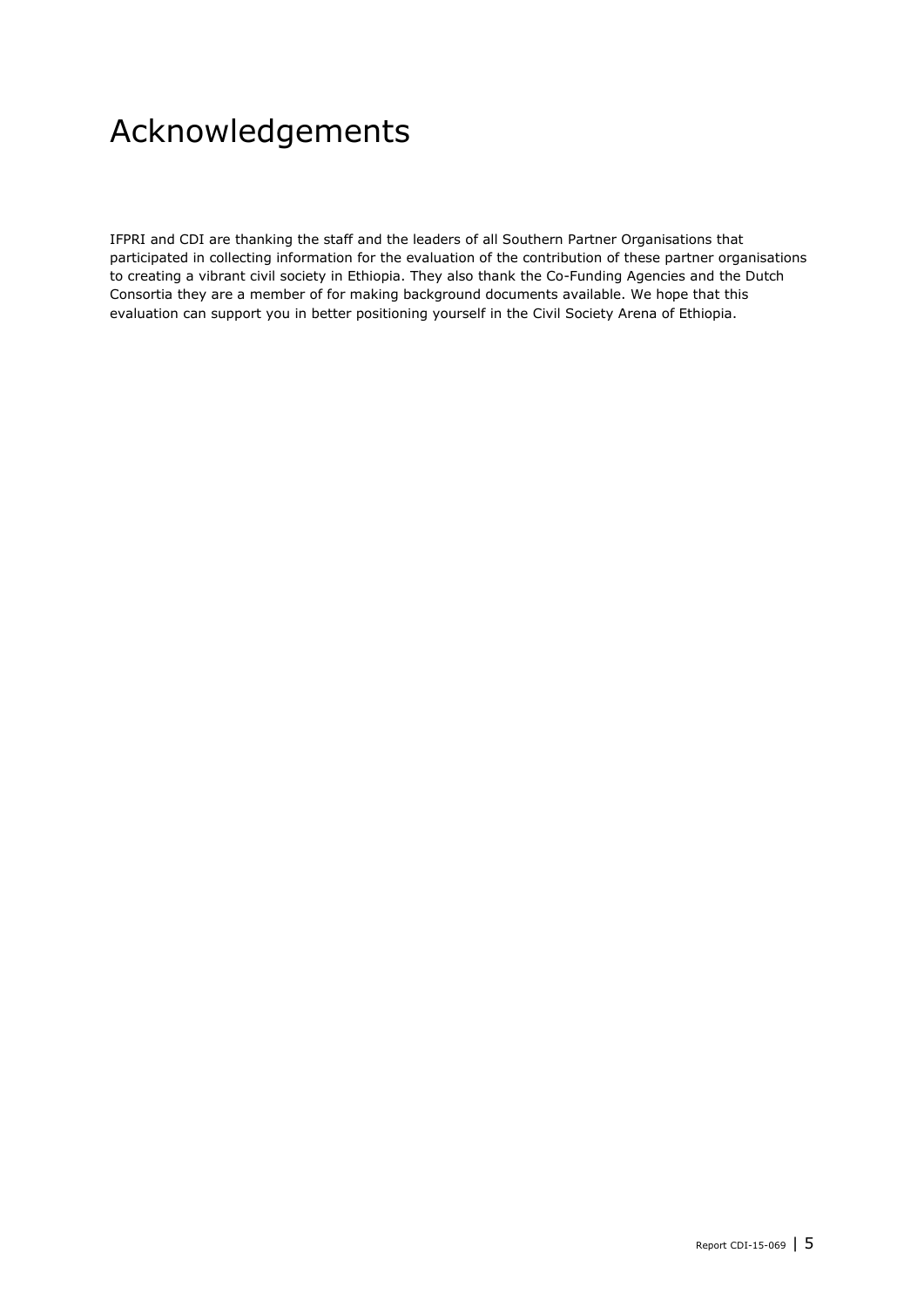# Acknowledgements

IFPRI and CDI are thanking the staff and the leaders of all Southern Partner Organisations that participated in collecting information for the evaluation of the contribution of these partner organisations to creating a vibrant civil society in Ethiopia. They also thank the Co-Funding Agencies and the Dutch Consortia they are a member of for making background documents available. We hope that this evaluation can support you in better positioning yourself in the Civil Society Arena of Ethiopia.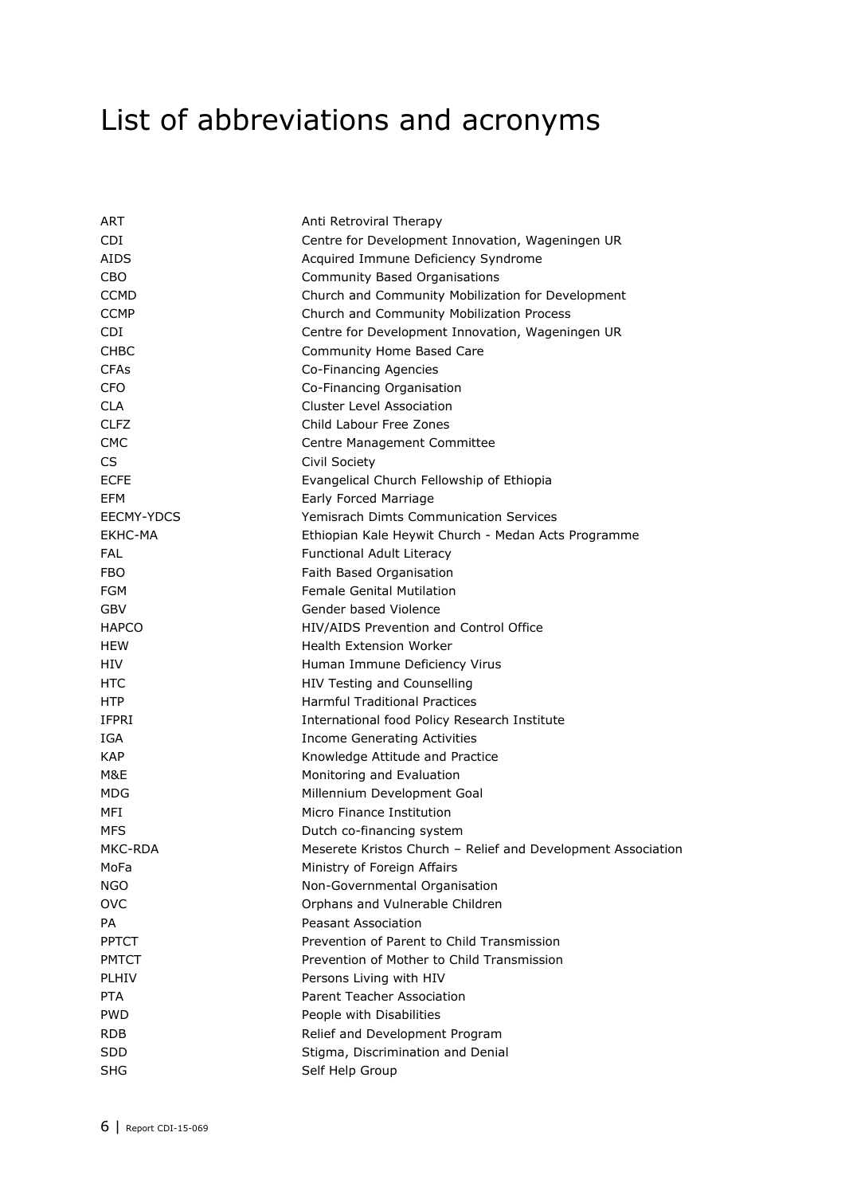# List of abbreviations and acronyms

| | |
|---|---|
| ART | Anti Retroviral Therapy |
| CDI | Centre for Development Innovation, Wageningen UR |
| AIDS | Acquired Immune Deficiency Syndrome |
| CBO | Community Based Organisations |
| CCMD | Church and Community Mobilization for Development |
| CCMP | Church and Community Mobilization Process |
| CDI | Centre for Development Innovation, Wageningen UR |
| CHBC | Community Home Based Care |
| CFAs | Co-Financing Agencies |
| CFO | Co-Financing Organisation |
| CLA | Cluster Level Association |
| CLFZ | Child Labour Free Zones |
| CMC | Centre Management Committee |
| CS | Civil Society |
| ECFE | Evangelical Church Fellowship of Ethiopia |
| EFM | Early Forced Marriage |
| EECMY-YDCS | Yemisrach Dimts Communication Services |
| EKHC-MA | Ethiopian Kale Heywit Church - Medan Acts Programme |
| FAL | Functional Adult Literacy |
| FBO | Faith Based Organisation |
| FGM | Female Genital Mutilation |
| GBV | Gender based Violence |
| HAPCO | HIV/AIDS Prevention and Control Office |
| HEW | Health Extension Worker |
| HIV | Human Immune Deficiency Virus |
| HTC | HIV Testing and Counselling |
| HTP | Harmful Traditional Practices |
| IFPRI | International food Policy Research Institute |
| IGA | Income Generating Activities |
| KAP | Knowledge Attitude and Practice |
| M&E | Monitoring and Evaluation |
| MDG | Millennium Development Goal |
| MFI | Micro Finance Institution |
| MFS | Dutch co-financing system |
| MKC-RDA | Meserete Kristos Church – Relief and Development Association |
| MoFa | Ministry of Foreign Affairs |
| NGO | Non-Governmental Organisation |
| OVC | Orphans and Vulnerable Children |
| PA | Peasant Association |
| PPTCT | Prevention of Parent to Child Transmission |
| PMTCT | Prevention of Mother to Child Transmission |
| PLHIV | Persons Living with HIV |
| PTA | Parent Teacher Association |
| PWD | People with Disabilities |
| RDB | Relief and Development Program |
| SDD | Stigma, Discrimination and Denial |
| SHG | Self Help Group |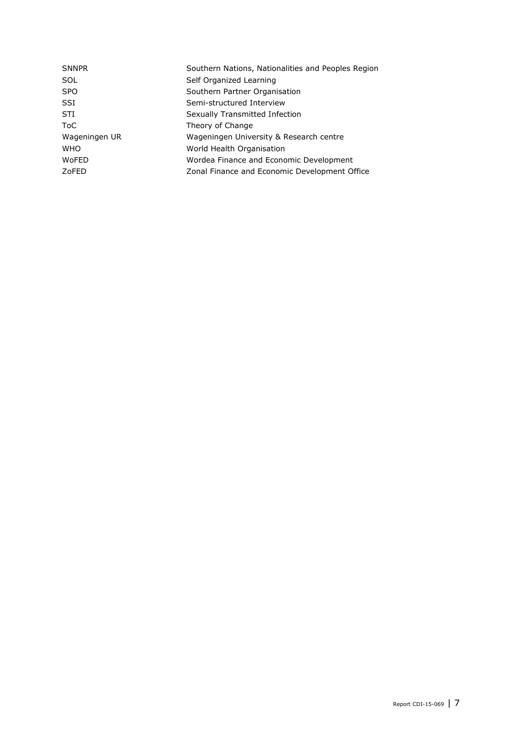| | |
|---|---|
| SNNPR | Southern Nations, Nationalities and Peoples Region |
| SOL | Self Organized Learning |
| SPO | Southern Partner Organisation |
| SSI | Semi-structured Interview |
| STI | Sexually Transmitted Infection |
| ToC | Theory of Change |
| Wageningen UR | Wageningen University & Research centre |
| WHO | World Health Organisation |
| WoFED | Wordea Finance and Economic Development |
| ZoFED | Zonal Finance and Economic Development Office |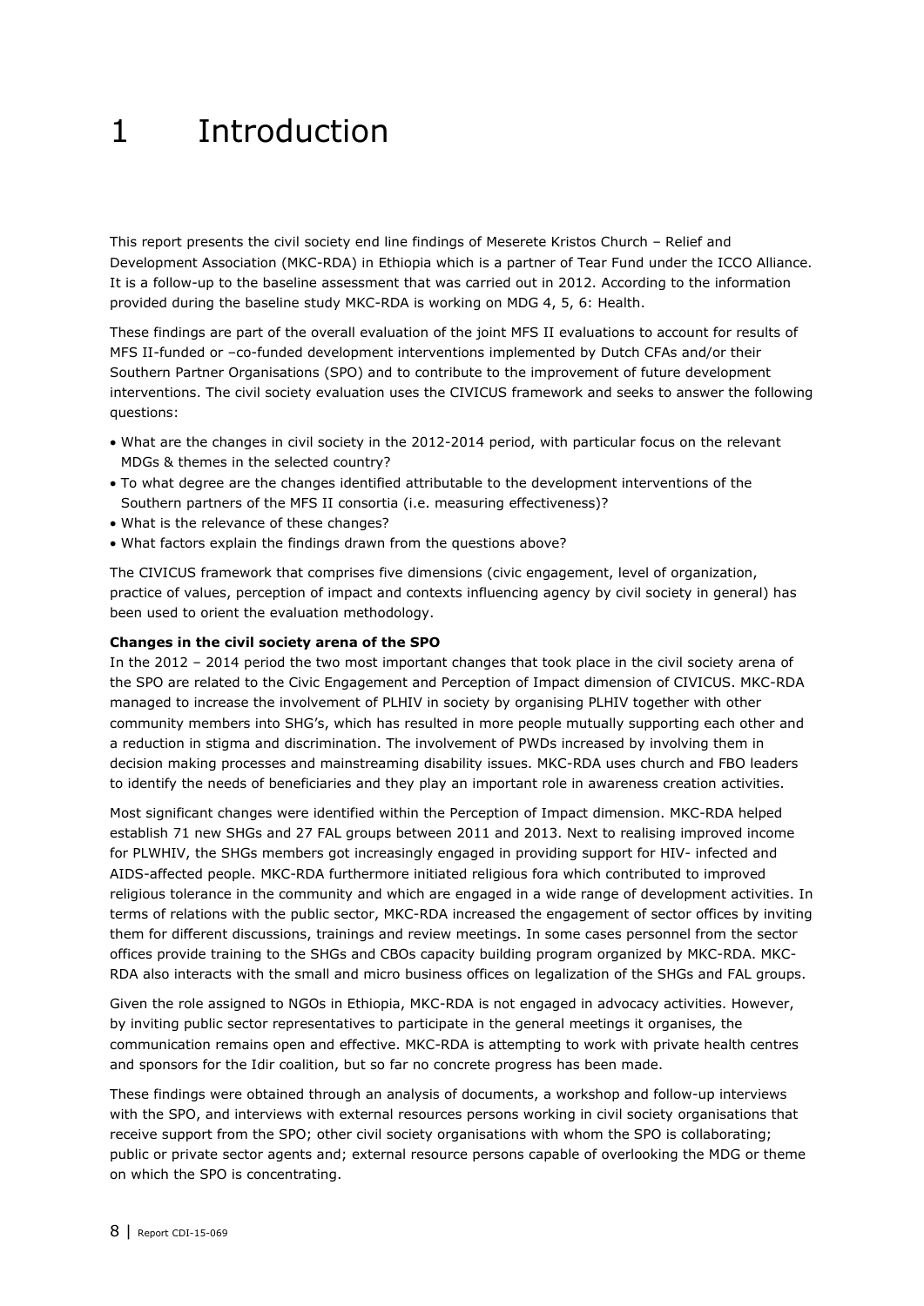# 1 Introduction

This report presents the civil society end line findings of Meserete Kristos Church – Relief and Development Association (MKC-RDA) in Ethiopia which is a partner of Tear Fund under the ICCO Alliance. It is a follow-up to the baseline assessment that was carried out in 2012. According to the information provided during the baseline study MKC-RDA is working on MDG 4, 5, 6: Health.

These findings are part of the overall evaluation of the joint MFS II evaluations to account for results of MFS II-funded or –co-funded development interventions implemented by Dutch CFAs and/or their Southern Partner Organisations (SPO) and to contribute to the improvement of future development interventions. The civil society evaluation uses the CIVICUS framework and seeks to answer the following questions:

- What are the changes in civil society in the 2012-2014 period, with particular focus on the relevant MDGs & themes in the selected country?
- To what degree are the changes identified attributable to the development interventions of the Southern partners of the MFS II consortia (i.e. measuring effectiveness)?
- What is the relevance of these changes?
- What factors explain the findings drawn from the questions above?

The CIVICUS framework that comprises five dimensions (civic engagement, level of organization, practice of values, perception of impact and contexts influencing agency by civil society in general) has been used to orient the evaluation methodology.

**Changes in the civil society arena of the SPO**

In the 2012 – 2014 period the two most important changes that took place in the civil society arena of the SPO are related to the Civic Engagement and Perception of Impact dimension of CIVICUS. MKC-RDA managed to increase the involvement of PLHIV in society by organising PLHIV together with other community members into SHG's, which has resulted in more people mutually supporting each other and a reduction in stigma and discrimination. The involvement of PWDs increased by involving them in decision making processes and mainstreaming disability issues. MKC-RDA uses church and FBO leaders to identify the needs of beneficiaries and they play an important role in awareness creation activities.

Most significant changes were identified within the Perception of Impact dimension. MKC-RDA helped establish 71 new SHGs and 27 FAL groups between 2011 and 2013. Next to realising improved income for PLWHIV, the SHGs members got increasingly engaged in providing support for HIV- infected and AIDS-affected people. MKC-RDA furthermore initiated religious fora which contributed to improved religious tolerance in the community and which are engaged in a wide range of development activities. In terms of relations with the public sector, MKC-RDA increased the engagement of sector offices by inviting them for different discussions, trainings and review meetings. In some cases personnel from the sector offices provide training to the SHGs and CBOs capacity building program organized by MKC-RDA. MKC-RDA also interacts with the small and micro business offices on legalization of the SHGs and FAL groups.

Given the role assigned to NGOs in Ethiopia, MKC-RDA is not engaged in advocacy activities. However, by inviting public sector representatives to participate in the general meetings it organises, the communication remains open and effective. MKC-RDA is attempting to work with private health centres and sponsors for the Idir coalition, but so far no concrete progress has been made.

These findings were obtained through an analysis of documents, a workshop and follow-up interviews with the SPO, and interviews with external resources persons working in civil society organisations that receive support from the SPO; other civil society organisations with whom the SPO is collaborating; public or private sector agents and; external resource persons capable of overlooking the MDG or theme on which the SPO is concentrating.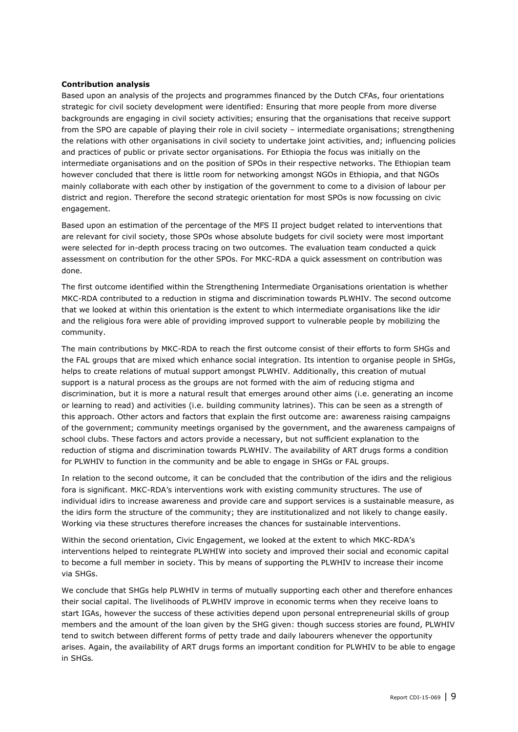**Contribution analysis**

Based upon an analysis of the projects and programmes financed by the Dutch CFAs, four orientations strategic for civil society development were identified: Ensuring that more people from more diverse backgrounds are engaging in civil society activities; ensuring that the organisations that receive support from the SPO are capable of playing their role in civil society – intermediate organisations; strengthening the relations with other organisations in civil society to undertake joint activities, and; influencing policies and practices of public or private sector organisations. For Ethiopia the focus was initially on the intermediate organisations and on the position of SPOs in their respective networks. The Ethiopian team however concluded that there is little room for networking amongst NGOs in Ethiopia, and that NGOs mainly collaborate with each other by instigation of the government to come to a division of labour per district and region. Therefore the second strategic orientation for most SPOs is now focussing on civic engagement.

Based upon an estimation of the percentage of the MFS II project budget related to interventions that are relevant for civil society, those SPOs whose absolute budgets for civil society were most important were selected for in-depth process tracing on two outcomes. The evaluation team conducted a quick assessment on contribution for the other SPOs. For MKC-RDA a quick assessment on contribution was done.

The first outcome identified within the Strengthening Intermediate Organisations orientation is whether MKC-RDA contributed to a reduction in stigma and discrimination towards PLWHIV. The second outcome that we looked at within this orientation is the extent to which intermediate organisations like the idir and the religious fora were able of providing improved support to vulnerable people by mobilizing the community.

The main contributions by MKC-RDA to reach the first outcome consist of their efforts to form SHGs and the FAL groups that are mixed which enhance social integration. Its intention to organise people in SHGs, helps to create relations of mutual support amongst PLWHIV. Additionally, this creation of mutual support is a natural process as the groups are not formed with the aim of reducing stigma and discrimination, but it is more a natural result that emerges around other aims (i.e. generating an income or learning to read) and activities (i.e. building community latrines). This can be seen as a strength of this approach. Other actors and factors that explain the first outcome are: awareness raising campaigns of the government; community meetings organised by the government, and the awareness campaigns of school clubs. These factors and actors provide a necessary, but not sufficient explanation to the reduction of stigma and discrimination towards PLWHIV. The availability of ART drugs forms a condition for PLWHIV to function in the community and be able to engage in SHGs or FAL groups.

In relation to the second outcome, it can be concluded that the contribution of the idirs and the religious fora is significant. MKC-RDA's interventions work with existing community structures. The use of individual idirs to increase awareness and provide care and support services is a sustainable measure, as the idirs form the structure of the community; they are institutionalized and not likely to change easily. Working via these structures therefore increases the chances for sustainable interventions.

Within the second orientation, Civic Engagement, we looked at the extent to which MKC-RDA's interventions helped to reintegrate PLWHIW into society and improved their social and economic capital to become a full member in society. This by means of supporting the PLWHIV to increase their income via SHGs.

We conclude that SHGs help PLWHIV in terms of mutually supporting each other and therefore enhances their social capital. The livelihoods of PLWHIV improve in economic terms when they receive loans to start IGAs, however the success of these activities depend upon personal entrepreneurial skills of group members and the amount of the loan given by the SHG given: though success stories are found, PLWHIV tend to switch between different forms of petty trade and daily labourers whenever the opportunity arises. Again, the availability of ART drugs forms an important condition for PLWHIV to be able to engage in SHGs*.*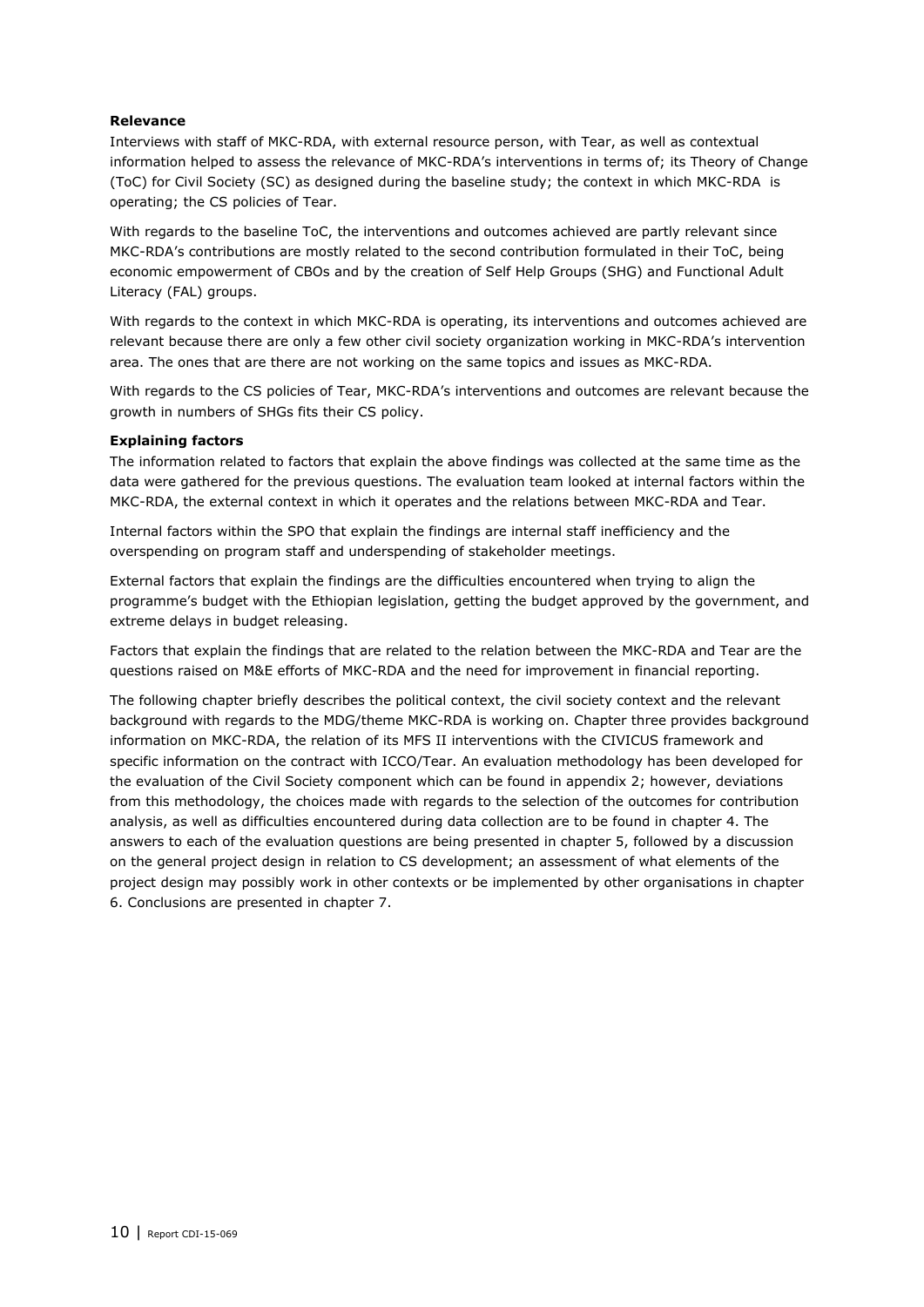**Relevance**

Interviews with staff of MKC-RDA, with external resource person, with Tear, as well as contextual information helped to assess the relevance of MKC-RDA's interventions in terms of; its Theory of Change (ToC) for Civil Society (SC) as designed during the baseline study; the context in which MKC-RDA is operating; the CS policies of Tear.

With regards to the baseline ToC, the interventions and outcomes achieved are partly relevant since MKC-RDA's contributions are mostly related to the second contribution formulated in their ToC, being economic empowerment of CBOs and by the creation of Self Help Groups (SHG) and Functional Adult Literacy (FAL) groups.

With regards to the context in which MKC-RDA is operating, its interventions and outcomes achieved are relevant because there are only a few other civil society organization working in MKC-RDA's intervention area. The ones that are there are not working on the same topics and issues as MKC-RDA.

With regards to the CS policies of Tear, MKC-RDA's interventions and outcomes are relevant because the growth in numbers of SHGs fits their CS policy.

**Explaining factors**

The information related to factors that explain the above findings was collected at the same time as the data were gathered for the previous questions. The evaluation team looked at internal factors within the MKC-RDA, the external context in which it operates and the relations between MKC-RDA and Tear.

Internal factors within the SPO that explain the findings are internal staff inefficiency and the overspending on program staff and underspending of stakeholder meetings.

External factors that explain the findings are the difficulties encountered when trying to align the programme's budget with the Ethiopian legislation, getting the budget approved by the government, and extreme delays in budget releasing.

Factors that explain the findings that are related to the relation between the MKC-RDA and Tear are the questions raised on M&E efforts of MKC-RDA and the need for improvement in financial reporting.

The following chapter briefly describes the political context, the civil society context and the relevant background with regards to the MDG/theme MKC-RDA is working on. Chapter three provides background information on MKC-RDA, the relation of its MFS II interventions with the CIVICUS framework and specific information on the contract with ICCO/Tear. An evaluation methodology has been developed for the evaluation of the Civil Society component which can be found in appendix 2; however, deviations from this methodology, the choices made with regards to the selection of the outcomes for contribution analysis, as well as difficulties encountered during data collection are to be found in chapter 4. The answers to each of the evaluation questions are being presented in chapter 5, followed by a discussion on the general project design in relation to CS development; an assessment of what elements of the project design may possibly work in other contexts or be implemented by other organisations in chapter 6. Conclusions are presented in chapter 7.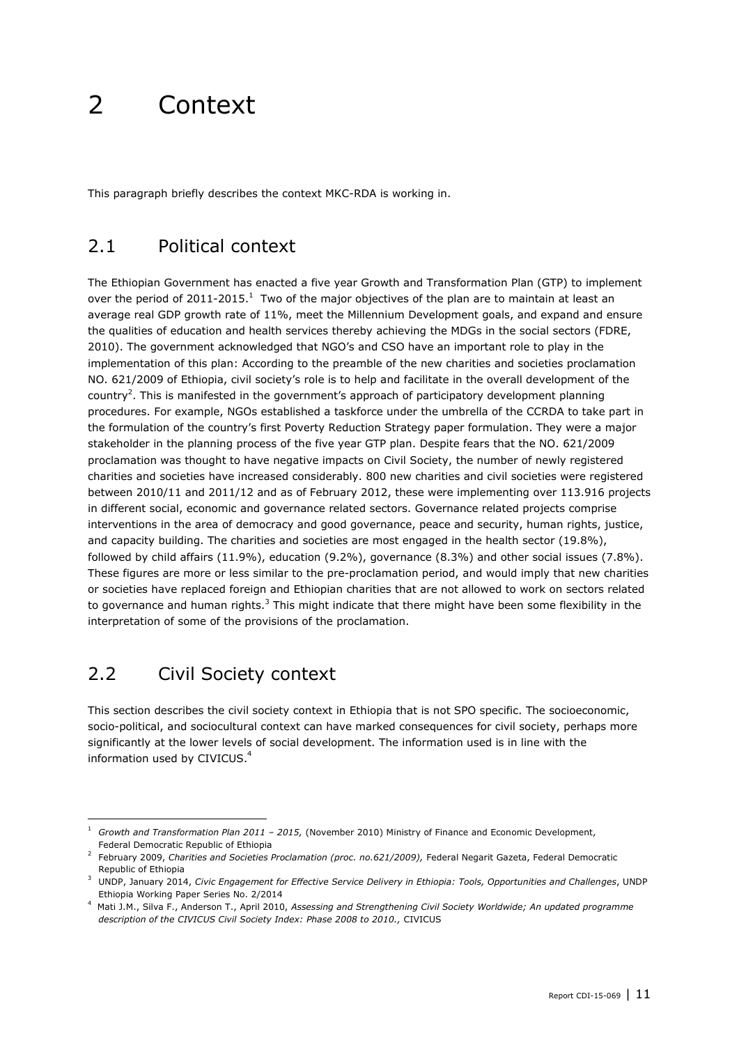# 2 Context

This paragraph briefly describes the context MKC-RDA is working in.

## 2.1 Political context

The Ethiopian Government has enacted a five year Growth and Transformation Plan (GTP) to implement over the period of 2011-2015.[1] Two of the major objectives of the plan are to maintain at least an average real GDP growth rate of 11%, meet the Millennium Development goals, and expand and ensure the qualities of education and health services thereby achieving the MDGs in the social sectors (FDRE, 2010). The government acknowledged that NGO's and CSO have an important role to play in the implementation of this plan: According to the preamble of the new charities and societies proclamation NO. 621/2009 of Ethiopia, civil society's role is to help and facilitate in the overall development of the country[2]. This is manifested in the government's approach of participatory development planning procedures. For example, NGOs established a taskforce under the umbrella of the CCRDA to take part in the formulation of the country's first Poverty Reduction Strategy paper formulation. They were a major stakeholder in the planning process of the five year GTP plan. Despite fears that the NO. 621/2009 proclamation was thought to have negative impacts on Civil Society, the number of newly registered charities and societies have increased considerably. 800 new charities and civil societies were registered between 2010/11 and 2011/12 and as of February 2012, these were implementing over 113.916 projects in different social, economic and governance related sectors. Governance related projects comprise interventions in the area of democracy and good governance, peace and security, human rights, justice, and capacity building. The charities and societies are most engaged in the health sector (19.8%), followed by child affairs (11.9%), education (9.2%), governance (8.3%) and other social issues (7.8%). These figures are more or less similar to the pre-proclamation period, and would imply that new charities or societies have replaced foreign and Ethiopian charities that are not allowed to work on sectors related to governance and human rights.[3] This might indicate that there might have been some flexibility in the interpretation of some of the provisions of the proclamation.

## 2.2 Civil Society context

This section describes the civil society context in Ethiopia that is not SPO specific. The socioeconomic, socio-political, and sociocultural context can have marked consequences for civil society, perhaps more significantly at the lower levels of social development. The information used is in line with the information used by CIVICUS.[4]

---

[1] *Growth and Transformation Plan 2011 – 2015,* (November 2010) Ministry of Finance and Economic Development, Federal Democratic Republic of Ethiopia

[2] February 2009, *Charities and Societies Proclamation (proc. no.621/2009),* Federal Negarit Gazeta, Federal Democratic Republic of Ethiopia

[3] UNDP, January 2014, *Civic Engagement for Effective Service Delivery in Ethiopia: Tools, Opportunities and Challenges*, UNDP Ethiopia Working Paper Series No. 2/2014

[4] Mati J.M., Silva F., Anderson T., April 2010, *Assessing and Strengthening Civil Society Worldwide; An updated programme description of the CIVICUS Civil Society Index: Phase 2008 to 2010.,* CIVICUS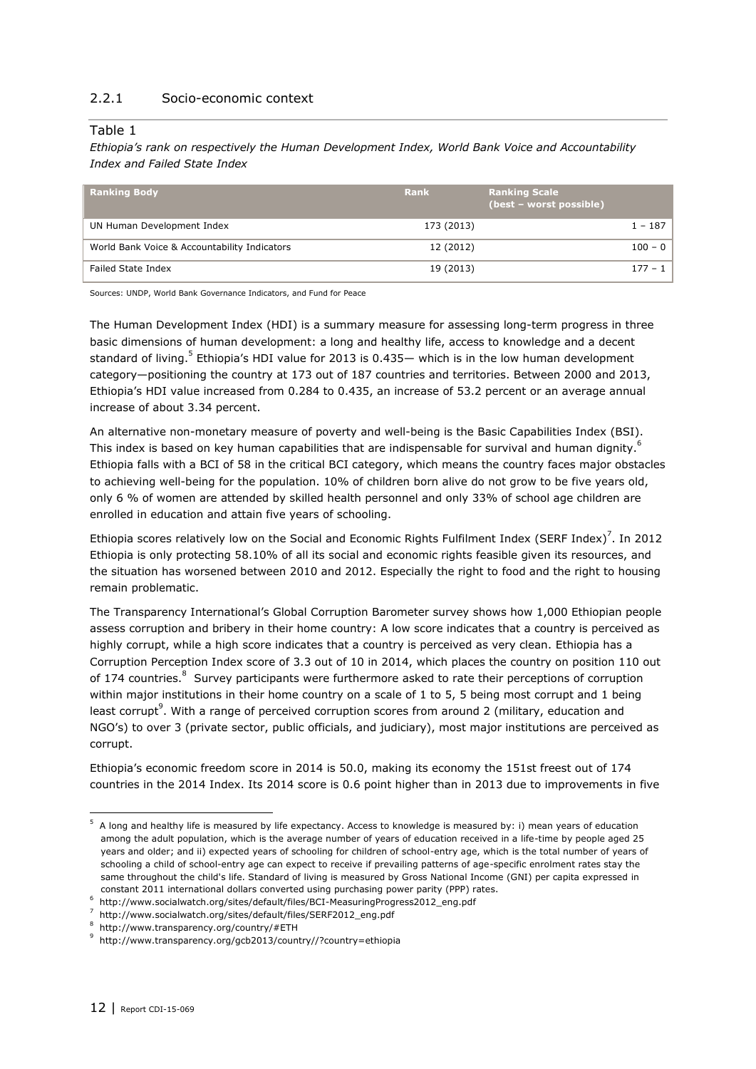### 2.2.1 Socio-economic context

Table 1

*Ethiopia's rank on respectively the Human Development Index, World Bank Voice and Accountability Index and Failed State Index*

| Ranking Body | Rank | Ranking Scale (best – worst possible) |
|---|---|---|
| UN Human Development Index | 173 (2013) | 1 – 187 |
| World Bank Voice & Accountability Indicators | 12 (2012) | 100 – 0 |
| Failed State Index | 19 (2013) | 177 – 1 |

Sources: UNDP, World Bank Governance Indicators, and Fund for Peace

The Human Development Index (HDI) is a summary measure for assessing long-term progress in three basic dimensions of human development: a long and healthy life, access to knowledge and a decent standard of living.[5] Ethiopia's HDI value for 2013 is 0.435— which is in the low human development category—positioning the country at 173 out of 187 countries and territories. Between 2000 and 2013, Ethiopia's HDI value increased from 0.284 to 0.435, an increase of 53.2 percent or an average annual increase of about 3.34 percent.

An alternative non-monetary measure of poverty and well-being is the Basic Capabilities Index (BSI). This index is based on key human capabilities that are indispensable for survival and human dignity.[6] Ethiopia falls with a BCI of 58 in the critical BCI category, which means the country faces major obstacles to achieving well-being for the population. 10% of children born alive do not grow to be five years old, only 6 % of women are attended by skilled health personnel and only 33% of school age children are enrolled in education and attain five years of schooling.

Ethiopia scores relatively low on the Social and Economic Rights Fulfilment Index (SERF Index)[7]. In 2012 Ethiopia is only protecting 58.10% of all its social and economic rights feasible given its resources, and the situation has worsened between 2010 and 2012. Especially the right to food and the right to housing remain problematic.

The Transparency International's Global Corruption Barometer survey shows how 1,000 Ethiopian people assess corruption and bribery in their home country: A low score indicates that a country is perceived as highly corrupt, while a high score indicates that a country is perceived as very clean. Ethiopia has a Corruption Perception Index score of 3.3 out of 10 in 2014, which places the country on position 110 out of 174 countries.[8] Survey participants were furthermore asked to rate their perceptions of corruption within major institutions in their home country on a scale of 1 to 5, 5 being most corrupt and 1 being least corrupt[9]. With a range of perceived corruption scores from around 2 (military, education and NGO's) to over 3 (private sector, public officials, and judiciary), most major institutions are perceived as corrupt.

Ethiopia's economic freedom score in 2014 is 50.0, making its economy the 151st freest out of 174 countries in the 2014 Index. Its 2014 score is 0.6 point higher than in 2013 due to improvements in five

---

[5] A long and healthy life is measured by life expectancy. Access to knowledge is measured by: i) mean years of education among the adult population, which is the average number of years of education received in a life-time by people aged 25 years and older; and ii) expected years of schooling for children of school-entry age, which is the total number of years of schooling a child of school-entry age can expect to receive if prevailing patterns of age-specific enrolment rates stay the same throughout the child's life. Standard of living is measured by Gross National Income (GNI) per capita expressed in constant 2011 international dollars converted using purchasing power parity (PPP) rates.

[6] http://www.socialwatch.org/sites/default/files/BCI-MeasuringProgress2012_eng.pdf

[7] http://www.socialwatch.org/sites/default/files/SERF2012_eng.pdf

[8] http://www.transparency.org/country/#ETH

[9] http://www.transparency.org/gcb2013/country//?country=ethiopia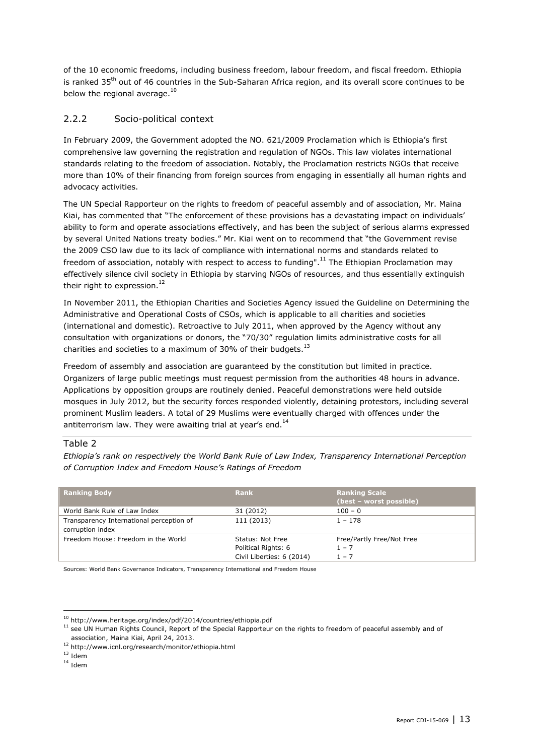of the 10 economic freedoms, including business freedom, labour freedom, and fiscal freedom. Ethiopia is ranked 35th out of 46 countries in the Sub-Saharan Africa region, and its overall score continues to be below the regional average.[10]

### 2.2.2 Socio-political context

In February 2009, the Government adopted the NO. 621/2009 Proclamation which is Ethiopia's first comprehensive law governing the registration and regulation of NGOs. This law violates international standards relating to the freedom of association. Notably, the Proclamation restricts NGOs that receive more than 10% of their financing from foreign sources from engaging in essentially all human rights and advocacy activities.

The UN Special Rapporteur on the rights to freedom of peaceful assembly and of association, Mr. Maina Kiai, has commented that "The enforcement of these provisions has a devastating impact on individuals' ability to form and operate associations effectively, and has been the subject of serious alarms expressed by several United Nations treaty bodies." Mr. Kiai went on to recommend that "the Government revise the 2009 CSO law due to its lack of compliance with international norms and standards related to freedom of association, notably with respect to access to funding".[11] The Ethiopian Proclamation may effectively silence civil society in Ethiopia by starving NGOs of resources, and thus essentially extinguish their right to expression.[12]

In November 2011, the Ethiopian Charities and Societies Agency issued the Guideline on Determining the Administrative and Operational Costs of CSOs, which is applicable to all charities and societies (international and domestic). Retroactive to July 2011, when approved by the Agency without any consultation with organizations or donors, the "70/30" regulation limits administrative costs for all charities and societies to a maximum of 30% of their budgets.[13]

Freedom of assembly and association are guaranteed by the constitution but limited in practice. Organizers of large public meetings must request permission from the authorities 48 hours in advance. Applications by opposition groups are routinely denied. Peaceful demonstrations were held outside mosques in July 2012, but the security forces responded violently, detaining protestors, including several prominent Muslim leaders. A total of 29 Muslims were eventually charged with offences under the antiterrorism law. They were awaiting trial at year's end.[14]

Table 2

*Ethiopia's rank on respectively the World Bank Rule of Law Index, Transparency International Perception of Corruption Index and Freedom House's Ratings of Freedom*

| Ranking Body | Rank | Ranking Scale (best – worst possible) |
|---|---|---|
| World Bank Rule of Law Index | 31 (2012) | 100 – 0 |
| Transparency International perception of corruption index | 111 (2013) | 1 – 178 |
| Freedom House: Freedom in the World | Status: Not Free<br>Political Rights: 6<br>Civil Liberties: 6 (2014) | Free/Partly Free/Not Free<br>1 – 7<br>1 – 7 |

Sources: World Bank Governance Indicators, Transparency International and Freedom House

[10] http://www.heritage.org/index/pdf/2014/countries/ethiopia.pdf

[11] see UN Human Rights Council, Report of the Special Rapporteur on the rights to freedom of peaceful assembly and of association, Maina Kiai, April 24, 2013.

[12] http://www.icnl.org/research/monitor/ethiopia.html

[13] Idem

[14] Idem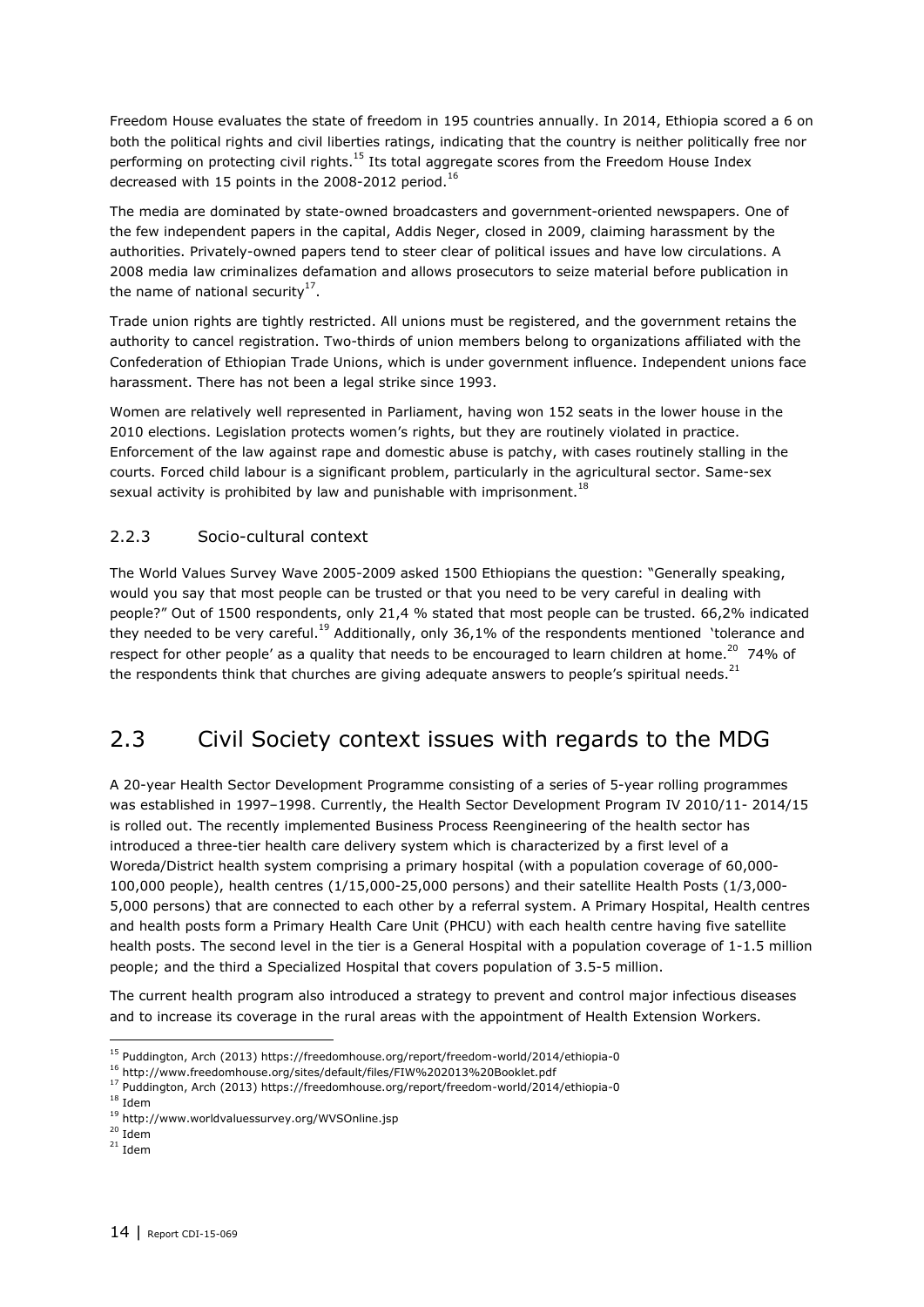Freedom House evaluates the state of freedom in 195 countries annually. In 2014, Ethiopia scored a 6 on both the political rights and civil liberties ratings, indicating that the country is neither politically free nor performing on protecting civil rights.[15] Its total aggregate scores from the Freedom House Index decreased with 15 points in the 2008-2012 period.[16]

The media are dominated by state-owned broadcasters and government-oriented newspapers. One of the few independent papers in the capital, Addis Neger, closed in 2009, claiming harassment by the authorities. Privately-owned papers tend to steer clear of political issues and have low circulations. A 2008 media law criminalizes defamation and allows prosecutors to seize material before publication in the name of national security[17].

Trade union rights are tightly restricted. All unions must be registered, and the government retains the authority to cancel registration. Two-thirds of union members belong to organizations affiliated with the Confederation of Ethiopian Trade Unions, which is under government influence. Independent unions face harassment. There has not been a legal strike since 1993.

Women are relatively well represented in Parliament, having won 152 seats in the lower house in the 2010 elections. Legislation protects women's rights, but they are routinely violated in practice. Enforcement of the law against rape and domestic abuse is patchy, with cases routinely stalling in the courts. Forced child labour is a significant problem, particularly in the agricultural sector. Same-sex sexual activity is prohibited by law and punishable with imprisonment.[18]

### 2.2.3 Socio-cultural context

The World Values Survey Wave 2005-2009 asked 1500 Ethiopians the question: "Generally speaking, would you say that most people can be trusted or that you need to be very careful in dealing with people?" Out of 1500 respondents, only 21,4 % stated that most people can be trusted. 66,2% indicated they needed to be very careful.[19] Additionally, only 36,1% of the respondents mentioned 'tolerance and respect for other people' as a quality that needs to be encouraged to learn children at home.[20] 74% of the respondents think that churches are giving adequate answers to people's spiritual needs.[21]

## 2.3 Civil Society context issues with regards to the MDG

A 20-year Health Sector Development Programme consisting of a series of 5-year rolling programmes was established in 1997–1998. Currently, the Health Sector Development Program IV 2010/11- 2014/15 is rolled out. The recently implemented Business Process Reengineering of the health sector has introduced a three-tier health care delivery system which is characterized by a first level of a Woreda/District health system comprising a primary hospital (with a population coverage of 60,000-100,000 people), health centres (1/15,000-25,000 persons) and their satellite Health Posts (1/3,000-5,000 persons) that are connected to each other by a referral system. A Primary Hospital, Health centres and health posts form a Primary Health Care Unit (PHCU) with each health centre having five satellite health posts. The second level in the tier is a General Hospital with a population coverage of 1-1.5 million people; and the third a Specialized Hospital that covers population of 3.5-5 million.

The current health program also introduced a strategy to prevent and control major infectious diseases and to increase its coverage in the rural areas with the appointment of Health Extension Workers.

---

[15] Puddington, Arch (2013) https://freedomhouse.org/report/freedom-world/2014/ethiopia-0
[16] http://www.freedomhouse.org/sites/default/files/FIW%202013%20Booklet.pdf
[17] Puddington, Arch (2013) https://freedomhouse.org/report/freedom-world/2014/ethiopia-0
[18] Idem
[19] http://www.worldvaluessurvey.org/WVSOnline.jsp
[20] Idem
[21] Idem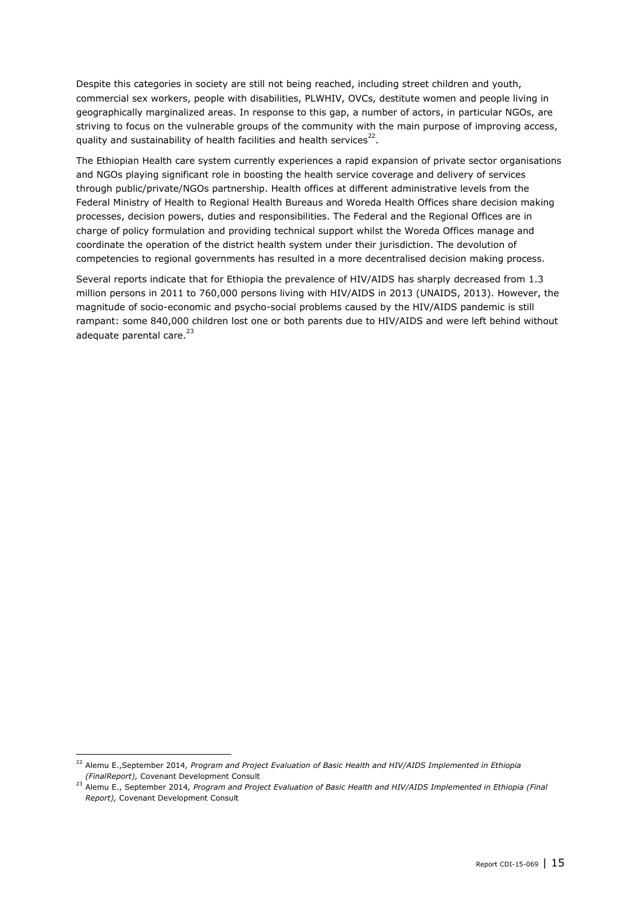Despite this categories in society are still not being reached, including street children and youth, commercial sex workers, people with disabilities, PLWHIV, OVCs, destitute women and people living in geographically marginalized areas. In response to this gap, a number of actors, in particular NGOs, are striving to focus on the vulnerable groups of the community with the main purpose of improving access, quality and sustainability of health facilities and health services[22].

The Ethiopian Health care system currently experiences a rapid expansion of private sector organisations and NGOs playing significant role in boosting the health service coverage and delivery of services through public/private/NGOs partnership. Health offices at different administrative levels from the Federal Ministry of Health to Regional Health Bureaus and Woreda Health Offices share decision making processes, decision powers, duties and responsibilities. The Federal and the Regional Offices are in charge of policy formulation and providing technical support whilst the Woreda Offices manage and coordinate the operation of the district health system under their jurisdiction. The devolution of competencies to regional governments has resulted in a more decentralised decision making process.

Several reports indicate that for Ethiopia the prevalence of HIV/AIDS has sharply decreased from 1.3 million persons in 2011 to 760,000 persons living with HIV/AIDS in 2013 (UNAIDS, 2013). However, the magnitude of socio-economic and psycho-social problems caused by the HIV/AIDS pandemic is still rampant: some 840,000 children lost one or both parents due to HIV/AIDS and were left behind without adequate parental care.[23]

---

[22] Alemu E.,September 2014, *Program and Project Evaluation of Basic Health and HIV/AIDS Implemented in Ethiopia (FinalReport)*, Covenant Development Consult

[23] Alemu E., September 2014, *Program and Project Evaluation of Basic Health and HIV/AIDS Implemented in Ethiopia (Final Report)*, Covenant Development Consult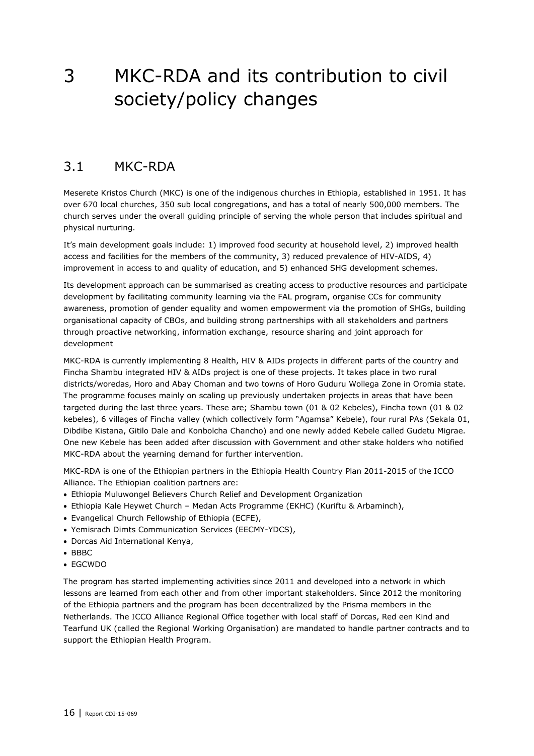# 3 MKC-RDA and its contribution to civil society/policy changes

## 3.1 MKC-RDA

Meserete Kristos Church (MKC) is one of the indigenous churches in Ethiopia, established in 1951. It has over 670 local churches, 350 sub local congregations, and has a total of nearly 500,000 members. The church serves under the overall guiding principle of serving the whole person that includes spiritual and physical nurturing.

It's main development goals include: 1) improved food security at household level, 2) improved health access and facilities for the members of the community, 3) reduced prevalence of HIV-AIDS, 4) improvement in access to and quality of education, and 5) enhanced SHG development schemes.

Its development approach can be summarised as creating access to productive resources and participate development by facilitating community learning via the FAL program, organise CCs for community awareness, promotion of gender equality and women empowerment via the promotion of SHGs, building organisational capacity of CBOs, and building strong partnerships with all stakeholders and partners through proactive networking, information exchange, resource sharing and joint approach for development

MKC-RDA is currently implementing 8 Health, HIV & AIDs projects in different parts of the country and Fincha Shambu integrated HIV & AIDs project is one of these projects. It takes place in two rural districts/woredas, Horo and Abay Choman and two towns of Horo Guduru Wollega Zone in Oromia state. The programme focuses mainly on scaling up previously undertaken projects in areas that have been targeted during the last three years. These are; Shambu town (01 & 02 Kebeles), Fincha town (01 & 02 kebeles), 6 villages of Fincha valley (which collectively form "Agamsa" Kebele), four rural PAs (Sekala 01, Dibdibe Kistana, Gitilo Dale and Konbolcha Chancho) and one newly added Kebele called Gudetu Migrae. One new Kebele has been added after discussion with Government and other stake holders who notified MKC-RDA about the yearning demand for further intervention.

MKC-RDA is one of the Ethiopian partners in the Ethiopia Health Country Plan 2011-2015 of the ICCO Alliance. The Ethiopian coalition partners are:

- Ethiopia Muluwongel Believers Church Relief and Development Organization
- Ethiopia Kale Heywet Church – Medan Acts Programme (EKHC) (Kuriftu & Arbaminch),
- Evangelical Church Fellowship of Ethiopia (ECFE),
- Yemisrach Dimts Communication Services (EECMY-YDCS),
- Dorcas Aid International Kenya,
- BBBC
- EGCWDO

The program has started implementing activities since 2011 and developed into a network in which lessons are learned from each other and from other important stakeholders. Since 2012 the monitoring of the Ethiopia partners and the program has been decentralized by the Prisma members in the Netherlands. The ICCO Alliance Regional Office together with local staff of Dorcas, Red een Kind and Tearfund UK (called the Regional Working Organisation) are mandated to handle partner contracts and to support the Ethiopian Health Program.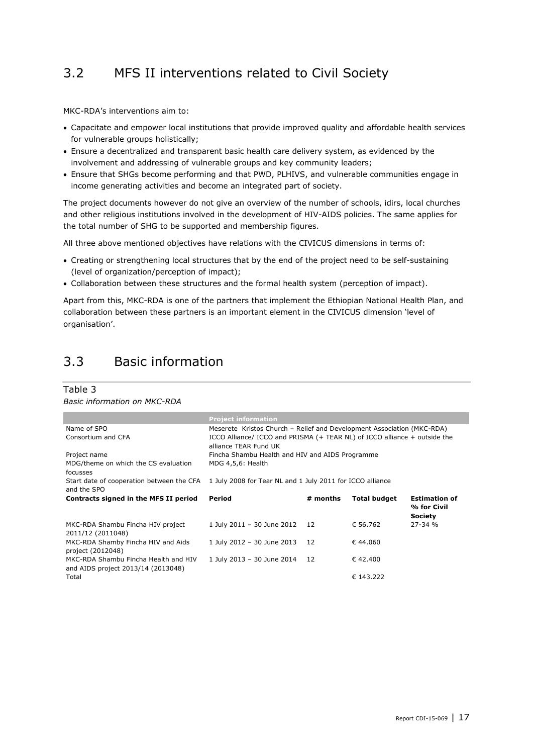## 3.2 MFS II interventions related to Civil Society

MKC-RDA's interventions aim to:

- Capacitate and empower local institutions that provide improved quality and affordable health services for vulnerable groups holistically;
- Ensure a decentralized and transparent basic health care delivery system, as evidenced by the involvement and addressing of vulnerable groups and key community leaders;
- Ensure that SHGs become performing and that PWD, PLHIVS, and vulnerable communities engage in income generating activities and become an integrated part of society.

The project documents however do not give an overview of the number of schools, idirs, local churches and other religious institutions involved in the development of HIV-AIDS policies. The same applies for the total number of SHG to be supported and membership figures.

All three above mentioned objectives have relations with the CIVICUS dimensions in terms of:

- Creating or strengthening local structures that by the end of the project need to be self-sustaining (level of organization/perception of impact);
- Collaboration between these structures and the formal health system (perception of impact).

Apart from this, MKC-RDA is one of the partners that implement the Ethiopian National Health Plan, and collaboration between these partners is an important element in the CIVICUS dimension 'level of organisation'.

## 3.3 Basic information

Table 3

*Basic information on MKC-RDA*

| | **Project information** | | | |
|---|---|---|---|---|
| Name of SPO | Meserete Kristos Church – Relief and Development Association (MKC-RDA) | | | |
| Consortium and CFA | ICCO Alliance/ ICCO and PRISMA (+ TEAR NL) of ICCO alliance + outside the alliance TEAR Fund UK | | | |
| Project name | Fincha Shambu Health and HIV and AIDS Programme | | | |
| MDG/theme on which the CS evaluation focusses | MDG 4,5,6: Health | | | |
| Start date of cooperation between the CFA and the SPO | 1 July 2008 for Tear NL and 1 July 2011 for ICCO alliance | | | |
| **Contracts signed in the MFS II period** | **Period** | **# months** | **Total budget** | **Estimation of % for Civil Society** |
| MKC-RDA Shambu Fincha HIV project 2011/12 (2011048) | 1 July 2011 – 30 June 2012 | 12 | € 56.762 | 27-34 % |
| MKC-RDA Shamby Fincha HIV and Aids project (2012048) | 1 July 2012 – 30 June 2013 | 12 | € 44.060 | |
| MKC-RDA Shambu Fincha Health and HIV and AIDS project 2013/14 (2013048) | 1 July 2013 – 30 June 2014 | 12 | € 42.400 | |
| Total | | | € 143.222 | |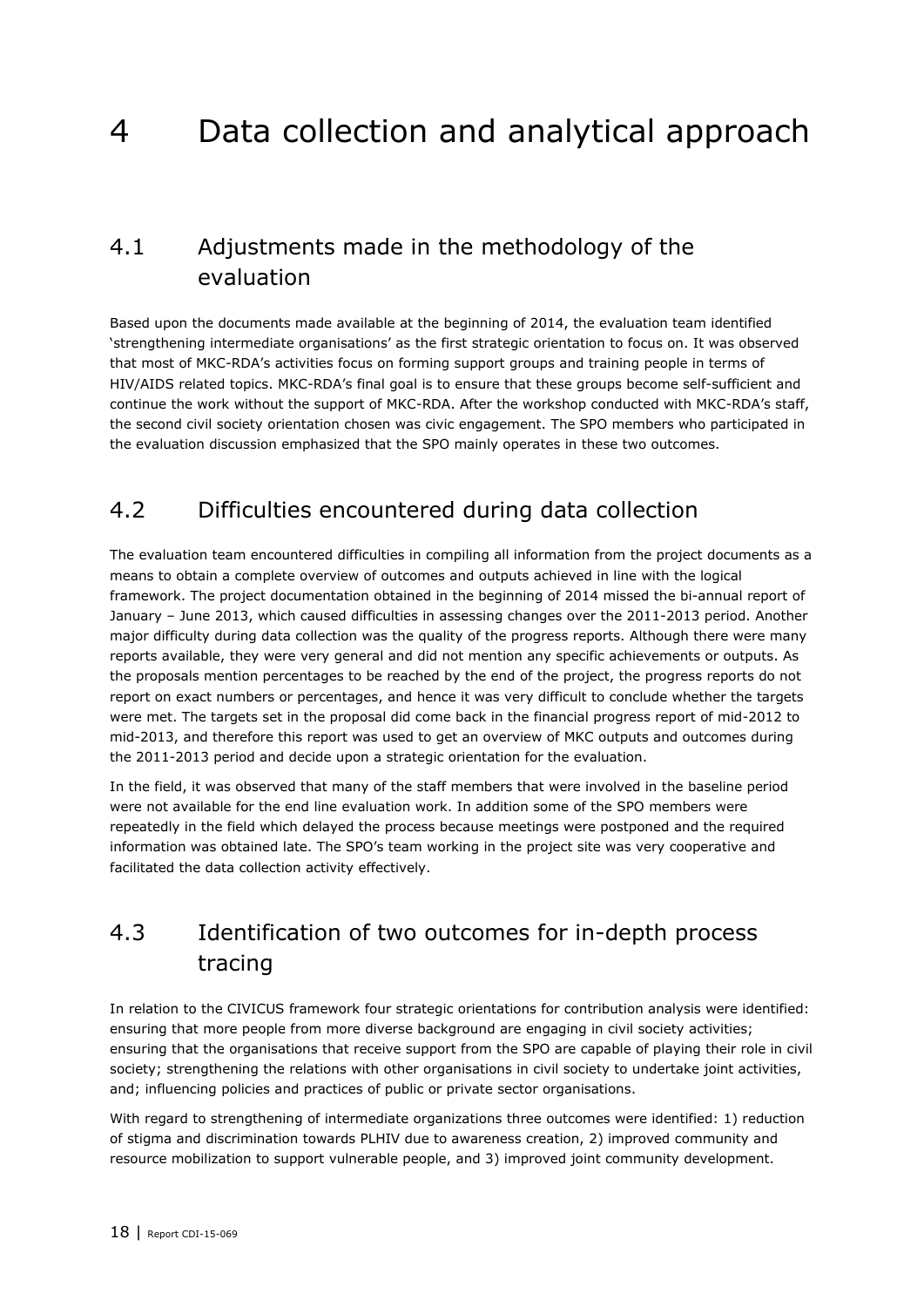# 4 Data collection and analytical approach

## 4.1 Adjustments made in the methodology of the evaluation

Based upon the documents made available at the beginning of 2014, the evaluation team identified 'strengthening intermediate organisations' as the first strategic orientation to focus on. It was observed that most of MKC-RDA's activities focus on forming support groups and training people in terms of HIV/AIDS related topics. MKC-RDA's final goal is to ensure that these groups become self-sufficient and continue the work without the support of MKC-RDA. After the workshop conducted with MKC-RDA's staff, the second civil society orientation chosen was civic engagement. The SPO members who participated in the evaluation discussion emphasized that the SPO mainly operates in these two outcomes.

## 4.2 Difficulties encountered during data collection

The evaluation team encountered difficulties in compiling all information from the project documents as a means to obtain a complete overview of outcomes and outputs achieved in line with the logical framework. The project documentation obtained in the beginning of 2014 missed the bi-annual report of January – June 2013, which caused difficulties in assessing changes over the 2011-2013 period. Another major difficulty during data collection was the quality of the progress reports. Although there were many reports available, they were very general and did not mention any specific achievements or outputs. As the proposals mention percentages to be reached by the end of the project, the progress reports do not report on exact numbers or percentages, and hence it was very difficult to conclude whether the targets were met. The targets set in the proposal did come back in the financial progress report of mid-2012 to mid-2013, and therefore this report was used to get an overview of MKC outputs and outcomes during the 2011-2013 period and decide upon a strategic orientation for the evaluation.

In the field, it was observed that many of the staff members that were involved in the baseline period were not available for the end line evaluation work. In addition some of the SPO members were repeatedly in the field which delayed the process because meetings were postponed and the required information was obtained late. The SPO's team working in the project site was very cooperative and facilitated the data collection activity effectively.

## 4.3 Identification of two outcomes for in-depth process tracing

In relation to the CIVICUS framework four strategic orientations for contribution analysis were identified: ensuring that more people from more diverse background are engaging in civil society activities; ensuring that the organisations that receive support from the SPO are capable of playing their role in civil society; strengthening the relations with other organisations in civil society to undertake joint activities, and; influencing policies and practices of public or private sector organisations.

With regard to strengthening of intermediate organizations three outcomes were identified: 1) reduction of stigma and discrimination towards PLHIV due to awareness creation, 2) improved community and resource mobilization to support vulnerable people, and 3) improved joint community development.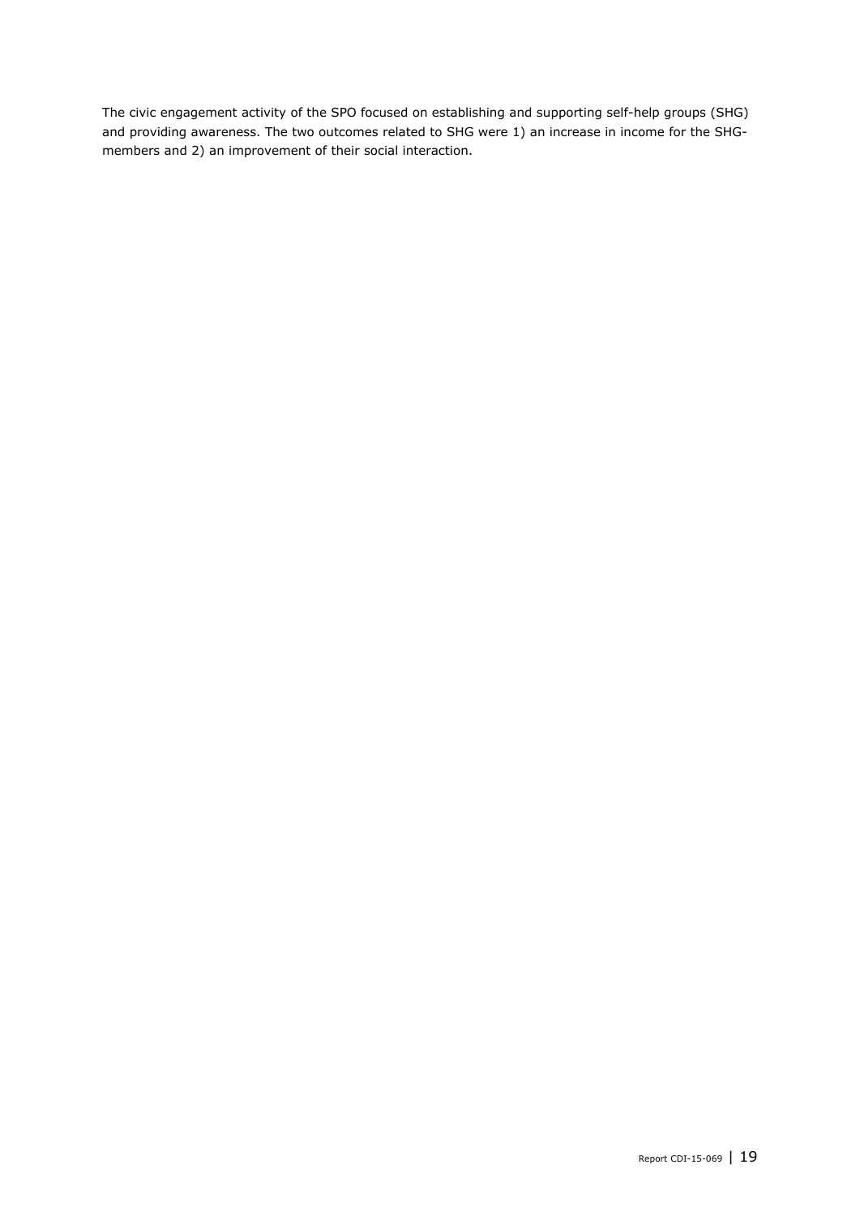The civic engagement activity of the SPO focused on establishing and supporting self-help groups (SHG) and providing awareness. The two outcomes related to SHG were 1) an increase in income for the SHG-members and 2) an improvement of their social interaction.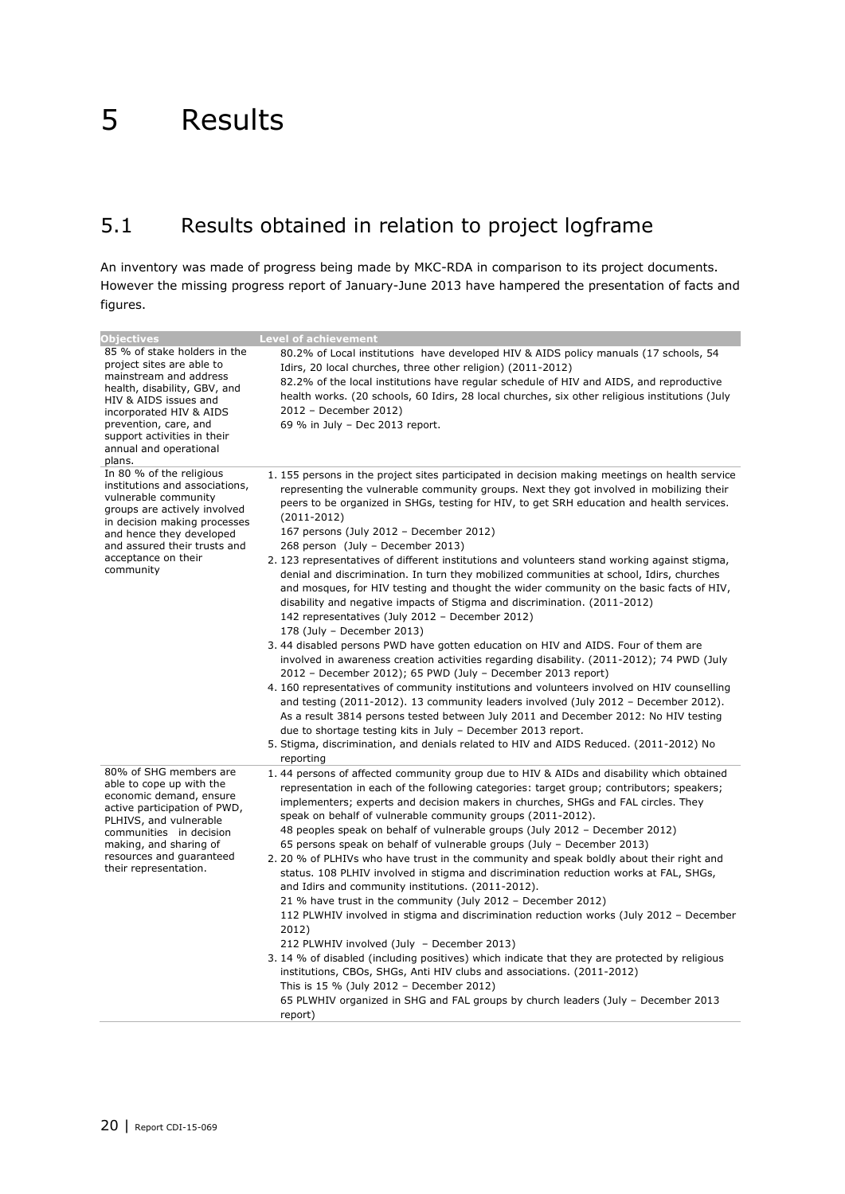// 5 Results

## 5.1 Results obtained in relation to project logframe

An inventory was made of progress being made by MKC-RDA in comparison to its project documents. However the missing progress report of January-June 2013 have hampered the presentation of facts and figures.

| Objectives | Level of achievement |
|---|---|
| 85 % of stake holders in the project sites are able to mainstream and address health, disability, GBV, and HIV & AIDS issues and incorporated HIV & AIDS prevention, care, and support activities in their annual and operational plans. | 80.2% of Local institutions have developed HIV & AIDS policy manuals (17 schools, 54 Idirs, 20 local churches, three other religion) (2011-2012)<br>82.2% of the local institutions have regular schedule of HIV and AIDS, and reproductive health works. (20 schools, 60 Idirs, 28 local churches, six other religious institutions (July 2012 – December 2012)<br>69 % in July – Dec 2013 report. |
| In 80 % of the religious institutions and associations, vulnerable community groups are actively involved in decision making processes and hence they developed and assured their trusts and acceptance on their community | 1. 155 persons in the project sites participated in decision making meetings on health service representing the vulnerable community groups. Next they got involved in mobilizing their peers to be organized in SHGs, testing for HIV, to get SRH education and health services. (2011-2012)<br>167 persons (July 2012 – December 2012)<br>268 person (July – December 2013)<br>2. 123 representatives of different institutions and volunteers stand working against stigma, denial and discrimination. In turn they mobilized communities at school, Idirs, churches and mosques, for HIV testing and thought the wider community on the basic facts of HIV, disability and negative impacts of Stigma and discrimination. (2011-2012)<br>142 representatives (July 2012 – December 2012)<br>178 (July – December 2013)<br>3. 44 disabled persons PWD have gotten education on HIV and AIDS. Four of them are involved in awareness creation activities regarding disability. (2011-2012); 74 PWD (July 2012 – December 2012); 65 PWD (July – December 2013 report)<br>4. 160 representatives of community institutions and volunteers involved on HIV counselling and testing (2011-2012). 13 community leaders involved (July 2012 – December 2012). As a result 3814 persons tested between July 2011 and December 2012: No HIV testing due to shortage testing kits in July – December 2013 report.<br>5. Stigma, discrimination, and denials related to HIV and AIDS Reduced. (2011-2012) No reporting |
| 80% of SHG members are able to cope up with the economic demand, ensure active participation of PWD, PLHIVS, and vulnerable communities in decision making, and sharing of resources and guaranteed their representation. | 1. 44 persons of affected community group due to HIV & AIDs and disability which obtained representation in each of the following categories: target group; contributors; speakers; implementers; experts and decision makers in churches, SHGs and FAL circles. They speak on behalf of vulnerable community groups (2011-2012).<br>48 peoples speak on behalf of vulnerable groups (July 2012 – December 2012)<br>65 persons speak on behalf of vulnerable groups (July – December 2013)<br>2. 20 % of PLHIVs who have trust in the community and speak boldly about their right and status. 108 PLHIV involved in stigma and discrimination reduction works at FAL, SHGs, and Idirs and community institutions. (2011-2012).<br>21 % have trust in the community (July 2012 – December 2012)<br>112 PLWHIV involved in stigma and discrimination reduction works (July 2012 – December 2012)<br>212 PLWHIV involved (July – December 2013)<br>3. 14 % of disabled (including positives) which indicate that they are protected by religious institutions, CBOs, SHGs, Anti HIV clubs and associations. (2011-2012)<br>This is 15 % (July 2012 – December 2012)<br>65 PLWHIV organized in SHG and FAL groups by church leaders (July – December 2013 report) |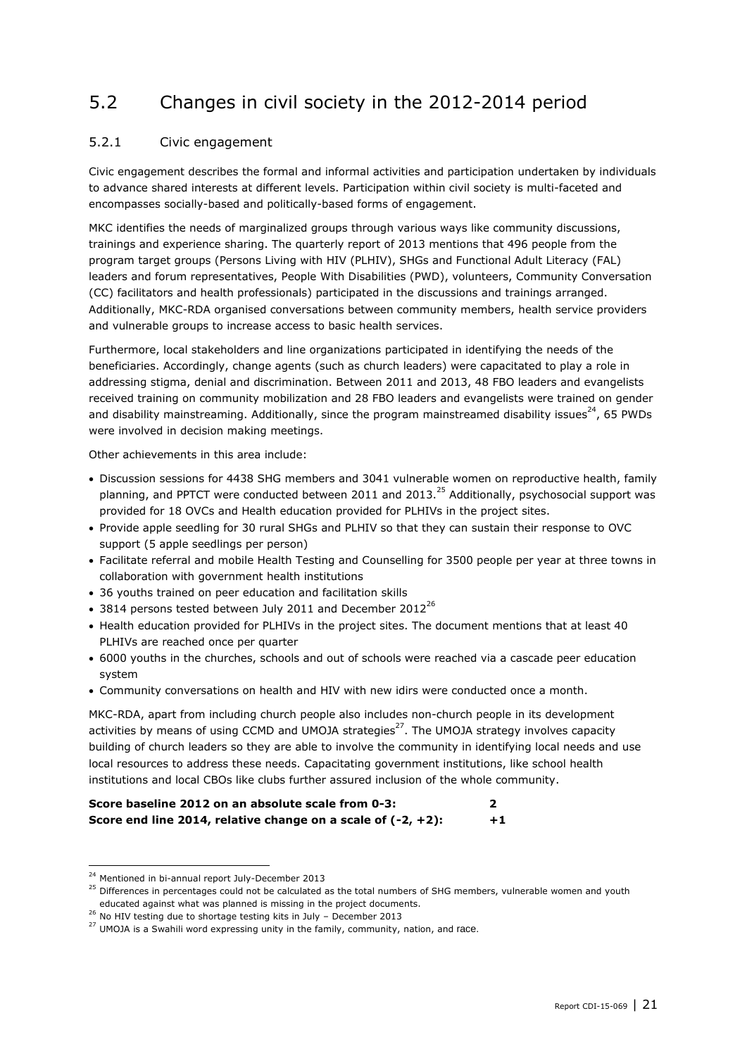## 5.2 Changes in civil society in the 2012-2014 period

### 5.2.1 Civic engagement

Civic engagement describes the formal and informal activities and participation undertaken by individuals to advance shared interests at different levels. Participation within civil society is multi-faceted and encompasses socially-based and politically-based forms of engagement.

MKC identifies the needs of marginalized groups through various ways like community discussions, trainings and experience sharing. The quarterly report of 2013 mentions that 496 people from the program target groups (Persons Living with HIV (PLHIV), SHGs and Functional Adult Literacy (FAL) leaders and forum representatives, People With Disabilities (PWD), volunteers, Community Conversation (CC) facilitators and health professionals) participated in the discussions and trainings arranged. Additionally, MKC-RDA organised conversations between community members, health service providers and vulnerable groups to increase access to basic health services.

Furthermore, local stakeholders and line organizations participated in identifying the needs of the beneficiaries. Accordingly, change agents (such as church leaders) were capacitated to play a role in addressing stigma, denial and discrimination. Between 2011 and 2013, 48 FBO leaders and evangelists received training on community mobilization and 28 FBO leaders and evangelists were trained on gender and disability mainstreaming. Additionally, since the program mainstreamed disability issues[24], 65 PWDs were involved in decision making meetings.

Other achievements in this area include:

- Discussion sessions for 4438 SHG members and 3041 vulnerable women on reproductive health, family planning, and PPTCT were conducted between 2011 and 2013.[25] Additionally, psychosocial support was provided for 18 OVCs and Health education provided for PLHIVs in the project sites.
- Provide apple seedling for 30 rural SHGs and PLHIV so that they can sustain their response to OVC support (5 apple seedlings per person)
- Facilitate referral and mobile Health Testing and Counselling for 3500 people per year at three towns in collaboration with government health institutions
- 36 youths trained on peer education and facilitation skills
- 3814 persons tested between July 2011 and December 2012[26]
- Health education provided for PLHIVs in the project sites. The document mentions that at least 40 PLHIVs are reached once per quarter
- 6000 youths in the churches, schools and out of schools were reached via a cascade peer education system
- Community conversations on health and HIV with new idirs were conducted once a month.

MKC-RDA, apart from including church people also includes non-church people in its development activities by means of using CCMD and UMOJA strategies[27]. The UMOJA strategy involves capacity building of church leaders so they are able to involve the community in identifying local needs and use local resources to address these needs. Capacitating government institutions, like school health institutions and local CBOs like clubs further assured inclusion of the whole community.

**Score baseline 2012 on an absolute scale from 0-3: 2**
**Score end line 2014, relative change on a scale of (-2, +2): +1**

---

[24] Mentioned in bi-annual report July-December 2013

[25] Differences in percentages could not be calculated as the total numbers of SHG members, vulnerable women and youth educated against what was planned is missing in the project documents.

[26] No HIV testing due to shortage testing kits in July – December 2013

[27] UMOJA is a Swahili word expressing unity in the family, community, nation, and race.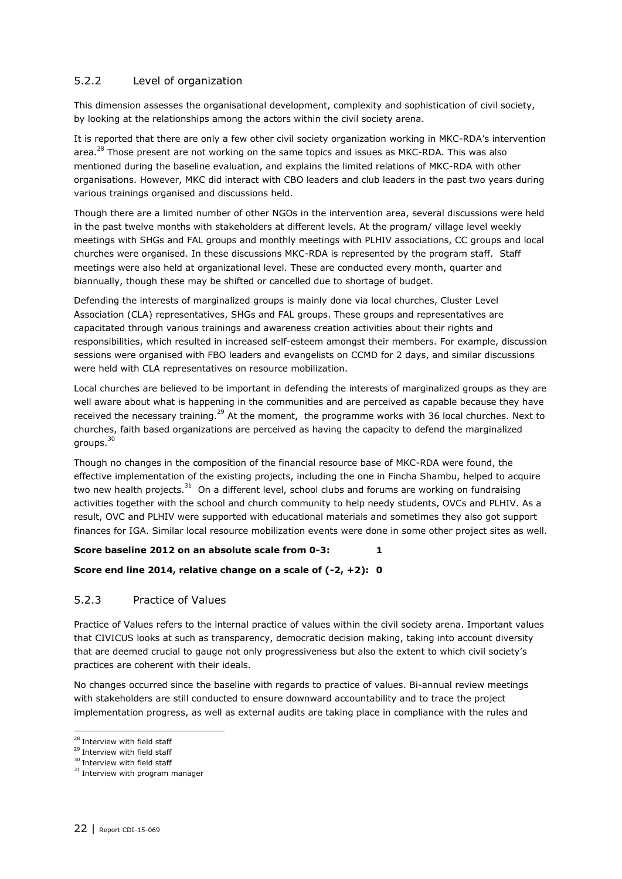### 5.2.2 Level of organization

This dimension assesses the organisational development, complexity and sophistication of civil society, by looking at the relationships among the actors within the civil society arena.

It is reported that there are only a few other civil society organization working in MKC-RDA's intervention area.[28] Those present are not working on the same topics and issues as MKC-RDA. This was also mentioned during the baseline evaluation, and explains the limited relations of MKC-RDA with other organisations. However, MKC did interact with CBO leaders and club leaders in the past two years during various trainings organised and discussions held.

Though there are a limited number of other NGOs in the intervention area, several discussions were held in the past twelve months with stakeholders at different levels. At the program/ village level weekly meetings with SHGs and FAL groups and monthly meetings with PLHIV associations, CC groups and local churches were organised. In these discussions MKC-RDA is represented by the program staff. Staff meetings were also held at organizational level. These are conducted every month, quarter and biannually, though these may be shifted or cancelled due to shortage of budget.

Defending the interests of marginalized groups is mainly done via local churches, Cluster Level Association (CLA) representatives, SHGs and FAL groups. These groups and representatives are capacitated through various trainings and awareness creation activities about their rights and responsibilities, which resulted in increased self-esteem amongst their members. For example, discussion sessions were organised with FBO leaders and evangelists on CCMD for 2 days, and similar discussions were held with CLA representatives on resource mobilization.

Local churches are believed to be important in defending the interests of marginalized groups as they are well aware about what is happening in the communities and are perceived as capable because they have received the necessary training.[29] At the moment, the programme works with 36 local churches. Next to churches, faith based organizations are perceived as having the capacity to defend the marginalized groups.[30]

Though no changes in the composition of the financial resource base of MKC-RDA were found, the effective implementation of the existing projects, including the one in Fincha Shambu, helped to acquire two new health projects.[31] On a different level, school clubs and forums are working on fundraising activities together with the school and church community to help needy students, OVCs and PLHIV. As a result, OVC and PLHIV were supported with educational materials and sometimes they also got support finances for IGA. Similar local resource mobilization events were done in some other project sites as well.

**Score baseline 2012 on an absolute scale from 0-3: 1**

**Score end line 2014, relative change on a scale of (-2, +2): 0**

### 5.2.3 Practice of Values

Practice of Values refers to the internal practice of values within the civil society arena. Important values that CIVICUS looks at such as transparency, democratic decision making, taking into account diversity that are deemed crucial to gauge not only progressiveness but also the extent to which civil society's practices are coherent with their ideals.

No changes occurred since the baseline with regards to practice of values. Bi-annual review meetings with stakeholders are still conducted to ensure downward accountability and to trace the project implementation progress, as well as external audits are taking place in compliance with the rules and

---

[28] Interview with field staff

[29] Interview with field staff

[30] Interview with field staff

[31] Interview with program manager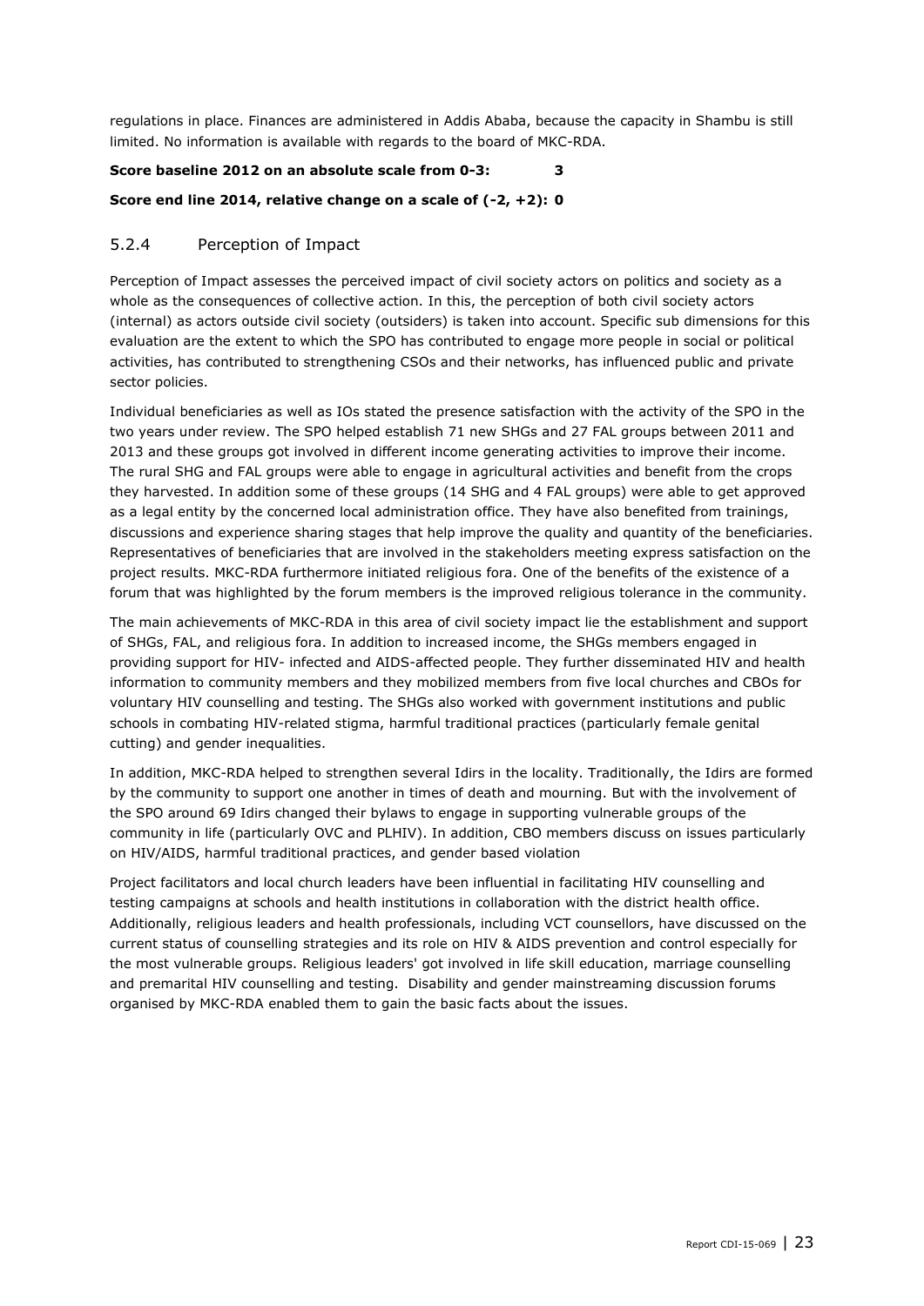regulations in place. Finances are administered in Addis Ababa, because the capacity in Shambu is still limited. No information is available with regards to the board of MKC-RDA.

**Score baseline 2012 on an absolute scale from 0-3: 3**

**Score end line 2014, relative change on a scale of (-2, +2): 0**

### 5.2.4 Perception of Impact

Perception of Impact assesses the perceived impact of civil society actors on politics and society as a whole as the consequences of collective action. In this, the perception of both civil society actors (internal) as actors outside civil society (outsiders) is taken into account. Specific sub dimensions for this evaluation are the extent to which the SPO has contributed to engage more people in social or political activities, has contributed to strengthening CSOs and their networks, has influenced public and private sector policies.

Individual beneficiaries as well as IOs stated the presence satisfaction with the activity of the SPO in the two years under review. The SPO helped establish 71 new SHGs and 27 FAL groups between 2011 and 2013 and these groups got involved in different income generating activities to improve their income. The rural SHG and FAL groups were able to engage in agricultural activities and benefit from the crops they harvested. In addition some of these groups (14 SHG and 4 FAL groups) were able to get approved as a legal entity by the concerned local administration office. They have also benefited from trainings, discussions and experience sharing stages that help improve the quality and quantity of the beneficiaries. Representatives of beneficiaries that are involved in the stakeholders meeting express satisfaction on the project results. MKC-RDA furthermore initiated religious fora. One of the benefits of the existence of a forum that was highlighted by the forum members is the improved religious tolerance in the community.

The main achievements of MKC-RDA in this area of civil society impact lie the establishment and support of SHGs, FAL, and religious fora. In addition to increased income, the SHGs members engaged in providing support for HIV- infected and AIDS-affected people. They further disseminated HIV and health information to community members and they mobilized members from five local churches and CBOs for voluntary HIV counselling and testing. The SHGs also worked with government institutions and public schools in combating HIV-related stigma, harmful traditional practices (particularly female genital cutting) and gender inequalities.

In addition, MKC-RDA helped to strengthen several Idirs in the locality. Traditionally, the Idirs are formed by the community to support one another in times of death and mourning. But with the involvement of the SPO around 69 Idirs changed their bylaws to engage in supporting vulnerable groups of the community in life (particularly OVC and PLHIV). In addition, CBO members discuss on issues particularly on HIV/AIDS, harmful traditional practices, and gender based violation

Project facilitators and local church leaders have been influential in facilitating HIV counselling and testing campaigns at schools and health institutions in collaboration with the district health office. Additionally, religious leaders and health professionals, including VCT counsellors, have discussed on the current status of counselling strategies and its role on HIV & AIDS prevention and control especially for the most vulnerable groups. Religious leaders' got involved in life skill education, marriage counselling and premarital HIV counselling and testing. Disability and gender mainstreaming discussion forums organised by MKC-RDA enabled them to gain the basic facts about the issues.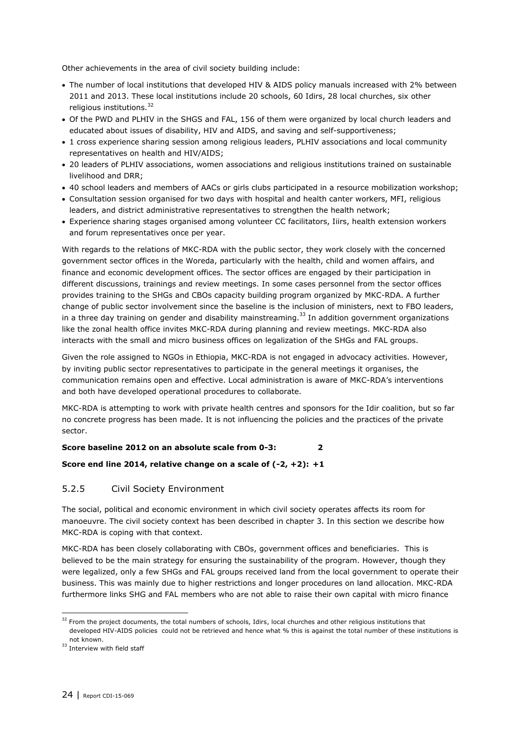Other achievements in the area of civil society building include:

- The number of local institutions that developed HIV & AIDS policy manuals increased with 2% between 2011 and 2013. These local institutions include 20 schools, 60 Idirs, 28 local churches, six other religious institutions.[32]
- Of the PWD and PLHIV in the SHGS and FAL, 156 of them were organized by local church leaders and educated about issues of disability, HIV and AIDS, and saving and self-supportiveness;
- 1 cross experience sharing session among religious leaders, PLHIV associations and local community representatives on health and HIV/AIDS;
- 20 leaders of PLHIV associations, women associations and religious institutions trained on sustainable livelihood and DRR;
- 40 school leaders and members of AACs or girls clubs participated in a resource mobilization workshop;
- Consultation session organised for two days with hospital and health canter workers, MFI, religious leaders, and district administrative representatives to strengthen the health network;
- Experience sharing stages organised among volunteer CC facilitators, Iiirs, health extension workers and forum representatives once per year.

With regards to the relations of MKC-RDA with the public sector, they work closely with the concerned government sector offices in the Woreda, particularly with the health, child and women affairs, and finance and economic development offices. The sector offices are engaged by their participation in different discussions, trainings and review meetings. In some cases personnel from the sector offices provides training to the SHGs and CBOs capacity building program organized by MKC-RDA. A further change of public sector involvement since the baseline is the inclusion of ministers, next to FBO leaders, in a three day training on gender and disability mainstreaming.[33] In addition government organizations like the zonal health office invites MKC-RDA during planning and review meetings. MKC-RDA also interacts with the small and micro business offices on legalization of the SHGs and FAL groups.

Given the role assigned to NGOs in Ethiopia, MKC-RDA is not engaged in advocacy activities. However, by inviting public sector representatives to participate in the general meetings it organises, the communication remains open and effective. Local administration is aware of MKC-RDA's interventions and both have developed operational procedures to collaborate.

MKC-RDA is attempting to work with private health centres and sponsors for the Idir coalition, but so far no concrete progress has been made. It is not influencing the policies and the practices of the private sector.

**Score baseline 2012 on an absolute scale from 0-3: 2**

**Score end line 2014, relative change on a scale of (-2, +2): +1**

### 5.2.5 Civil Society Environment

The social, political and economic environment in which civil society operates affects its room for manoeuvre. The civil society context has been described in chapter 3. In this section we describe how MKC-RDA is coping with that context.

MKC-RDA has been closely collaborating with CBOs, government offices and beneficiaries. This is believed to be the main strategy for ensuring the sustainability of the program. However, though they were legalized, only a few SHGs and FAL groups received land from the local government to operate their business. This was mainly due to higher restrictions and longer procedures on land allocation. MKC-RDA furthermore links SHG and FAL members who are not able to raise their own capital with micro finance

---

[32] From the project documents, the total numbers of schools, Idirs, local churches and other religious institutions that developed HIV-AIDS policies could not be retrieved and hence what % this is against the total number of these institutions is not known.

[33] Interview with field staff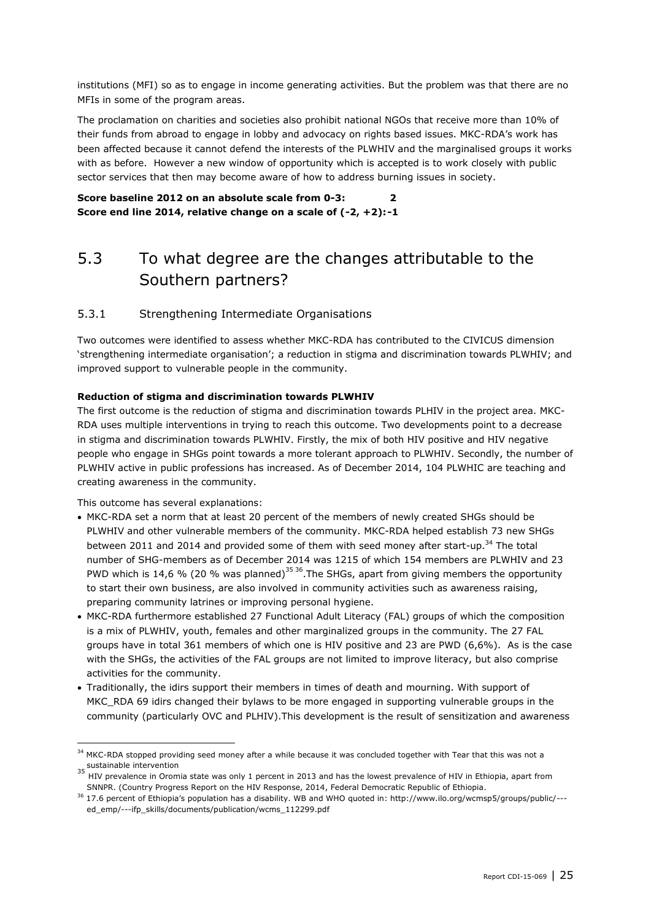institutions (MFI) so as to engage in income generating activities. But the problem was that there are no MFIs in some of the program areas.

The proclamation on charities and societies also prohibit national NGOs that receive more than 10% of their funds from abroad to engage in lobby and advocacy on rights based issues. MKC-RDA's work has been affected because it cannot defend the interests of the PLWHIV and the marginalised groups it works with as before. However a new window of opportunity which is accepted is to work closely with public sector services that then may become aware of how to address burning issues in society.

**Score baseline 2012 on an absolute scale from 0-3: 2**
**Score end line 2014, relative change on a scale of (-2, +2):-1**

## 5.3 To what degree are the changes attributable to the Southern partners?

### 5.3.1 Strengthening Intermediate Organisations

Two outcomes were identified to assess whether MKC-RDA has contributed to the CIVICUS dimension 'strengthening intermediate organisation'; a reduction in stigma and discrimination towards PLWHIV; and improved support to vulnerable people in the community.

**Reduction of stigma and discrimination towards PLWHIV**

The first outcome is the reduction of stigma and discrimination towards PLHIV in the project area. MKC-RDA uses multiple interventions in trying to reach this outcome. Two developments point to a decrease in stigma and discrimination towards PLWHIV. Firstly, the mix of both HIV positive and HIV negative people who engage in SHGs point towards a more tolerant approach to PLWHIV. Secondly, the number of PLWHIV active in public professions has increased. As of December 2014, 104 PLWHIC are teaching and creating awareness in the community.

This outcome has several explanations:

- MKC-RDA set a norm that at least 20 percent of the members of newly created SHGs should be PLWHIV and other vulnerable members of the community. MKC-RDA helped establish 73 new SHGs between 2011 and 2014 and provided some of them with seed money after start-up.[34] The total number of SHG-members as of December 2014 was 1215 of which 154 members are PLWHIV and 23 PWD which is 14,6 % (20 % was planned)[35] [36].The SHGs, apart from giving members the opportunity to start their own business, are also involved in community activities such as awareness raising, preparing community latrines or improving personal hygiene.
- MKC-RDA furthermore established 27 Functional Adult Literacy (FAL) groups of which the composition is a mix of PLWHIV, youth, females and other marginalized groups in the community. The 27 FAL groups have in total 361 members of which one is HIV positive and 23 are PWD (6,6%). As is the case with the SHGs, the activities of the FAL groups are not limited to improve literacy, but also comprise activities for the community.
- Traditionally, the idirs support their members in times of death and mourning. With support of MKC_RDA 69 idirs changed their bylaws to be more engaged in supporting vulnerable groups in the community (particularly OVC and PLHIV).This development is the result of sensitization and awareness

---

[34] MKC-RDA stopped providing seed money after a while because it was concluded together with Tear that this was not a sustainable intervention

[35] HIV prevalence in Oromia state was only 1 percent in 2013 and has the lowest prevalence of HIV in Ethiopia, apart from SNNPR. (Country Progress Report on the HIV Response, 2014, Federal Democratic Republic of Ethiopia.

[36] 17.6 percent of Ethiopia's population has a disability. WB and WHO quoted in: http://www.ilo.org/wcmsp5/groups/public/---ed_emp/---ifp_skills/documents/publication/wcms_112299.pdf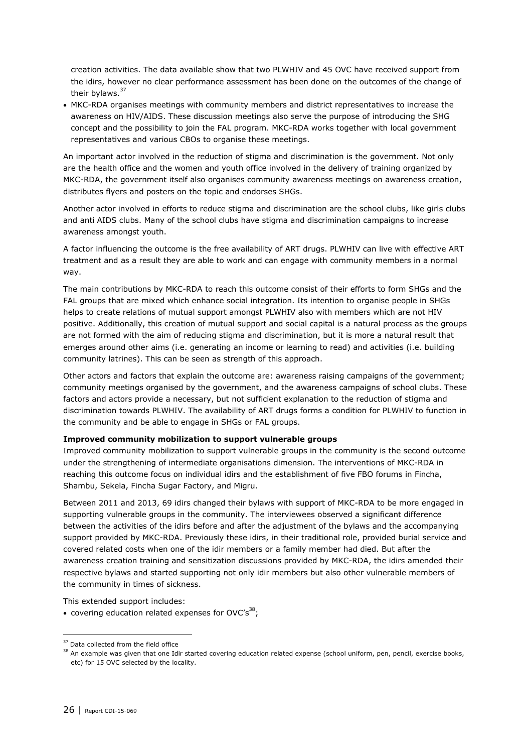creation activities. The data available show that two PLWHIV and 45 OVC have received support from the idirs, however no clear performance assessment has been done on the outcomes of the change of their bylaws.[37]

- MKC-RDA organises meetings with community members and district representatives to increase the awareness on HIV/AIDS. These discussion meetings also serve the purpose of introducing the SHG concept and the possibility to join the FAL program. MKC-RDA works together with local government representatives and various CBOs to organise these meetings.

An important actor involved in the reduction of stigma and discrimination is the government. Not only are the health office and the women and youth office involved in the delivery of training organized by MKC-RDA, the government itself also organises community awareness meetings on awareness creation, distributes flyers and posters on the topic and endorses SHGs.

Another actor involved in efforts to reduce stigma and discrimination are the school clubs, like girls clubs and anti AIDS clubs. Many of the school clubs have stigma and discrimination campaigns to increase awareness amongst youth.

A factor influencing the outcome is the free availability of ART drugs. PLWHIV can live with effective ART treatment and as a result they are able to work and can engage with community members in a normal way.

The main contributions by MKC-RDA to reach this outcome consist of their efforts to form SHGs and the FAL groups that are mixed which enhance social integration. Its intention to organise people in SHGs helps to create relations of mutual support amongst PLWHIV also with members which are not HIV positive. Additionally, this creation of mutual support and social capital is a natural process as the groups are not formed with the aim of reducing stigma and discrimination, but it is more a natural result that emerges around other aims (i.e. generating an income or learning to read) and activities (i.e. building community latrines). This can be seen as strength of this approach.

Other actors and factors that explain the outcome are: awareness raising campaigns of the government; community meetings organised by the government, and the awareness campaigns of school clubs. These factors and actors provide a necessary, but not sufficient explanation to the reduction of stigma and discrimination towards PLWHIV. The availability of ART drugs forms a condition for PLWHIV to function in the community and be able to engage in SHGs or FAL groups.

**Improved community mobilization to support vulnerable groups**

Improved community mobilization to support vulnerable groups in the community is the second outcome under the strengthening of intermediate organisations dimension. The interventions of MKC-RDA in reaching this outcome focus on individual idirs and the establishment of five FBO forums in Fincha, Shambu, Sekela, Fincha Sugar Factory, and Migru.

Between 2011 and 2013, 69 idirs changed their bylaws with support of MKC-RDA to be more engaged in supporting vulnerable groups in the community. The interviewees observed a significant difference between the activities of the idirs before and after the adjustment of the bylaws and the accompanying support provided by MKC-RDA. Previously these idirs, in their traditional role, provided burial service and covered related costs when one of the idir members or a family member had died. But after the awareness creation training and sensitization discussions provided by MKC-RDA, the idirs amended their respective bylaws and started supporting not only idir members but also other vulnerable members of the community in times of sickness.

This extended support includes:

- covering education related expenses for OVC's[38];

[37] Data collected from the field office

[38] An example was given that one Idir started covering education related expense (school uniform, pen, pencil, exercise books, etc) for 15 OVC selected by the locality.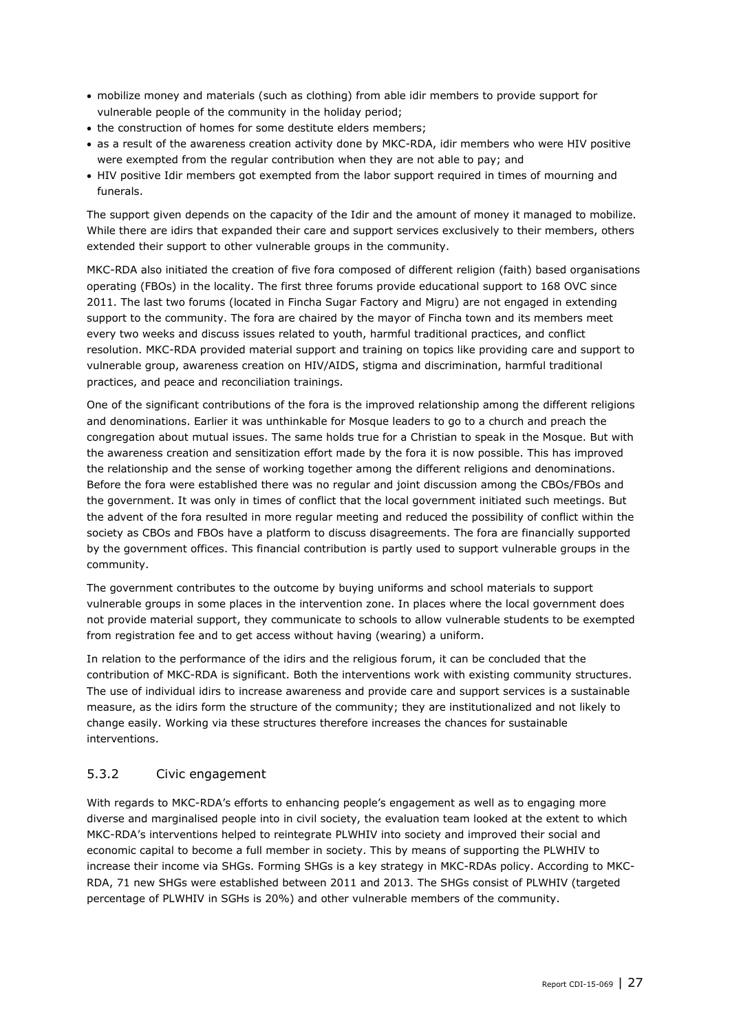- mobilize money and materials (such as clothing) from able idir members to provide support for vulnerable people of the community in the holiday period;
- the construction of homes for some destitute elders members;
- as a result of the awareness creation activity done by MKC-RDA, idir members who were HIV positive were exempted from the regular contribution when they are not able to pay; and
- HIV positive Idir members got exempted from the labor support required in times of mourning and funerals.

The support given depends on the capacity of the Idir and the amount of money it managed to mobilize. While there are idirs that expanded their care and support services exclusively to their members, others extended their support to other vulnerable groups in the community.

MKC-RDA also initiated the creation of five fora composed of different religion (faith) based organisations operating (FBOs) in the locality. The first three forums provide educational support to 168 OVC since 2011. The last two forums (located in Fincha Sugar Factory and Migru) are not engaged in extending support to the community. The fora are chaired by the mayor of Fincha town and its members meet every two weeks and discuss issues related to youth, harmful traditional practices, and conflict resolution. MKC-RDA provided material support and training on topics like providing care and support to vulnerable group, awareness creation on HIV/AIDS, stigma and discrimination, harmful traditional practices, and peace and reconciliation trainings.

One of the significant contributions of the fora is the improved relationship among the different religions and denominations. Earlier it was unthinkable for Mosque leaders to go to a church and preach the congregation about mutual issues. The same holds true for a Christian to speak in the Mosque. But with the awareness creation and sensitization effort made by the fora it is now possible. This has improved the relationship and the sense of working together among the different religions and denominations. Before the fora were established there was no regular and joint discussion among the CBOs/FBOs and the government. It was only in times of conflict that the local government initiated such meetings. But the advent of the fora resulted in more regular meeting and reduced the possibility of conflict within the society as CBOs and FBOs have a platform to discuss disagreements. The fora are financially supported by the government offices. This financial contribution is partly used to support vulnerable groups in the community.

The government contributes to the outcome by buying uniforms and school materials to support vulnerable groups in some places in the intervention zone. In places where the local government does not provide material support, they communicate to schools to allow vulnerable students to be exempted from registration fee and to get access without having (wearing) a uniform.

In relation to the performance of the idirs and the religious forum, it can be concluded that the contribution of MKC-RDA is significant. Both the interventions work with existing community structures. The use of individual idirs to increase awareness and provide care and support services is a sustainable measure, as the idirs form the structure of the community; they are institutionalized and not likely to change easily. Working via these structures therefore increases the chances for sustainable interventions.

### 5.3.2 Civic engagement

With regards to MKC-RDA's efforts to enhancing people's engagement as well as to engaging more diverse and marginalised people into in civil society, the evaluation team looked at the extent to which MKC-RDA's interventions helped to reintegrate PLWHIV into society and improved their social and economic capital to become a full member in society. This by means of supporting the PLWHIV to increase their income via SHGs. Forming SHGs is a key strategy in MKC-RDAs policy. According to MKC-RDA, 71 new SHGs were established between 2011 and 2013. The SHGs consist of PLWHIV (targeted percentage of PLWHIV in SGHs is 20%) and other vulnerable members of the community.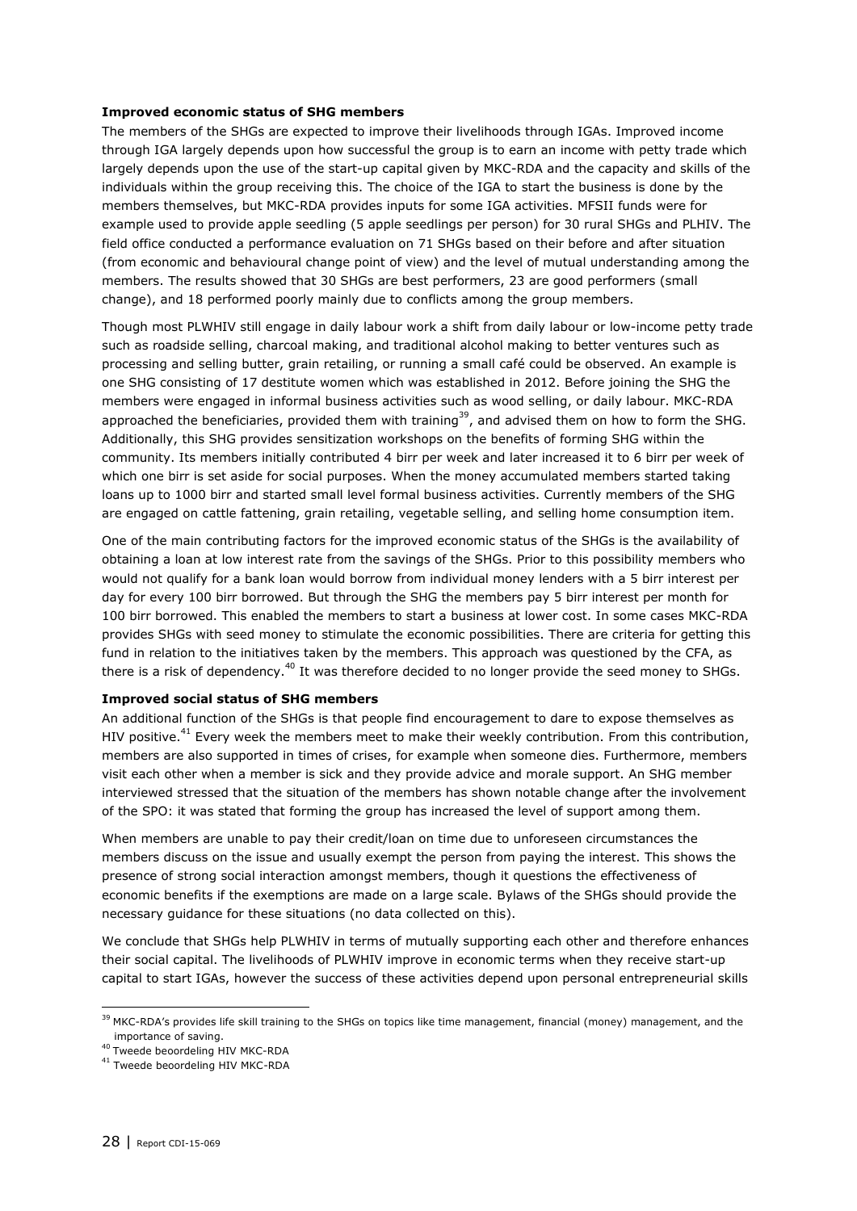**Improved economic status of SHG members**

The members of the SHGs are expected to improve their livelihoods through IGAs. Improved income through IGA largely depends upon how successful the group is to earn an income with petty trade which largely depends upon the use of the start-up capital given by MKC-RDA and the capacity and skills of the individuals within the group receiving this. The choice of the IGA to start the business is done by the members themselves, but MKC-RDA provides inputs for some IGA activities. MFSII funds were for example used to provide apple seedling (5 apple seedlings per person) for 30 rural SHGs and PLHIV. The field office conducted a performance evaluation on 71 SHGs based on their before and after situation (from economic and behavioural change point of view) and the level of mutual understanding among the members. The results showed that 30 SHGs are best performers, 23 are good performers (small change), and 18 performed poorly mainly due to conflicts among the group members.

Though most PLWHIV still engage in daily labour work a shift from daily labour or low-income petty trade such as roadside selling, charcoal making, and traditional alcohol making to better ventures such as processing and selling butter, grain retailing, or running a small café could be observed. An example is one SHG consisting of 17 destitute women which was established in 2012. Before joining the SHG the members were engaged in informal business activities such as wood selling, or daily labour. MKC-RDA approached the beneficiaries, provided them with training[39], and advised them on how to form the SHG. Additionally, this SHG provides sensitization workshops on the benefits of forming SHG within the community. Its members initially contributed 4 birr per week and later increased it to 6 birr per week of which one birr is set aside for social purposes. When the money accumulated members started taking loans up to 1000 birr and started small level formal business activities. Currently members of the SHG are engaged on cattle fattening, grain retailing, vegetable selling, and selling home consumption item.

One of the main contributing factors for the improved economic status of the SHGs is the availability of obtaining a loan at low interest rate from the savings of the SHGs. Prior to this possibility members who would not qualify for a bank loan would borrow from individual money lenders with a 5 birr interest per day for every 100 birr borrowed. But through the SHG the members pay 5 birr interest per month for 100 birr borrowed. This enabled the members to start a business at lower cost. In some cases MKC-RDA provides SHGs with seed money to stimulate the economic possibilities. There are criteria for getting this fund in relation to the initiatives taken by the members. This approach was questioned by the CFA, as there is a risk of dependency.[40] It was therefore decided to no longer provide the seed money to SHGs.

**Improved social status of SHG members**

An additional function of the SHGs is that people find encouragement to dare to expose themselves as HIV positive.[41] Every week the members meet to make their weekly contribution. From this contribution, members are also supported in times of crises, for example when someone dies. Furthermore, members visit each other when a member is sick and they provide advice and morale support. An SHG member interviewed stressed that the situation of the members has shown notable change after the involvement of the SPO: it was stated that forming the group has increased the level of support among them.

When members are unable to pay their credit/loan on time due to unforeseen circumstances the members discuss on the issue and usually exempt the person from paying the interest. This shows the presence of strong social interaction amongst members, though it questions the effectiveness of economic benefits if the exemptions are made on a large scale. Bylaws of the SHGs should provide the necessary guidance for these situations (no data collected on this).

We conclude that SHGs help PLWHIV in terms of mutually supporting each other and therefore enhances their social capital. The livelihoods of PLWHIV improve in economic terms when they receive start-up capital to start IGAs, however the success of these activities depend upon personal entrepreneurial skills

---

[39] MKC-RDA's provides life skill training to the SHGs on topics like time management, financial (money) management, and the importance of saving.

[40] Tweede beoordeling HIV MKC-RDA

[41] Tweede beoordeling HIV MKC-RDA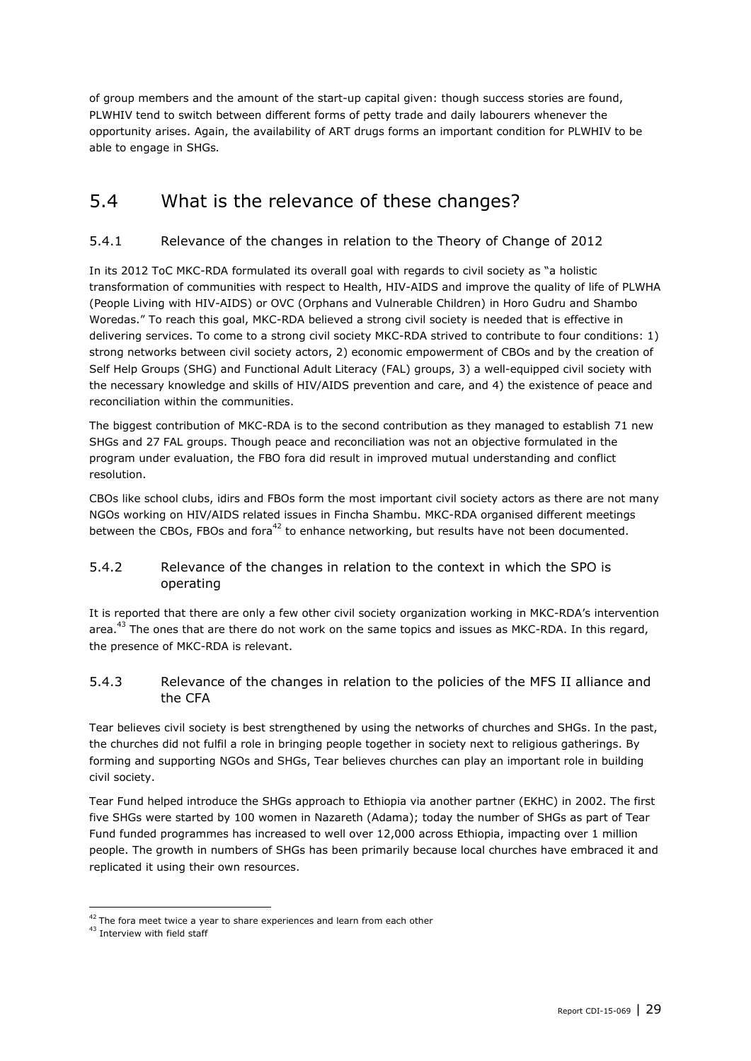of group members and the amount of the start-up capital given: though success stories are found, PLWHIV tend to switch between different forms of petty trade and daily labourers whenever the opportunity arises. Again, the availability of ART drugs forms an important condition for PLWHIV to be able to engage in SHGs.

## 5.4 What is the relevance of these changes?

### 5.4.1 Relevance of the changes in relation to the Theory of Change of 2012

In its 2012 ToC MKC-RDA formulated its overall goal with regards to civil society as "a holistic transformation of communities with respect to Health, HIV-AIDS and improve the quality of life of PLWHA (People Living with HIV-AIDS) or OVC (Orphans and Vulnerable Children) in Horo Gudru and Shambo Woredas." To reach this goal, MKC-RDA believed a strong civil society is needed that is effective in delivering services. To come to a strong civil society MKC-RDA strived to contribute to four conditions: 1) strong networks between civil society actors, 2) economic empowerment of CBOs and by the creation of Self Help Groups (SHG) and Functional Adult Literacy (FAL) groups, 3) a well-equipped civil society with the necessary knowledge and skills of HIV/AIDS prevention and care, and 4) the existence of peace and reconciliation within the communities.

The biggest contribution of MKC-RDA is to the second contribution as they managed to establish 71 new SHGs and 27 FAL groups. Though peace and reconciliation was not an objective formulated in the program under evaluation, the FBO fora did result in improved mutual understanding and conflict resolution.

CBOs like school clubs, idirs and FBOs form the most important civil society actors as there are not many NGOs working on HIV/AIDS related issues in Fincha Shambu. MKC-RDA organised different meetings between the CBOs, FBOs and fora[42] to enhance networking, but results have not been documented.

### 5.4.2 Relevance of the changes in relation to the context in which the SPO is operating

It is reported that there are only a few other civil society organization working in MKC-RDA's intervention area.[43] The ones that are there do not work on the same topics and issues as MKC-RDA. In this regard, the presence of MKC-RDA is relevant.

### 5.4.3 Relevance of the changes in relation to the policies of the MFS II alliance and the CFA

Tear believes civil society is best strengthened by using the networks of churches and SHGs. In the past, the churches did not fulfil a role in bringing people together in society next to religious gatherings. By forming and supporting NGOs and SHGs, Tear believes churches can play an important role in building civil society.

Tear Fund helped introduce the SHGs approach to Ethiopia via another partner (EKHC) in 2002. The first five SHGs were started by 100 women in Nazareth (Adama); today the number of SHGs as part of Tear Fund funded programmes has increased to well over 12,000 across Ethiopia, impacting over 1 million people. The growth in numbers of SHGs has been primarily because local churches have embraced it and replicated it using their own resources.

[42] The fora meet twice a year to share experiences and learn from each other

[43] Interview with field staff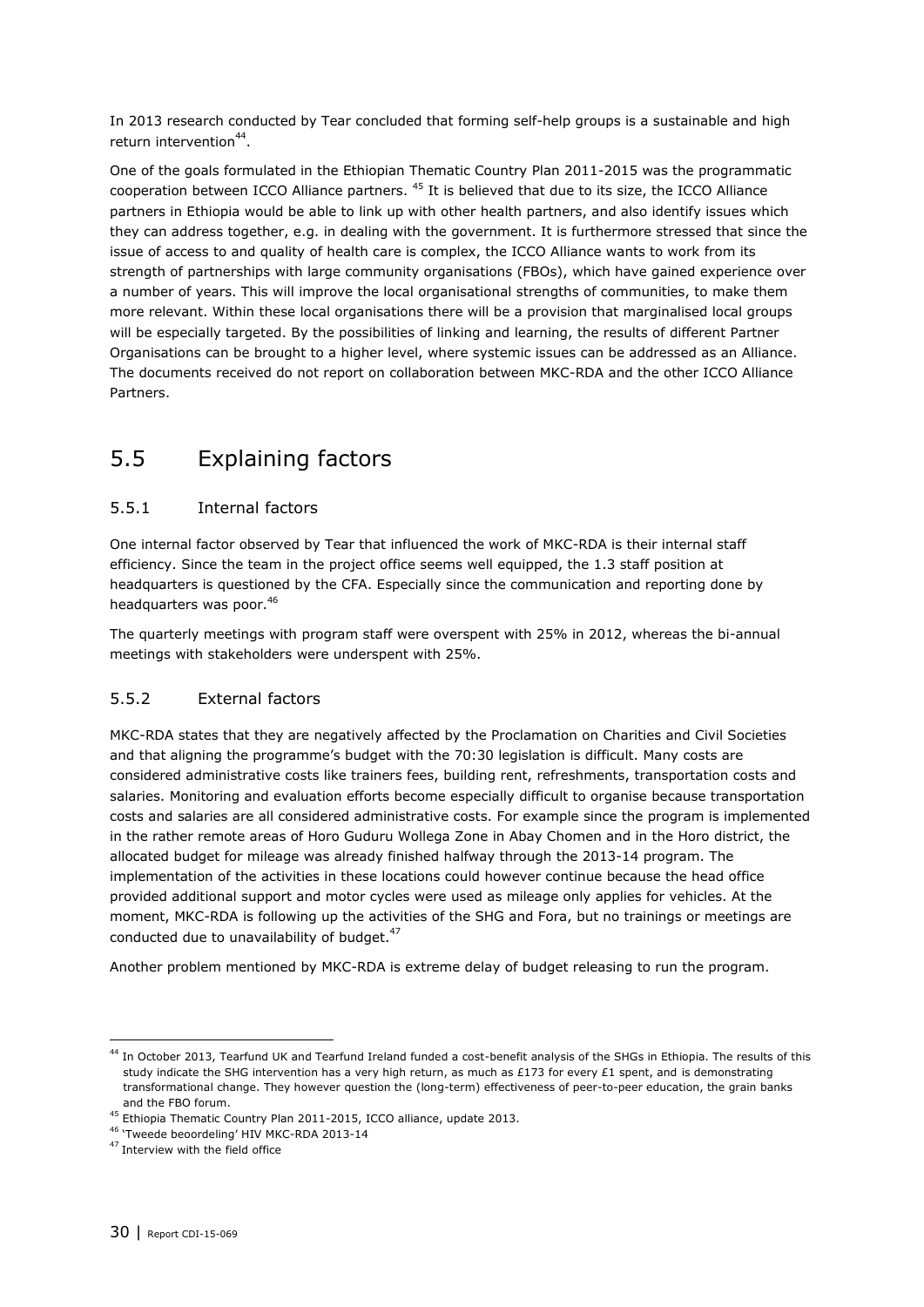In 2013 research conducted by Tear concluded that forming self-help groups is a sustainable and high return intervention[44].

One of the goals formulated in the Ethiopian Thematic Country Plan 2011-2015 was the programmatic cooperation between ICCO Alliance partners. [45] It is believed that due to its size, the ICCO Alliance partners in Ethiopia would be able to link up with other health partners, and also identify issues which they can address together, e.g. in dealing with the government. It is furthermore stressed that since the issue of access to and quality of health care is complex, the ICCO Alliance wants to work from its strength of partnerships with large community organisations (FBOs), which have gained experience over a number of years. This will improve the local organisational strengths of communities, to make them more relevant. Within these local organisations there will be a provision that marginalised local groups will be especially targeted. By the possibilities of linking and learning, the results of different Partner Organisations can be brought to a higher level, where systemic issues can be addressed as an Alliance. The documents received do not report on collaboration between MKC-RDA and the other ICCO Alliance Partners.

## 5.5 Explaining factors

### 5.5.1 Internal factors

One internal factor observed by Tear that influenced the work of MKC-RDA is their internal staff efficiency. Since the team in the project office seems well equipped, the 1.3 staff position at headquarters is questioned by the CFA. Especially since the communication and reporting done by headquarters was poor.[46]

The quarterly meetings with program staff were overspent with 25% in 2012, whereas the bi-annual meetings with stakeholders were underspent with 25%.

### 5.5.2 External factors

MKC-RDA states that they are negatively affected by the Proclamation on Charities and Civil Societies and that aligning the programme's budget with the 70:30 legislation is difficult. Many costs are considered administrative costs like trainers fees, building rent, refreshments, transportation costs and salaries. Monitoring and evaluation efforts become especially difficult to organise because transportation costs and salaries are all considered administrative costs. For example since the program is implemented in the rather remote areas of Horo Guduru Wollega Zone in Abay Chomen and in the Horo district, the allocated budget for mileage was already finished halfway through the 2013-14 program. The implementation of the activities in these locations could however continue because the head office provided additional support and motor cycles were used as mileage only applies for vehicles. At the moment, MKC-RDA is following up the activities of the SHG and Fora, but no trainings or meetings are conducted due to unavailability of budget.[47]

Another problem mentioned by MKC-RDA is extreme delay of budget releasing to run the program.

---

[44] In October 2013, Tearfund UK and Tearfund Ireland funded a cost-benefit analysis of the SHGs in Ethiopia. The results of this study indicate the SHG intervention has a very high return, as much as £173 for every £1 spent, and is demonstrating transformational change. They however question the (long-term) effectiveness of peer-to-peer education, the grain banks and the FBO forum.

[45] Ethiopia Thematic Country Plan 2011-2015, ICCO alliance, update 2013.

[46] 'Tweede beoordeling' HIV MKC-RDA 2013-14

[47] Interview with the field office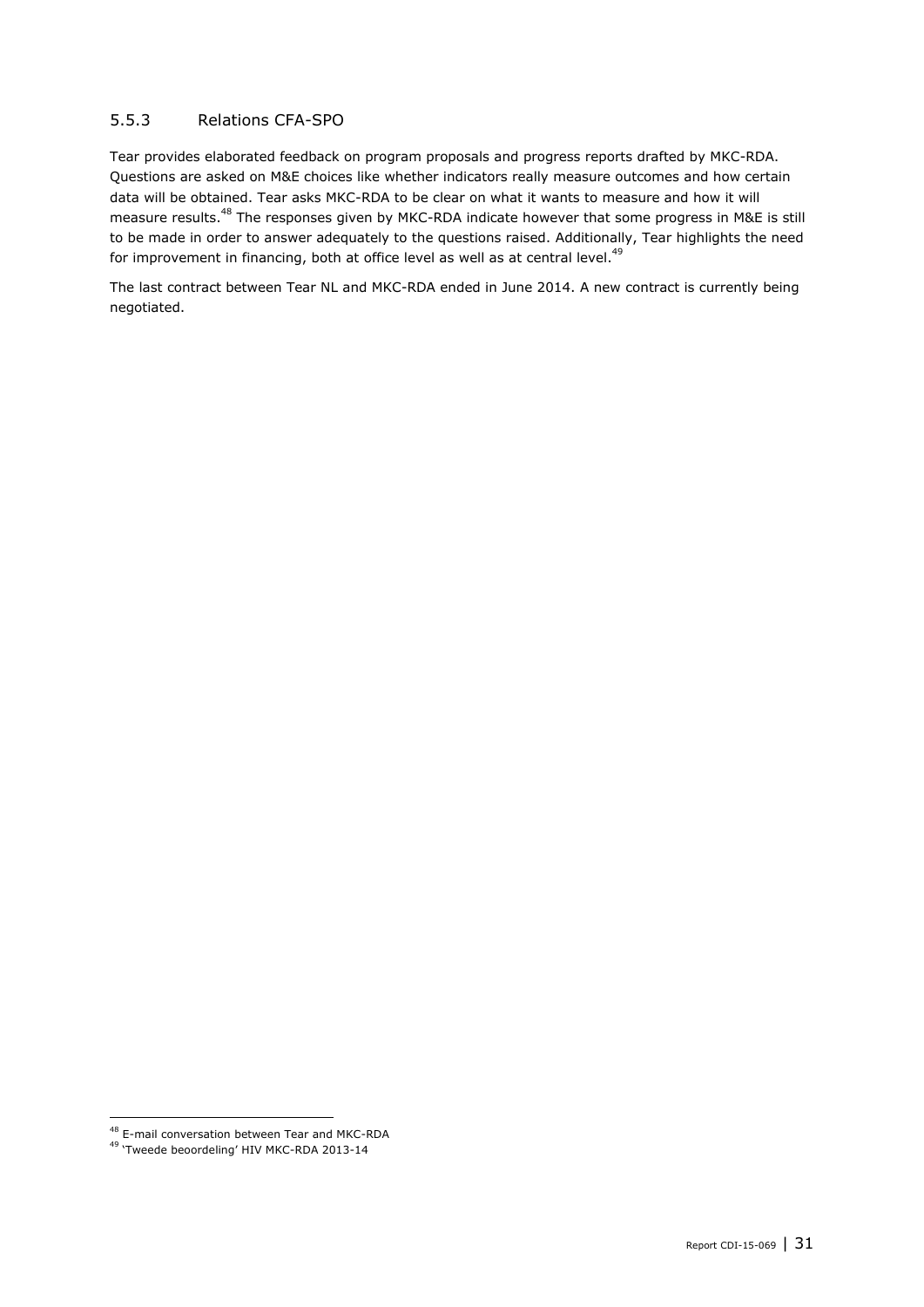### 5.5.3 Relations CFA-SPO

Tear provides elaborated feedback on program proposals and progress reports drafted by MKC-RDA. Questions are asked on M&E choices like whether indicators really measure outcomes and how certain data will be obtained. Tear asks MKC-RDA to be clear on what it wants to measure and how it will measure results.[48] The responses given by MKC-RDA indicate however that some progress in M&E is still to be made in order to answer adequately to the questions raised. Additionally, Tear highlights the need for improvement in financing, both at office level as well as at central level.[49]

The last contract between Tear NL and MKC-RDA ended in June 2014. A new contract is currently being negotiated.

[48] E-mail conversation between Tear and MKC-RDA

[49] 'Tweede beoordeling' HIV MKC-RDA 2013-14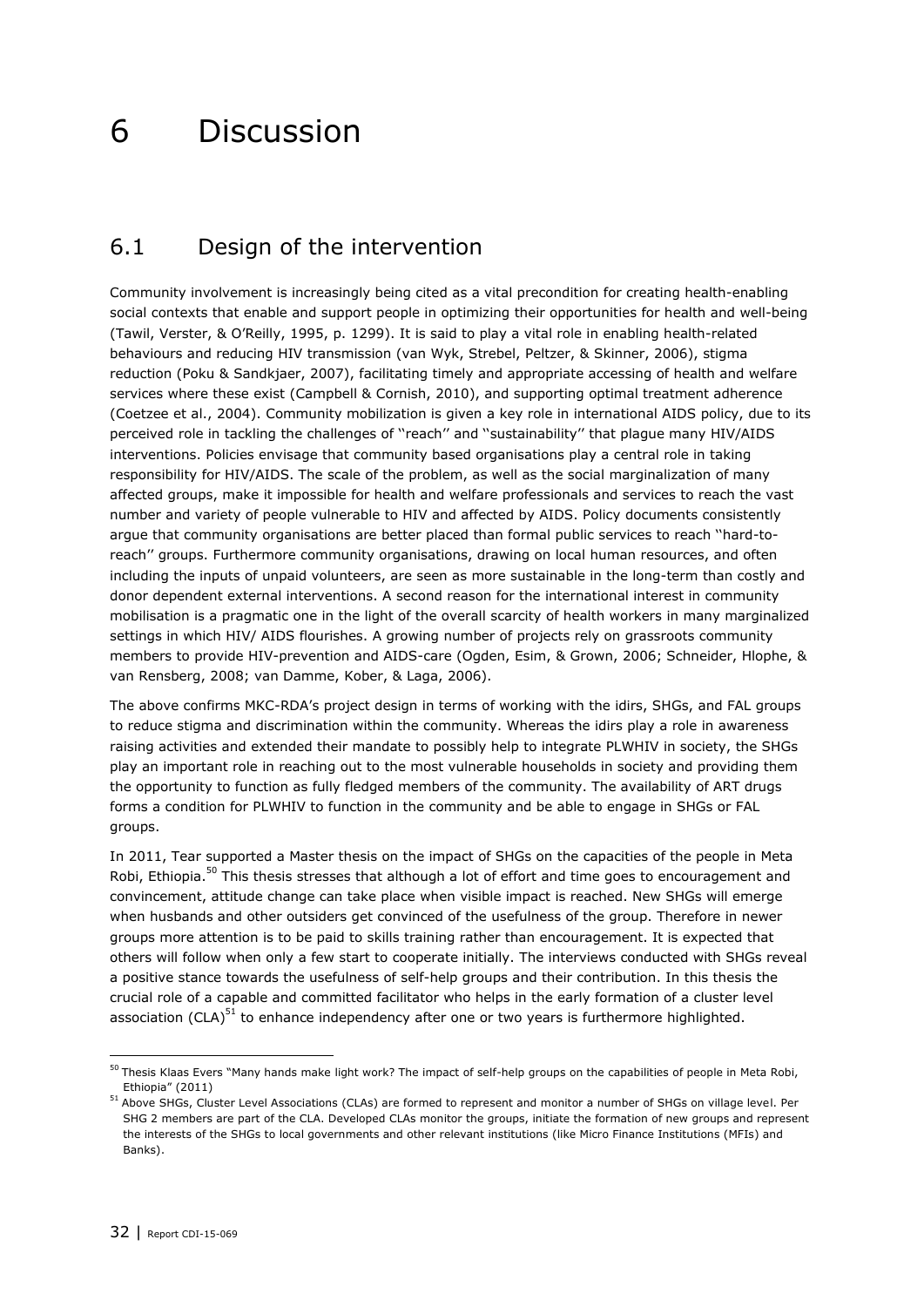# 6 Discussion

## 6.1 Design of the intervention

Community involvement is increasingly being cited as a vital precondition for creating health-enabling social contexts that enable and support people in optimizing their opportunities for health and well-being (Tawil, Verster, & O'Reilly, 1995, p. 1299). It is said to play a vital role in enabling health-related behaviours and reducing HIV transmission (van Wyk, Strebel, Peltzer, & Skinner, 2006), stigma reduction (Poku & Sandkjaer, 2007), facilitating timely and appropriate accessing of health and welfare services where these exist (Campbell & Cornish, 2010), and supporting optimal treatment adherence (Coetzee et al., 2004). Community mobilization is given a key role in international AIDS policy, due to its perceived role in tackling the challenges of ''reach'' and ''sustainability'' that plague many HIV/AIDS interventions. Policies envisage that community based organisations play a central role in taking responsibility for HIV/AIDS. The scale of the problem, as well as the social marginalization of many affected groups, make it impossible for health and welfare professionals and services to reach the vast number and variety of people vulnerable to HIV and affected by AIDS. Policy documents consistently argue that community organisations are better placed than formal public services to reach ''hard-to-reach'' groups. Furthermore community organisations, drawing on local human resources, and often including the inputs of unpaid volunteers, are seen as more sustainable in the long-term than costly and donor dependent external interventions. A second reason for the international interest in community mobilisation is a pragmatic one in the light of the overall scarcity of health workers in many marginalized settings in which HIV/ AIDS flourishes. A growing number of projects rely on grassroots community members to provide HIV-prevention and AIDS-care (Ogden, Esim, & Grown, 2006; Schneider, Hlophe, & van Rensberg, 2008; van Damme, Kober, & Laga, 2006).

The above confirms MKC-RDA's project design in terms of working with the idirs, SHGs, and FAL groups to reduce stigma and discrimination within the community. Whereas the idirs play a role in awareness raising activities and extended their mandate to possibly help to integrate PLWHIV in society, the SHGs play an important role in reaching out to the most vulnerable households in society and providing them the opportunity to function as fully fledged members of the community. The availability of ART drugs forms a condition for PLWHIV to function in the community and be able to engage in SHGs or FAL groups.

In 2011, Tear supported a Master thesis on the impact of SHGs on the capacities of the people in Meta Robi, Ethiopia.[50] This thesis stresses that although a lot of effort and time goes to encouragement and convincement, attitude change can take place when visible impact is reached. New SHGs will emerge when husbands and other outsiders get convinced of the usefulness of the group. Therefore in newer groups more attention is to be paid to skills training rather than encouragement. It is expected that others will follow when only a few start to cooperate initially. The interviews conducted with SHGs reveal a positive stance towards the usefulness of self-help groups and their contribution. In this thesis the crucial role of a capable and committed facilitator who helps in the early formation of a cluster level association (CLA)[51] to enhance independency after one or two years is furthermore highlighted.

[50] Thesis Klaas Evers "Many hands make light work? The impact of self-help groups on the capabilities of people in Meta Robi, Ethiopia" (2011)

[51] Above SHGs, Cluster Level Associations (CLAs) are formed to represent and monitor a number of SHGs on village level. Per SHG 2 members are part of the CLA. Developed CLAs monitor the groups, initiate the formation of new groups and represent the interests of the SHGs to local governments and other relevant institutions (like Micro Finance Institutions (MFIs) and Banks).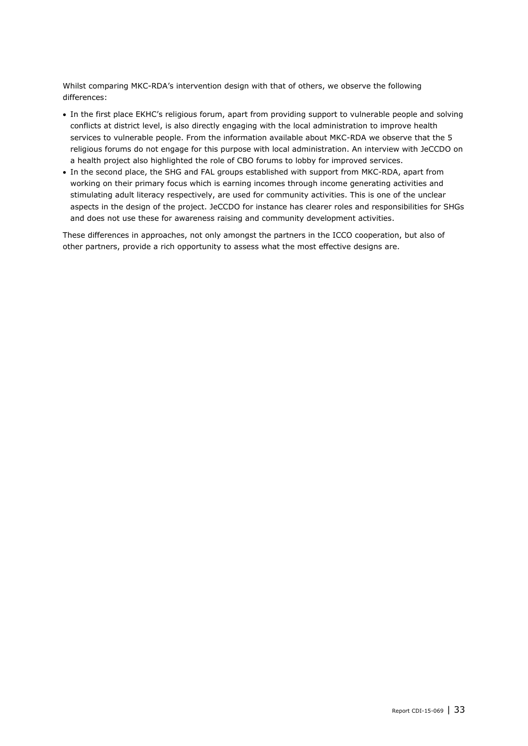Whilst comparing MKC-RDA's intervention design with that of others, we observe the following differences:

- In the first place EKHC's religious forum, apart from providing support to vulnerable people and solving conflicts at district level, is also directly engaging with the local administration to improve health services to vulnerable people. From the information available about MKC-RDA we observe that the 5 religious forums do not engage for this purpose with local administration. An interview with JeCCDO on a health project also highlighted the role of CBO forums to lobby for improved services.
- In the second place, the SHG and FAL groups established with support from MKC-RDA, apart from working on their primary focus which is earning incomes through income generating activities and stimulating adult literacy respectively, are used for community activities. This is one of the unclear aspects in the design of the project. JeCCDO for instance has clearer roles and responsibilities for SHGs and does not use these for awareness raising and community development activities.

These differences in approaches, not only amongst the partners in the ICCO cooperation, but also of other partners, provide a rich opportunity to assess what the most effective designs are.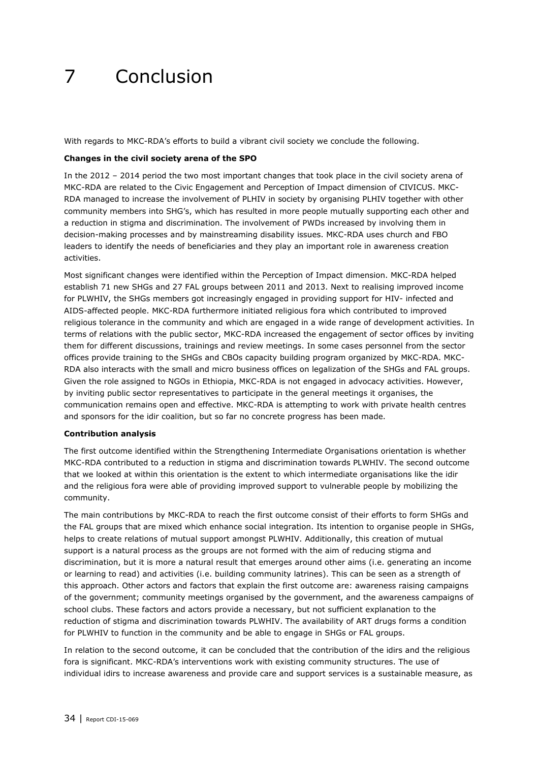# 7 Conclusion

With regards to MKC-RDA's efforts to build a vibrant civil society we conclude the following.

**Changes in the civil society arena of the SPO**

In the 2012 – 2014 period the two most important changes that took place in the civil society arena of MKC-RDA are related to the Civic Engagement and Perception of Impact dimension of CIVICUS. MKC-RDA managed to increase the involvement of PLHIV in society by organising PLHIV together with other community members into SHG's, which has resulted in more people mutually supporting each other and a reduction in stigma and discrimination. The involvement of PWDs increased by involving them in decision-making processes and by mainstreaming disability issues. MKC-RDA uses church and FBO leaders to identify the needs of beneficiaries and they play an important role in awareness creation activities.

Most significant changes were identified within the Perception of Impact dimension. MKC-RDA helped establish 71 new SHGs and 27 FAL groups between 2011 and 2013. Next to realising improved income for PLWHIV, the SHGs members got increasingly engaged in providing support for HIV- infected and AIDS-affected people. MKC-RDA furthermore initiated religious fora which contributed to improved religious tolerance in the community and which are engaged in a wide range of development activities. In terms of relations with the public sector, MKC-RDA increased the engagement of sector offices by inviting them for different discussions, trainings and review meetings. In some cases personnel from the sector offices provide training to the SHGs and CBOs capacity building program organized by MKC-RDA. MKC-RDA also interacts with the small and micro business offices on legalization of the SHGs and FAL groups. Given the role assigned to NGOs in Ethiopia, MKC-RDA is not engaged in advocacy activities. However, by inviting public sector representatives to participate in the general meetings it organises, the communication remains open and effective. MKC-RDA is attempting to work with private health centres and sponsors for the idir coalition, but so far no concrete progress has been made.

**Contribution analysis**

The first outcome identified within the Strengthening Intermediate Organisations orientation is whether MKC-RDA contributed to a reduction in stigma and discrimination towards PLWHIV. The second outcome that we looked at within this orientation is the extent to which intermediate organisations like the idir and the religious fora were able of providing improved support to vulnerable people by mobilizing the community.

The main contributions by MKC-RDA to reach the first outcome consist of their efforts to form SHGs and the FAL groups that are mixed which enhance social integration. Its intention to organise people in SHGs, helps to create relations of mutual support amongst PLWHIV. Additionally, this creation of mutual support is a natural process as the groups are not formed with the aim of reducing stigma and discrimination, but it is more a natural result that emerges around other aims (i.e. generating an income or learning to read) and activities (i.e. building community latrines). This can be seen as a strength of this approach. Other actors and factors that explain the first outcome are: awareness raising campaigns of the government; community meetings organised by the government, and the awareness campaigns of school clubs. These factors and actors provide a necessary, but not sufficient explanation to the reduction of stigma and discrimination towards PLWHIV. The availability of ART drugs forms a condition for PLWHIV to function in the community and be able to engage in SHGs or FAL groups.

In relation to the second outcome, it can be concluded that the contribution of the idirs and the religious fora is significant. MKC-RDA's interventions work with existing community structures. The use of individual idirs to increase awareness and provide care and support services is a sustainable measure, as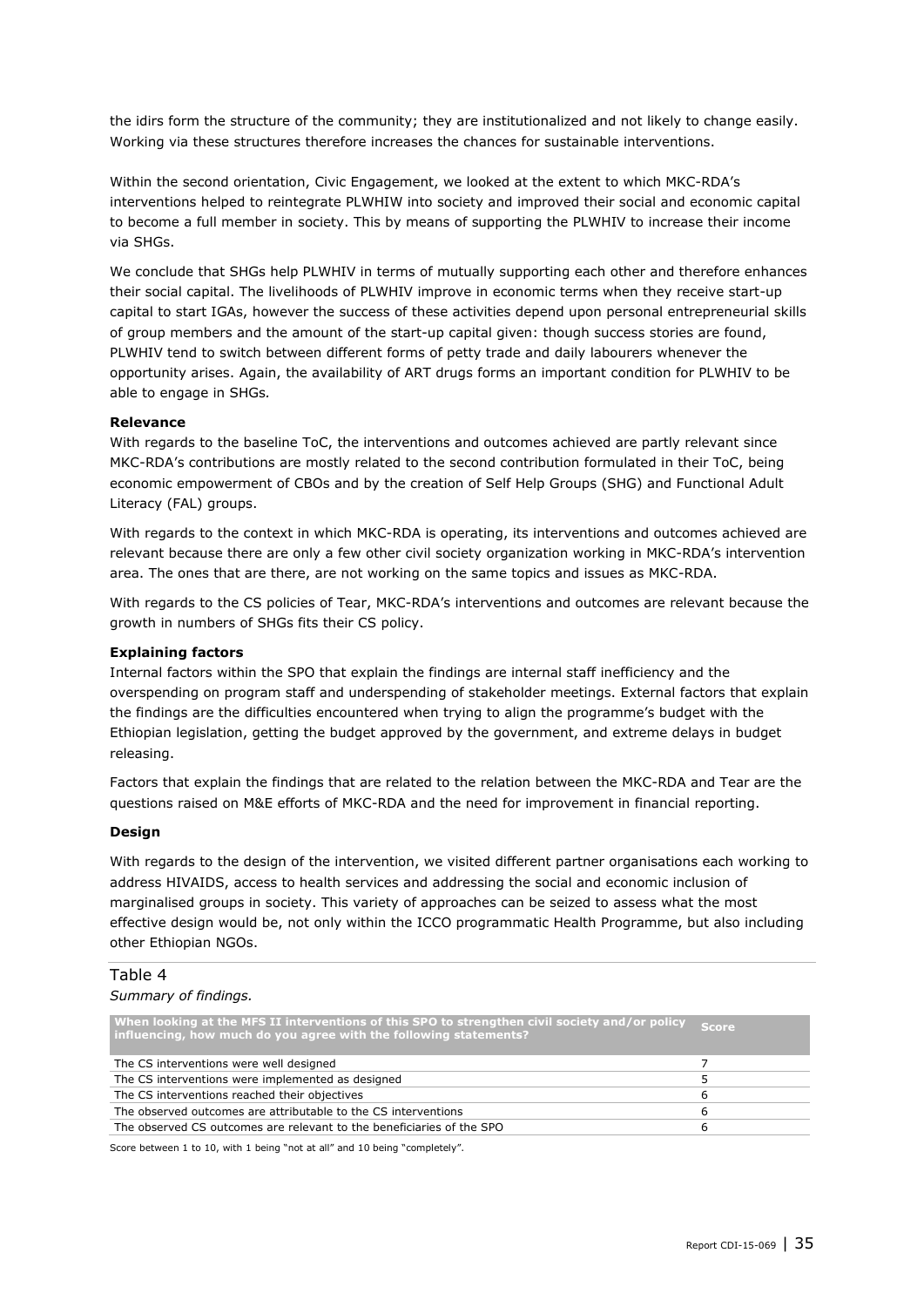the idirs form the structure of the community; they are institutionalized and not likely to change easily. Working via these structures therefore increases the chances for sustainable interventions.

Within the second orientation, Civic Engagement, we looked at the extent to which MKC-RDA's interventions helped to reintegrate PLWHIW into society and improved their social and economic capital to become a full member in society. This by means of supporting the PLWHIV to increase their income via SHGs.

We conclude that SHGs help PLWHIV in terms of mutually supporting each other and therefore enhances their social capital. The livelihoods of PLWHIV improve in economic terms when they receive start-up capital to start IGAs, however the success of these activities depend upon personal entrepreneurial skills of group members and the amount of the start-up capital given: though success stories are found, PLWHIV tend to switch between different forms of petty trade and daily labourers whenever the opportunity arises. Again, the availability of ART drugs forms an important condition for PLWHIV to be able to engage in SHGs.

**Relevance**

With regards to the baseline ToC, the interventions and outcomes achieved are partly relevant since MKC-RDA's contributions are mostly related to the second contribution formulated in their ToC, being economic empowerment of CBOs and by the creation of Self Help Groups (SHG) and Functional Adult Literacy (FAL) groups.

With regards to the context in which MKC-RDA is operating, its interventions and outcomes achieved are relevant because there are only a few other civil society organization working in MKC-RDA's intervention area. The ones that are there, are not working on the same topics and issues as MKC-RDA.

With regards to the CS policies of Tear, MKC-RDA's interventions and outcomes are relevant because the growth in numbers of SHGs fits their CS policy.

**Explaining factors**

Internal factors within the SPO that explain the findings are internal staff inefficiency and the overspending on program staff and underspending of stakeholder meetings. External factors that explain the findings are the difficulties encountered when trying to align the programme's budget with the Ethiopian legislation, getting the budget approved by the government, and extreme delays in budget releasing.

Factors that explain the findings that are related to the relation between the MKC-RDA and Tear are the questions raised on M&E efforts of MKC-RDA and the need for improvement in financial reporting.

**Design**

With regards to the design of the intervention, we visited different partner organisations each working to address HIVAIDS, access to health services and addressing the social and economic inclusion of marginalised groups in society. This variety of approaches can be seized to assess what the most effective design would be, not only within the ICCO programmatic Health Programme, but also including other Ethiopian NGOs.

Table 4

*Summary of findings.*

| When looking at the MFS II interventions of this SPO to strengthen civil society and/or policy influencing, how much do you agree with the following statements? | Score |
|---|---|
| The CS interventions were well designed | 7 |
| The CS interventions were implemented as designed | 5 |
| The CS interventions reached their objectives | 6 |
| The observed outcomes are attributable to the CS interventions | 6 |
| The observed CS outcomes are relevant to the beneficiaries of the SPO | 6 |

Score between 1 to 10, with 1 being "not at all" and 10 being "completely".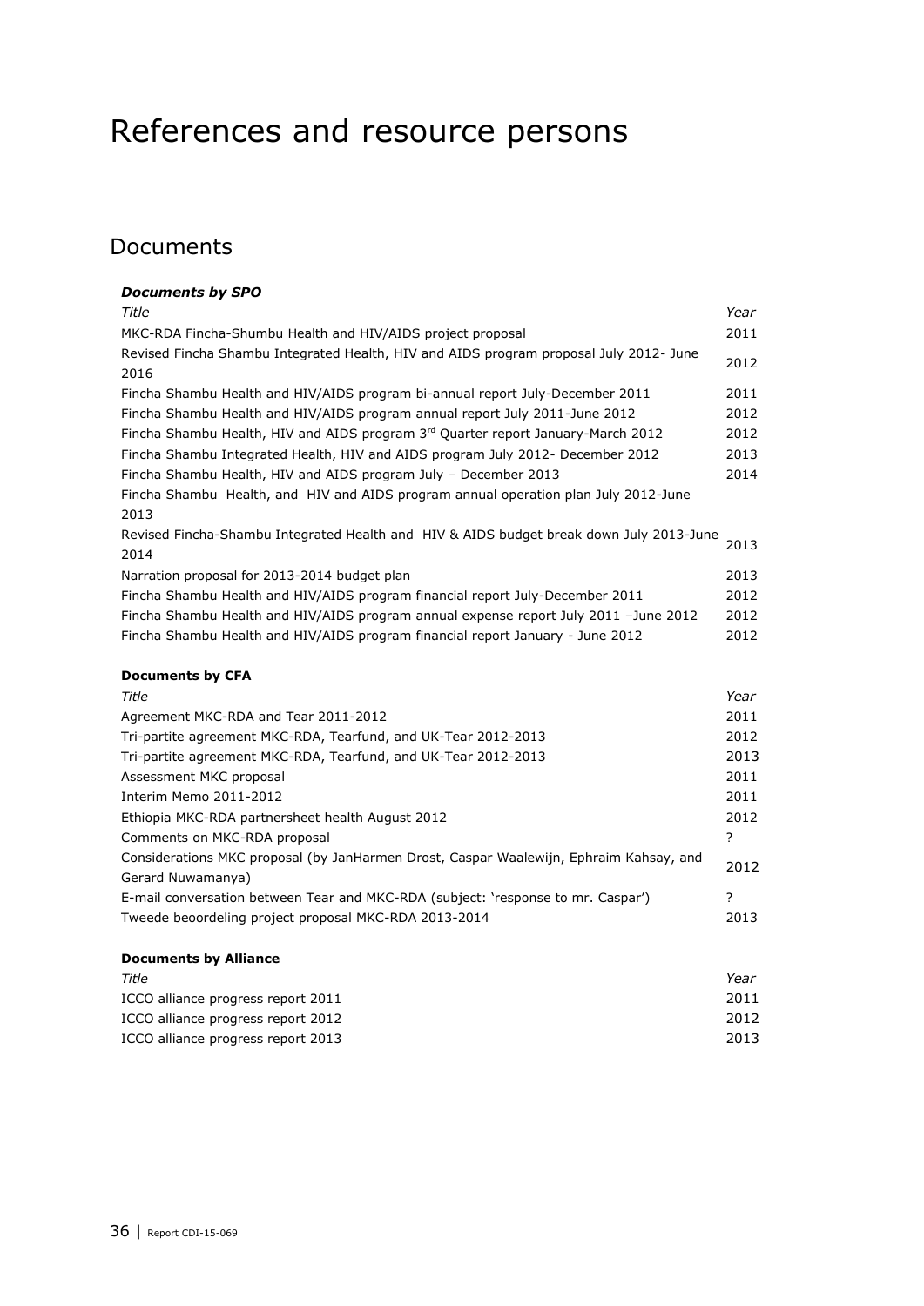# References and resource persons

## Documents

### *Documents by SPO*

| *Title* | *Year* |
|---|---|
| MKC-RDA Fincha-Shumbu Health and HIV/AIDS project proposal | 2011 |
| Revised Fincha Shambu Integrated Health, HIV and AIDS program proposal July 2012- June 2016 | 2012 |
| Fincha Shambu Health and HIV/AIDS program bi-annual report July-December 2011 | 2011 |
| Fincha Shambu Health and HIV/AIDS program annual report July 2011-June 2012 | 2012 |
| Fincha Shambu Health, HIV and AIDS program 3rd Quarter report January-March 2012 | 2012 |
| Fincha Shambu Integrated Health, HIV and AIDS program July 2012- December 2012 | 2013 |
| Fincha Shambu Health, HIV and AIDS program July – December 2013 | 2014 |
| Fincha Shambu Health, and HIV and AIDS program annual operation plan July 2012-June 2013 | |
| Revised Fincha-Shambu Integrated Health and HIV & AIDS budget break down July 2013-June 2014 | 2013 |
| Narration proposal for 2013-2014 budget plan | 2013 |
| Fincha Shambu Health and HIV/AIDS program financial report July-December 2011 | 2012 |
| Fincha Shambu Health and HIV/AIDS program annual expense report July 2011 –June 2012 | 2012 |
| Fincha Shambu Health and HIV/AIDS program financial report January - June 2012 | 2012 |

### **Documents by CFA**

| *Title* | *Year* |
|---|---|
| Agreement MKC-RDA and Tear 2011-2012 | 2011 |
| Tri-partite agreement MKC-RDA, Tearfund, and UK-Tear 2012-2013 | 2012 |
| Tri-partite agreement MKC-RDA, Tearfund, and UK-Tear 2012-2013 | 2013 |
| Assessment MKC proposal | 2011 |
| Interim Memo 2011-2012 | 2011 |
| Ethiopia MKC-RDA partnersheet health August 2012 | 2012 |
| Comments on MKC-RDA proposal | ? |
| Considerations MKC proposal (by JanHarmen Drost, Caspar Waalewijn, Ephraim Kahsay, and Gerard Nuwamanya) | 2012 |
| E-mail conversation between Tear and MKC-RDA (subject: 'response to mr. Caspar') | ? |
| Tweede beoordeling project proposal MKC-RDA 2013-2014 | 2013 |

### **Documents by Alliance**

| *Title* | *Year* |
|---|---|
| ICCO alliance progress report 2011 | 2011 |
| ICCO alliance progress report 2012 | 2012 |
| ICCO alliance progress report 2013 | 2013 |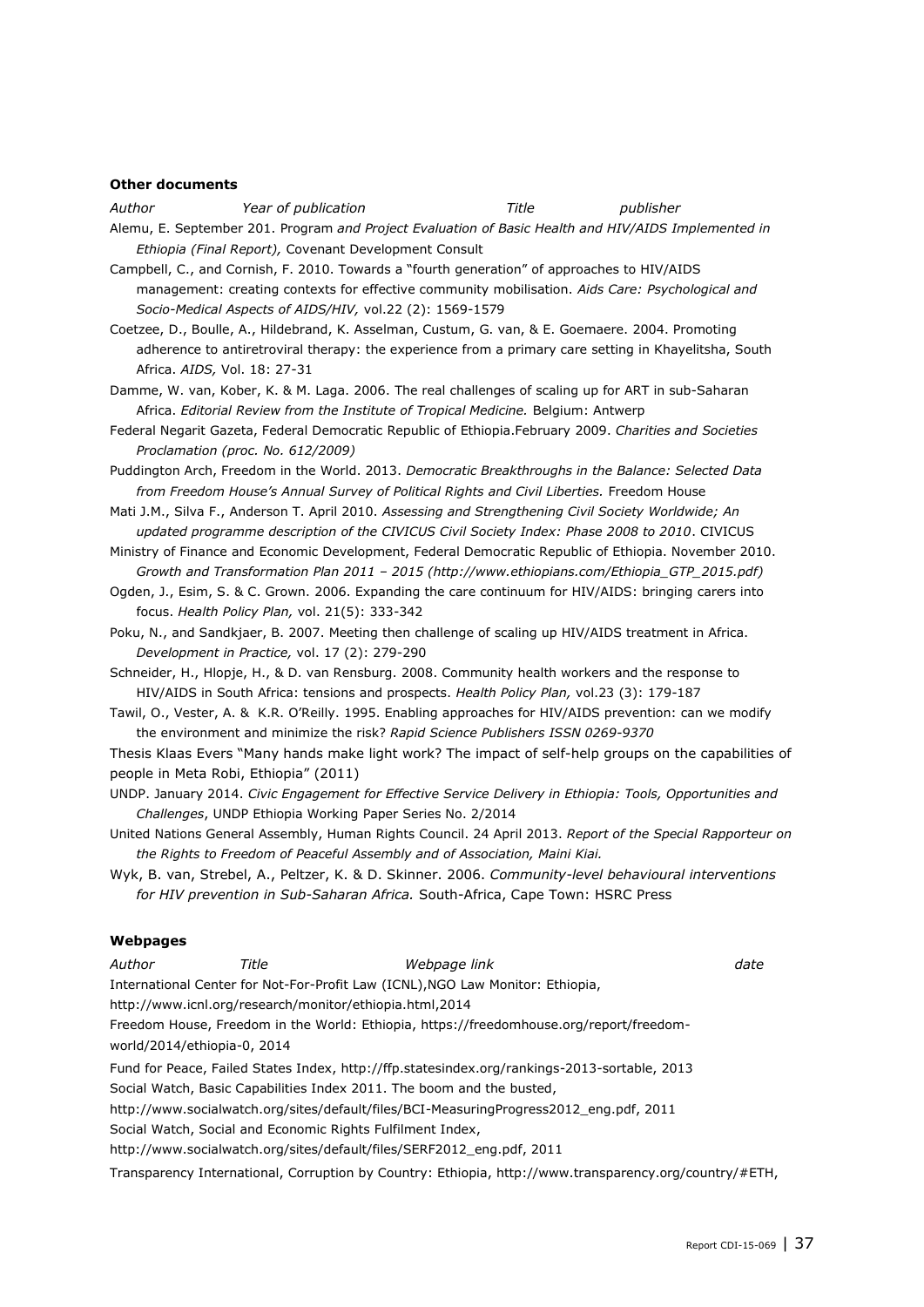**Other documents**

*Author Year of publication Title publisher*

Alemu, E. September 201. Program *and Project Evaluation of Basic Health and HIV/AIDS Implemented in Ethiopia (Final Report),* Covenant Development Consult

Campbell, C., and Cornish, F. 2010. Towards a "fourth generation" of approaches to HIV/AIDS management: creating contexts for effective community mobilisation. *Aids Care: Psychological and Socio-Medical Aspects of AIDS/HIV,* vol.22 (2): 1569-1579

Coetzee, D., Boulle, A., Hildebrand, K. Asselman, Custum, G. van, & E. Goemaere. 2004. Promoting adherence to antiretroviral therapy: the experience from a primary care setting in Khayelitsha, South Africa. *AIDS,* Vol. 18: 27-31

Damme, W. van, Kober, K. & M. Laga. 2006. The real challenges of scaling up for ART in sub-Saharan Africa. *Editorial Review from the Institute of Tropical Medicine.* Belgium: Antwerp

Federal Negarit Gazeta, Federal Democratic Republic of Ethiopia.February 2009. *Charities and Societies Proclamation (proc. No. 612/2009)*

Puddington Arch, Freedom in the World. 2013. *Democratic Breakthroughs in the Balance: Selected Data from Freedom House's Annual Survey of Political Rights and Civil Liberties.* Freedom House

Mati J.M., Silva F., Anderson T. April 2010. *Assessing and Strengthening Civil Society Worldwide; An updated programme description of the CIVICUS Civil Society Index: Phase 2008 to 2010*. CIVICUS

Ministry of Finance and Economic Development, Federal Democratic Republic of Ethiopia. November 2010. *Growth and Transformation Plan 2011 – 2015 (http://www.ethiopians.com/Ethiopia_GTP_2015.pdf)*

Ogden, J., Esim, S. & C. Grown. 2006. Expanding the care continuum for HIV/AIDS: bringing carers into focus. *Health Policy Plan,* vol. 21(5): 333-342

Poku, N., and Sandkjaer, B. 2007. Meeting then challenge of scaling up HIV/AIDS treatment in Africa. *Development in Practice,* vol. 17 (2): 279-290

Schneider, H., Hlopje, H., & D. van Rensburg. 2008. Community health workers and the response to HIV/AIDS in South Africa: tensions and prospects. *Health Policy Plan,* vol.23 (3): 179-187

Tawil, O., Vester, A. & K.R. O'Reilly. 1995. Enabling approaches for HIV/AIDS prevention: can we modify the environment and minimize the risk? *Rapid Science Publishers ISSN 0269-9370*

Thesis Klaas Evers "Many hands make light work? The impact of self-help groups on the capabilities of people in Meta Robi, Ethiopia" (2011)

UNDP. January 2014. *Civic Engagement for Effective Service Delivery in Ethiopia: Tools, Opportunities and Challenges*, UNDP Ethiopia Working Paper Series No. 2/2014

United Nations General Assembly, Human Rights Council. 24 April 2013. *Report of the Special Rapporteur on the Rights to Freedom of Peaceful Assembly and of Association, Maini Kiai.*

Wyk, B. van, Strebel, A., Peltzer, K. & D. Skinner. 2006. *Community-level behavioural interventions for HIV prevention in Sub-Saharan Africa.* South-Africa, Cape Town: HSRC Press

**Webpages**

*Author Title Webpage link date*

International Center for Not-For-Profit Law (ICNL),NGO Law Monitor: Ethiopia, http://www.icnl.org/research/monitor/ethiopia.html,2014

Freedom House, Freedom in the World: Ethiopia, https://freedomhouse.org/report/freedom-world/2014/ethiopia-0, 2014

Fund for Peace, Failed States Index, http://ffp.statesindex.org/rankings-2013-sortable, 2013

Social Watch, Basic Capabilities Index 2011. The boom and the busted, http://www.socialwatch.org/sites/default/files/BCI-MeasuringProgress2012_eng.pdf, 2011

Social Watch, Social and Economic Rights Fulfilment Index, http://www.socialwatch.org/sites/default/files/SERF2012_eng.pdf, 2011

Transparency International, Corruption by Country: Ethiopia, http://www.transparency.org/country/#ETH,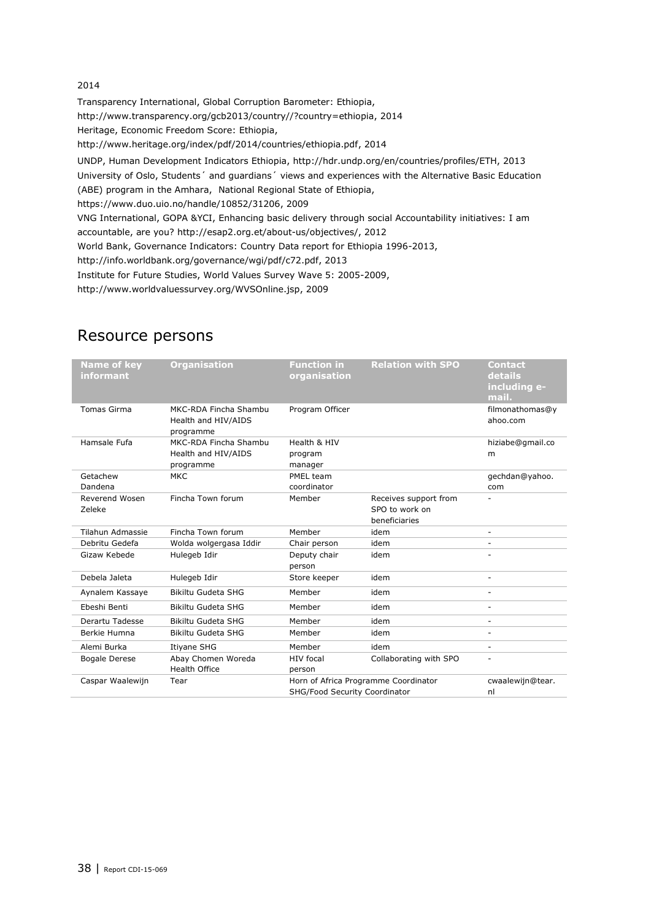2014

Transparency International, Global Corruption Barometer: Ethiopia, http://www.transparency.org/gcb2013/country//?country=ethiopia, 2014

Heritage, Economic Freedom Score: Ethiopia, http://www.heritage.org/index/pdf/2014/countries/ethiopia.pdf, 2014

UNDP, Human Development Indicators Ethiopia, http://hdr.undp.org/en/countries/profiles/ETH, 2013

University of Oslo, Students´ and guardians´ views and experiences with the Alternative Basic Education (ABE) program in the Amhara, National Regional State of Ethiopia, https://www.duo.uio.no/handle/10852/31206, 2009

VNG International, GOPA &YCI, Enhancing basic delivery through social Accountability initiatives: I am accountable, are you? http://esap2.org.et/about-us/objectives/, 2012

World Bank, Governance Indicators: Country Data report for Ethiopia 1996-2013, http://info.worldbank.org/governance/wgi/pdf/c72.pdf, 2013

Institute for Future Studies, World Values Survey Wave 5: 2005-2009, http://www.worldvaluessurvey.org/WVSOnline.jsp, 2009

# Resource persons

| Name of key informant | Organisation | Function in organisation | Relation with SPO | Contact details including e-mail. |
|---|---|---|---|---|
| Tomas Girma | MKC-RDA Fincha Shambu Health and HIV/AIDS programme | Program Officer | | filmonathomas@yahoo.com |
| Hamsale Fufa | MKC-RDA Fincha Shambu Health and HIV/AIDS programme | Health & HIV program manager | | hiziabe@gmail.com |
| Getachew Dandena | MKC | PMEL team coordinator | | gechdan@yahoo.com |
| Reverend Wosen Zeleke | Fincha Town forum | Member | Receives support from SPO to work on beneficiaries | - |
| Tilahun Admassie | Fincha Town forum | Member | idem | - |
| Debritu Gedefa | Wolda wolgergasa Iddir | Chair person | idem | - |
| Gizaw Kebede | Hulegeb Idir | Deputy chair person | idem | - |
| Debela Jaleta | Hulegeb Idir | Store keeper | idem | - |
| Aynalem Kassaye | Bikiltu Gudeta SHG | Member | idem | - |
| Ebeshi Benti | Bikiltu Gudeta SHG | Member | idem | - |
| Derartu Tadesse | Bikiltu Gudeta SHG | Member | idem | - |
| Berkie Humna | Bikiltu Gudeta SHG | Member | idem | - |
| Alemi Burka | Itiyane SHG | Member | idem | - |
| Bogale Derese | Abay Chomen Woreda Health Office | HIV focal person | Collaborating with SPO | - |
| Caspar Waalewijn | Tear | Horn of Africa Programme Coordinator SHG/Food Security Coordinator | | cwaalewijn@tear.nl |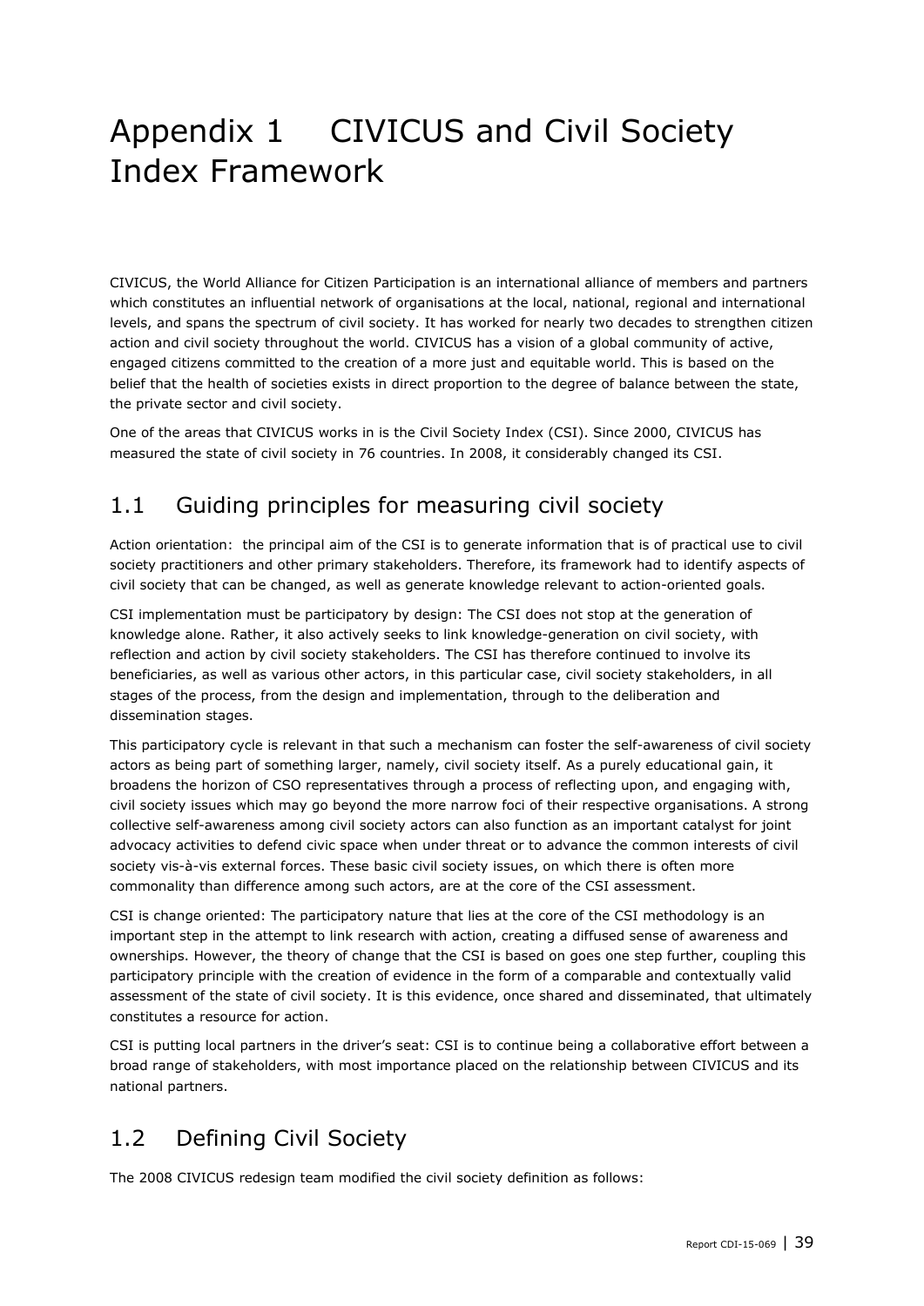# Appendix 1 CIVICUS and Civil Society Index Framework

CIVICUS, the World Alliance for Citizen Participation is an international alliance of members and partners which constitutes an influential network of organisations at the local, national, regional and international levels, and spans the spectrum of civil society. It has worked for nearly two decades to strengthen citizen action and civil society throughout the world. CIVICUS has a vision of a global community of active, engaged citizens committed to the creation of a more just and equitable world. This is based on the belief that the health of societies exists in direct proportion to the degree of balance between the state, the private sector and civil society.

One of the areas that CIVICUS works in is the Civil Society Index (CSI). Since 2000, CIVICUS has measured the state of civil society in 76 countries. In 2008, it considerably changed its CSI.

## 1.1 Guiding principles for measuring civil society

Action orientation: the principal aim of the CSI is to generate information that is of practical use to civil society practitioners and other primary stakeholders. Therefore, its framework had to identify aspects of civil society that can be changed, as well as generate knowledge relevant to action-oriented goals.

CSI implementation must be participatory by design: The CSI does not stop at the generation of knowledge alone. Rather, it also actively seeks to link knowledge-generation on civil society, with reflection and action by civil society stakeholders. The CSI has therefore continued to involve its beneficiaries, as well as various other actors, in this particular case, civil society stakeholders, in all stages of the process, from the design and implementation, through to the deliberation and dissemination stages.

This participatory cycle is relevant in that such a mechanism can foster the self-awareness of civil society actors as being part of something larger, namely, civil society itself. As a purely educational gain, it broadens the horizon of CSO representatives through a process of reflecting upon, and engaging with, civil society issues which may go beyond the more narrow foci of their respective organisations. A strong collective self-awareness among civil society actors can also function as an important catalyst for joint advocacy activities to defend civic space when under threat or to advance the common interests of civil society vis-à-vis external forces. These basic civil society issues, on which there is often more commonality than difference among such actors, are at the core of the CSI assessment.

CSI is change oriented: The participatory nature that lies at the core of the CSI methodology is an important step in the attempt to link research with action, creating a diffused sense of awareness and ownerships. However, the theory of change that the CSI is based on goes one step further, coupling this participatory principle with the creation of evidence in the form of a comparable and contextually valid assessment of the state of civil society. It is this evidence, once shared and disseminated, that ultimately constitutes a resource for action.

CSI is putting local partners in the driver's seat: CSI is to continue being a collaborative effort between a broad range of stakeholders, with most importance placed on the relationship between CIVICUS and its national partners.

## 1.2 Defining Civil Society

The 2008 CIVICUS redesign team modified the civil society definition as follows: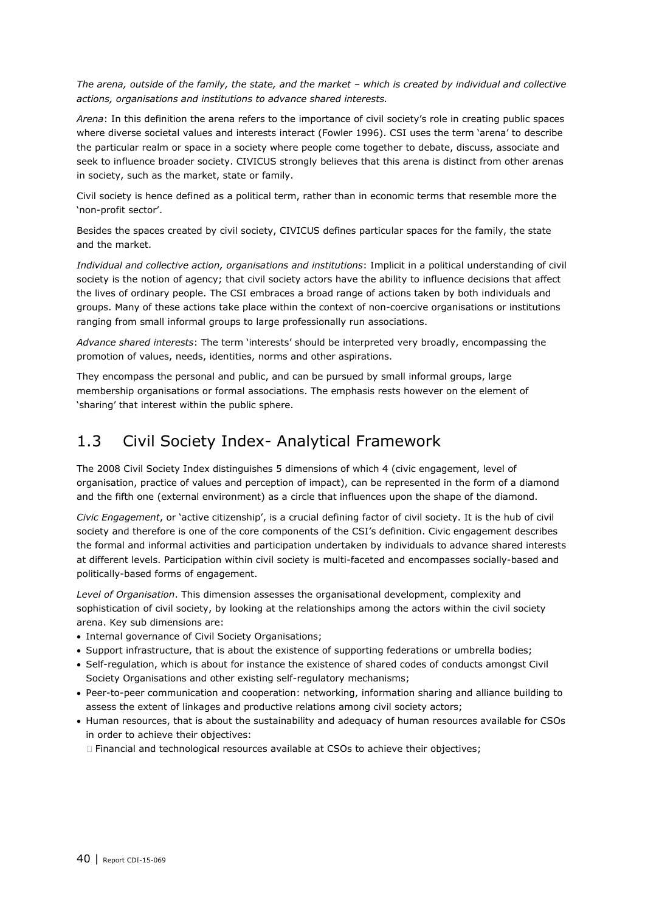*The arena, outside of the family, the state, and the market – which is created by individual and collective actions, organisations and institutions to advance shared interests.*

*Arena*: In this definition the arena refers to the importance of civil society's role in creating public spaces where diverse societal values and interests interact (Fowler 1996). CSI uses the term 'arena' to describe the particular realm or space in a society where people come together to debate, discuss, associate and seek to influence broader society. CIVICUS strongly believes that this arena is distinct from other arenas in society, such as the market, state or family.

Civil society is hence defined as a political term, rather than in economic terms that resemble more the 'non-profit sector'.

Besides the spaces created by civil society, CIVICUS defines particular spaces for the family, the state and the market.

*Individual and collective action, organisations and institutions*: Implicit in a political understanding of civil society is the notion of agency; that civil society actors have the ability to influence decisions that affect the lives of ordinary people. The CSI embraces a broad range of actions taken by both individuals and groups. Many of these actions take place within the context of non-coercive organisations or institutions ranging from small informal groups to large professionally run associations.

*Advance shared interests*: The term 'interests' should be interpreted very broadly, encompassing the promotion of values, needs, identities, norms and other aspirations.

They encompass the personal and public, and can be pursued by small informal groups, large membership organisations or formal associations. The emphasis rests however on the element of 'sharing' that interest within the public sphere.

## 1.3 Civil Society Index- Analytical Framework

The 2008 Civil Society Index distinguishes 5 dimensions of which 4 (civic engagement, level of organisation, practice of values and perception of impact), can be represented in the form of a diamond and the fifth one (external environment) as a circle that influences upon the shape of the diamond.

*Civic Engagement*, or 'active citizenship', is a crucial defining factor of civil society. It is the hub of civil society and therefore is one of the core components of the CSI's definition. Civic engagement describes the formal and informal activities and participation undertaken by individuals to advance shared interests at different levels. Participation within civil society is multi-faceted and encompasses socially-based and politically-based forms of engagement.

*Level of Organisation*. This dimension assesses the organisational development, complexity and sophistication of civil society, by looking at the relationships among the actors within the civil society arena. Key sub dimensions are:

- Internal governance of Civil Society Organisations;
- Support infrastructure, that is about the existence of supporting federations or umbrella bodies;
- Self-regulation, which is about for instance the existence of shared codes of conducts amongst Civil Society Organisations and other existing self-regulatory mechanisms;
- Peer-to-peer communication and cooperation: networking, information sharing and alliance building to assess the extent of linkages and productive relations among civil society actors;
- Human resources, that is about the sustainability and adequacy of human resources available for CSOs in order to achieve their objectives:
- Financial and technological resources available at CSOs to achieve their objectives;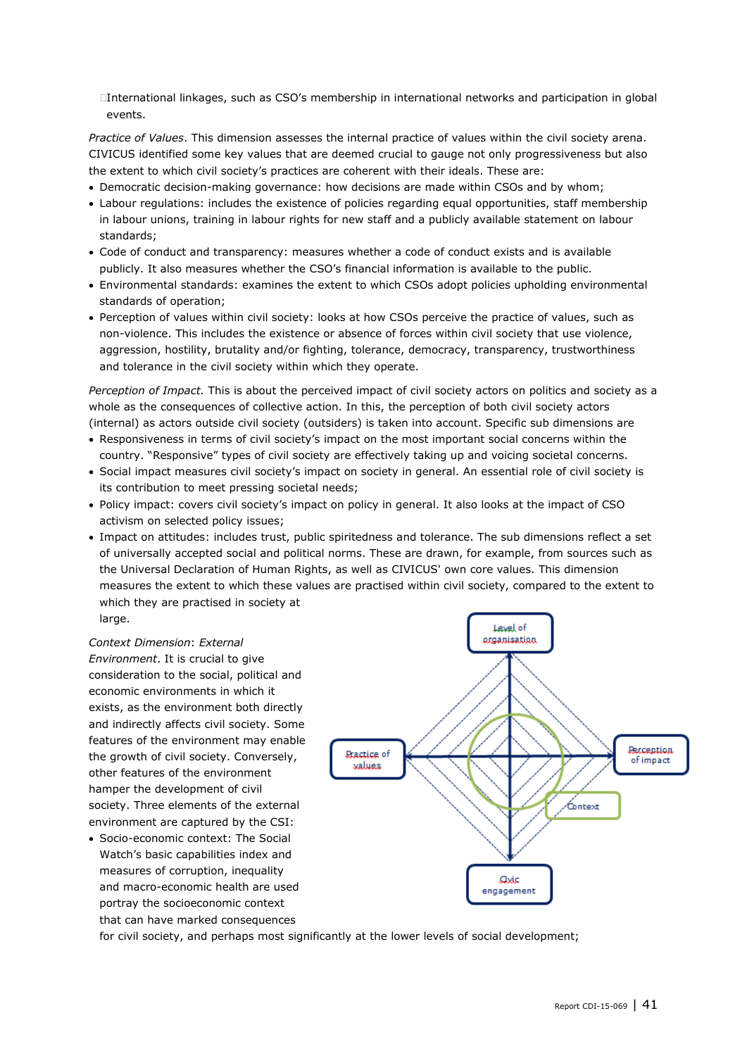International linkages, such as CSO's membership in international networks and participation in global events.

*Practice of Values*. This dimension assesses the internal practice of values within the civil society arena. CIVICUS identified some key values that are deemed crucial to gauge not only progressiveness but also the extent to which civil society's practices are coherent with their ideals. These are:

- Democratic decision-making governance: how decisions are made within CSOs and by whom;
- Labour regulations: includes the existence of policies regarding equal opportunities, staff membership in labour unions, training in labour rights for new staff and a publicly available statement on labour standards;
- Code of conduct and transparency: measures whether a code of conduct exists and is available publicly. It also measures whether the CSO's financial information is available to the public.
- Environmental standards: examines the extent to which CSOs adopt policies upholding environmental standards of operation;
- Perception of values within civil society: looks at how CSOs perceive the practice of values, such as non-violence. This includes the existence or absence of forces within civil society that use violence, aggression, hostility, brutality and/or fighting, tolerance, democracy, transparency, trustworthiness and tolerance in the civil society within which they operate.

*Perception of Impact.* This is about the perceived impact of civil society actors on politics and society as a whole as the consequences of collective action. In this, the perception of both civil society actors (internal) as actors outside civil society (outsiders) is taken into account. Specific sub dimensions are

- Responsiveness in terms of civil society's impact on the most important social concerns within the country. "Responsive" types of civil society are effectively taking up and voicing societal concerns.
- Social impact measures civil society's impact on society in general. An essential role of civil society is its contribution to meet pressing societal needs;
- Policy impact: covers civil society's impact on policy in general. It also looks at the impact of CSO activism on selected policy issues;
- Impact on attitudes: includes trust, public spiritedness and tolerance. The sub dimensions reflect a set of universally accepted social and political norms. These are drawn, for example, from sources such as the Universal Declaration of Human Rights, as well as CIVICUS' own core values. This dimension measures the extent to which these values are practised within civil society, compared to the extent to which they are practised in society at large.

Level of organisation

Practice of values

Perception of impact

Context

Civic engagement

*Context Dimension*: *External Environment*. It is crucial to give consideration to the social, political and economic environments in which it exists, as the environment both directly and indirectly affects civil society. Some features of the environment may enable the growth of civil society. Conversely, other features of the environment hamper the development of civil society. Three elements of the external environment are captured by the CSI:

- Socio-economic context: The Social Watch's basic capabilities index and measures of corruption, inequality and macro-economic health are used portray the socioeconomic context that can have marked consequences for civil society, and perhaps most significantly at the lower levels of social development;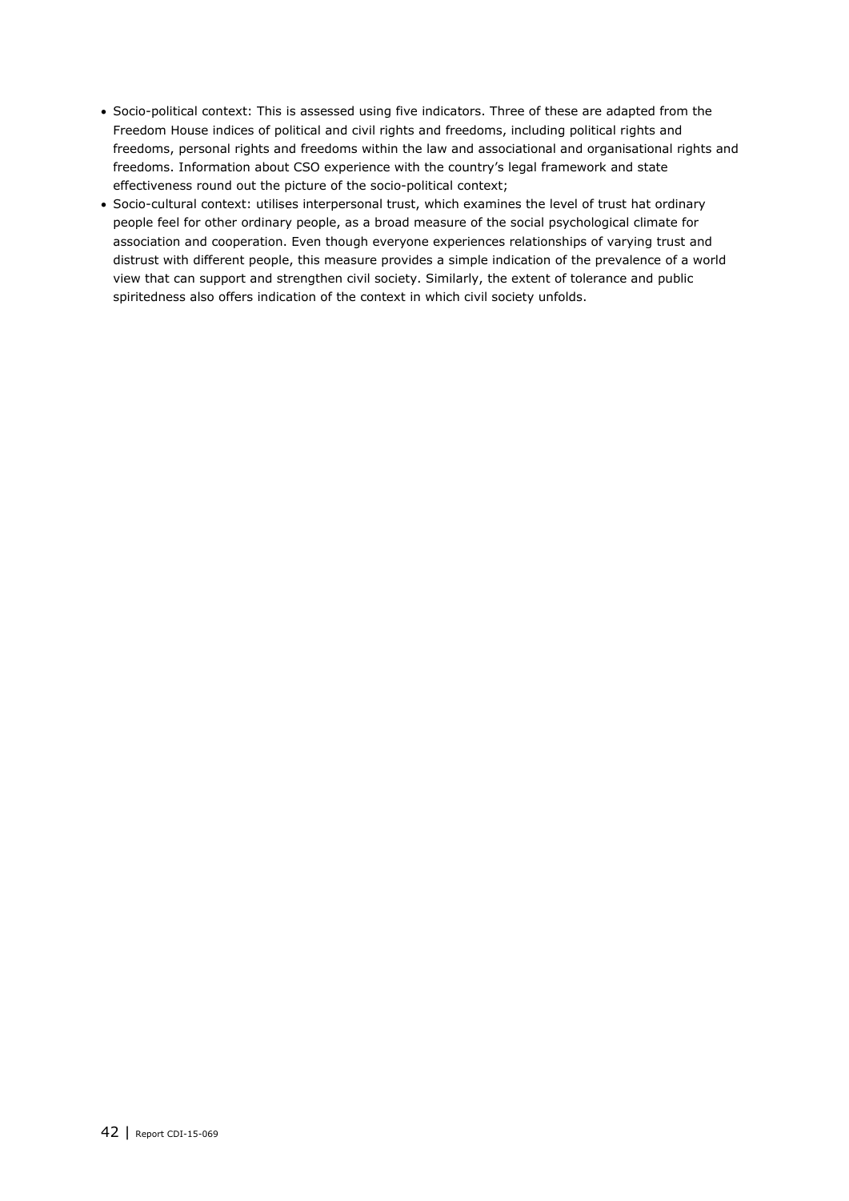- Socio-political context: This is assessed using five indicators. Three of these are adapted from the Freedom House indices of political and civil rights and freedoms, including political rights and freedoms, personal rights and freedoms within the law and associational and organisational rights and freedoms. Information about CSO experience with the country's legal framework and state effectiveness round out the picture of the socio-political context;
- Socio-cultural context: utilises interpersonal trust, which examines the level of trust hat ordinary people feel for other ordinary people, as a broad measure of the social psychological climate for association and cooperation. Even though everyone experiences relationships of varying trust and distrust with different people, this measure provides a simple indication of the prevalence of a world view that can support and strengthen civil society. Similarly, the extent of tolerance and public spiritedness also offers indication of the context in which civil society unfolds.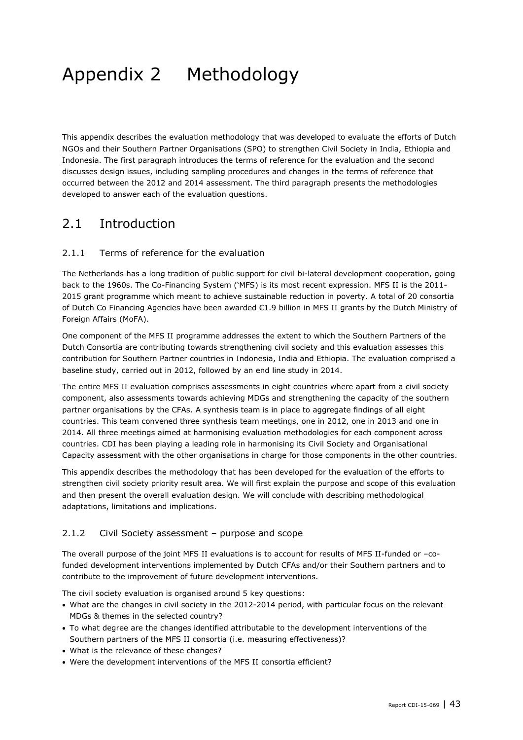# Appendix 2 Methodology

This appendix describes the evaluation methodology that was developed to evaluate the efforts of Dutch NGOs and their Southern Partner Organisations (SPO) to strengthen Civil Society in India, Ethiopia and Indonesia. The first paragraph introduces the terms of reference for the evaluation and the second discusses design issues, including sampling procedures and changes in the terms of reference that occurred between the 2012 and 2014 assessment. The third paragraph presents the methodologies developed to answer each of the evaluation questions.

## 2.1 Introduction

### 2.1.1 Terms of reference for the evaluation

The Netherlands has a long tradition of public support for civil bi-lateral development cooperation, going back to the 1960s. The Co-Financing System ('MFS) is its most recent expression. MFS II is the 2011-2015 grant programme which meant to achieve sustainable reduction in poverty. A total of 20 consortia of Dutch Co Financing Agencies have been awarded €1.9 billion in MFS II grants by the Dutch Ministry of Foreign Affairs (MoFA).

One component of the MFS II programme addresses the extent to which the Southern Partners of the Dutch Consortia are contributing towards strengthening civil society and this evaluation assesses this contribution for Southern Partner countries in Indonesia, India and Ethiopia. The evaluation comprised a baseline study, carried out in 2012, followed by an end line study in 2014.

The entire MFS II evaluation comprises assessments in eight countries where apart from a civil society component, also assessments towards achieving MDGs and strengthening the capacity of the southern partner organisations by the CFAs. A synthesis team is in place to aggregate findings of all eight countries. This team convened three synthesis team meetings, one in 2012, one in 2013 and one in 2014. All three meetings aimed at harmonising evaluation methodologies for each component across countries. CDI has been playing a leading role in harmonising its Civil Society and Organisational Capacity assessment with the other organisations in charge for those components in the other countries.

This appendix describes the methodology that has been developed for the evaluation of the efforts to strengthen civil society priority result area. We will first explain the purpose and scope of this evaluation and then present the overall evaluation design. We will conclude with describing methodological adaptations, limitations and implications.

### 2.1.2 Civil Society assessment – purpose and scope

The overall purpose of the joint MFS II evaluations is to account for results of MFS II-funded or –co-funded development interventions implemented by Dutch CFAs and/or their Southern partners and to contribute to the improvement of future development interventions.

The civil society evaluation is organised around 5 key questions:

- What are the changes in civil society in the 2012-2014 period, with particular focus on the relevant MDGs & themes in the selected country?
- To what degree are the changes identified attributable to the development interventions of the Southern partners of the MFS II consortia (i.e. measuring effectiveness)?
- What is the relevance of these changes?
- Were the development interventions of the MFS II consortia efficient?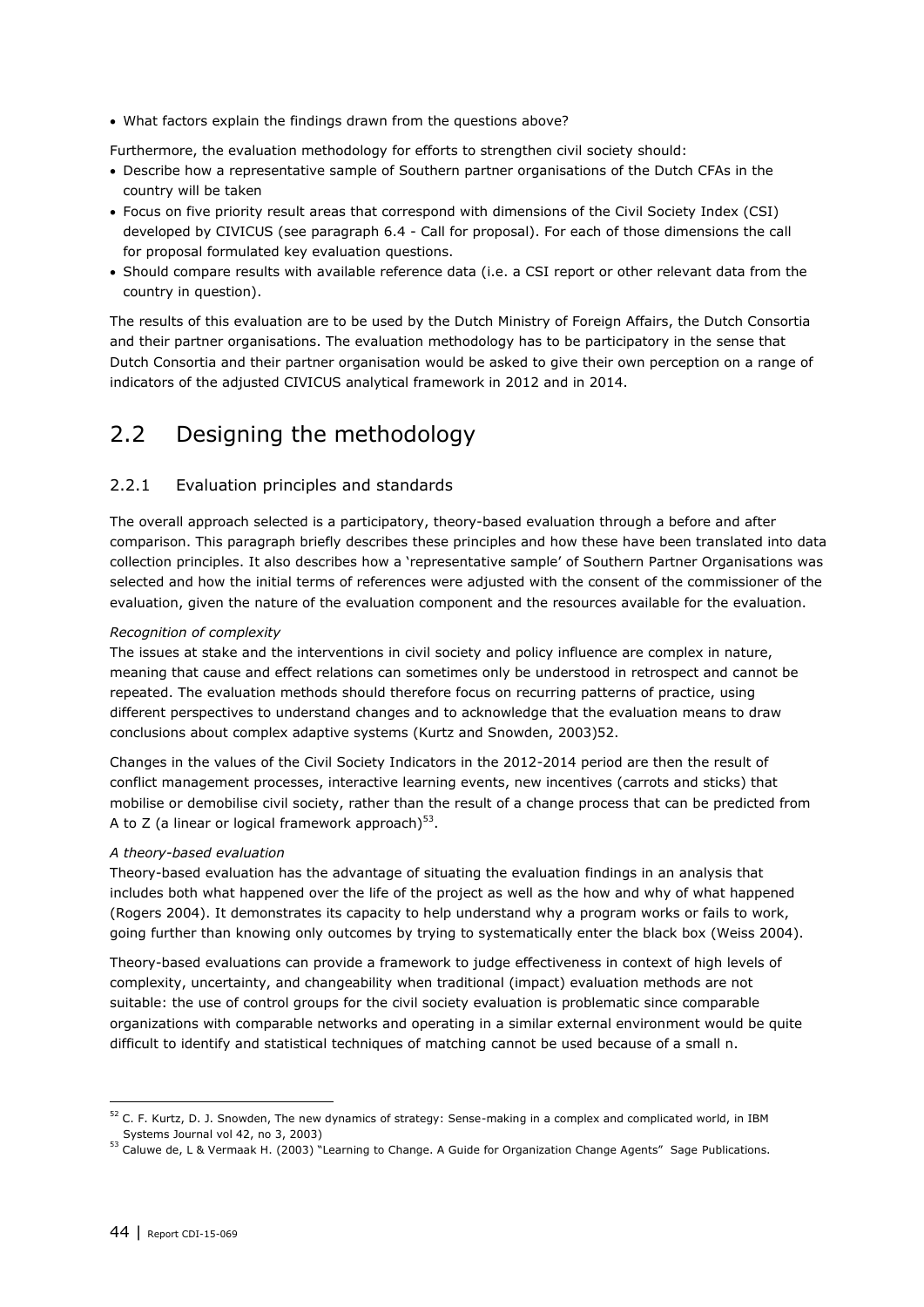- What factors explain the findings drawn from the questions above?

Furthermore, the evaluation methodology for efforts to strengthen civil society should:

- Describe how a representative sample of Southern partner organisations of the Dutch CFAs in the country will be taken
- Focus on five priority result areas that correspond with dimensions of the Civil Society Index (CSI) developed by CIVICUS (see paragraph 6.4 - Call for proposal). For each of those dimensions the call for proposal formulated key evaluation questions.
- Should compare results with available reference data (i.e. a CSI report or other relevant data from the country in question).

The results of this evaluation are to be used by the Dutch Ministry of Foreign Affairs, the Dutch Consortia and their partner organisations. The evaluation methodology has to be participatory in the sense that Dutch Consortia and their partner organisation would be asked to give their own perception on a range of indicators of the adjusted CIVICUS analytical framework in 2012 and in 2014.

## 2.2 Designing the methodology

### 2.2.1 Evaluation principles and standards

The overall approach selected is a participatory, theory-based evaluation through a before and after comparison. This paragraph briefly describes these principles and how these have been translated into data collection principles. It also describes how a 'representative sample' of Southern Partner Organisations was selected and how the initial terms of references were adjusted with the consent of the commissioner of the evaluation, given the nature of the evaluation component and the resources available for the evaluation.

*Recognition of complexity*

The issues at stake and the interventions in civil society and policy influence are complex in nature, meaning that cause and effect relations can sometimes only be understood in retrospect and cannot be repeated. The evaluation methods should therefore focus on recurring patterns of practice, using different perspectives to understand changes and to acknowledge that the evaluation means to draw conclusions about complex adaptive systems (Kurtz and Snowden, 2003)52.

Changes in the values of the Civil Society Indicators in the 2012-2014 period are then the result of conflict management processes, interactive learning events, new incentives (carrots and sticks) that mobilise or demobilise civil society, rather than the result of a change process that can be predicted from A to Z (a linear or logical framework approach)[53].

*A theory-based evaluation*

Theory-based evaluation has the advantage of situating the evaluation findings in an analysis that includes both what happened over the life of the project as well as the how and why of what happened (Rogers 2004). It demonstrates its capacity to help understand why a program works or fails to work, going further than knowing only outcomes by trying to systematically enter the black box (Weiss 2004).

Theory-based evaluations can provide a framework to judge effectiveness in context of high levels of complexity, uncertainty, and changeability when traditional (impact) evaluation methods are not suitable: the use of control groups for the civil society evaluation is problematic since comparable organizations with comparable networks and operating in a similar external environment would be quite difficult to identify and statistical techniques of matching cannot be used because of a small n.

---

[52] C. F. Kurtz, D. J. Snowden, The new dynamics of strategy: Sense-making in a complex and complicated world, in IBM Systems Journal vol 42, no 3, 2003)

[53] Caluwe de, L & Vermaak H. (2003) "Learning to Change. A Guide for Organization Change Agents" Sage Publications.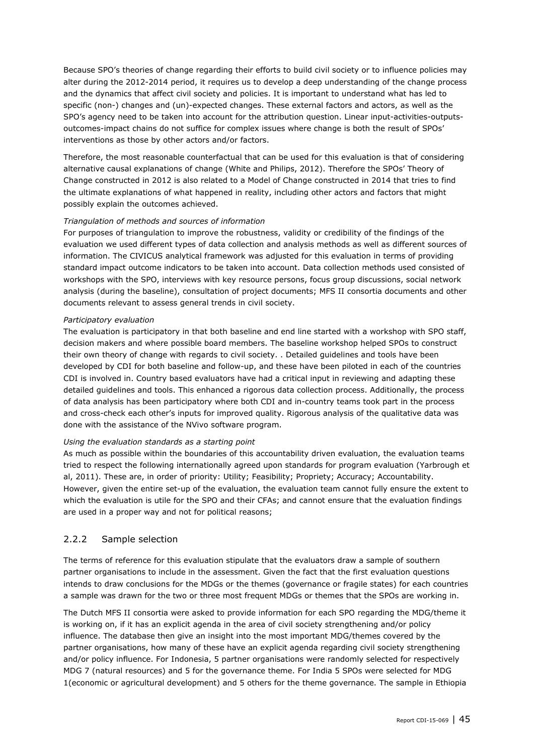Because SPO's theories of change regarding their efforts to build civil society or to influence policies may alter during the 2012-2014 period, it requires us to develop a deep understanding of the change process and the dynamics that affect civil society and policies. It is important to understand what has led to specific (non-) changes and (un)-expected changes. These external factors and actors, as well as the SPO's agency need to be taken into account for the attribution question. Linear input-activities-outputs-outcomes-impact chains do not suffice for complex issues where change is both the result of SPOs' interventions as those by other actors and/or factors.

Therefore, the most reasonable counterfactual that can be used for this evaluation is that of considering alternative causal explanations of change (White and Philips, 2012). Therefore the SPOs' Theory of Change constructed in 2012 is also related to a Model of Change constructed in 2014 that tries to find the ultimate explanations of what happened in reality, including other actors and factors that might possibly explain the outcomes achieved.

*Triangulation of methods and sources of information*

For purposes of triangulation to improve the robustness, validity or credibility of the findings of the evaluation we used different types of data collection and analysis methods as well as different sources of information. The CIVICUS analytical framework was adjusted for this evaluation in terms of providing standard impact outcome indicators to be taken into account. Data collection methods used consisted of workshops with the SPO, interviews with key resource persons, focus group discussions, social network analysis (during the baseline), consultation of project documents; MFS II consortia documents and other documents relevant to assess general trends in civil society.

*Participatory evaluation*

The evaluation is participatory in that both baseline and end line started with a workshop with SPO staff, decision makers and where possible board members. The baseline workshop helped SPOs to construct their own theory of change with regards to civil society. . Detailed guidelines and tools have been developed by CDI for both baseline and follow-up, and these have been piloted in each of the countries CDI is involved in. Country based evaluators have had a critical input in reviewing and adapting these detailed guidelines and tools. This enhanced a rigorous data collection process. Additionally, the process of data analysis has been participatory where both CDI and in-country teams took part in the process and cross-check each other's inputs for improved quality. Rigorous analysis of the qualitative data was done with the assistance of the NVivo software program.

*Using the evaluation standards as a starting point*

As much as possible within the boundaries of this accountability driven evaluation, the evaluation teams tried to respect the following internationally agreed upon standards for program evaluation (Yarbrough et al, 2011). These are, in order of priority: Utility; Feasibility; Propriety; Accuracy; Accountability. However, given the entire set-up of the evaluation, the evaluation team cannot fully ensure the extent to which the evaluation is utile for the SPO and their CFAs; and cannot ensure that the evaluation findings are used in a proper way and not for political reasons;

### 2.2.2 Sample selection

The terms of reference for this evaluation stipulate that the evaluators draw a sample of southern partner organisations to include in the assessment. Given the fact that the first evaluation questions intends to draw conclusions for the MDGs or the themes (governance or fragile states) for each countries a sample was drawn for the two or three most frequent MDGs or themes that the SPOs are working in.

The Dutch MFS II consortia were asked to provide information for each SPO regarding the MDG/theme it is working on, if it has an explicit agenda in the area of civil society strengthening and/or policy influence. The database then give an insight into the most important MDG/themes covered by the partner organisations, how many of these have an explicit agenda regarding civil society strengthening and/or policy influence. For Indonesia, 5 partner organisations were randomly selected for respectively MDG 7 (natural resources) and 5 for the governance theme. For India 5 SPOs were selected for MDG 1(economic or agricultural development) and 5 others for the theme governance. The sample in Ethiopia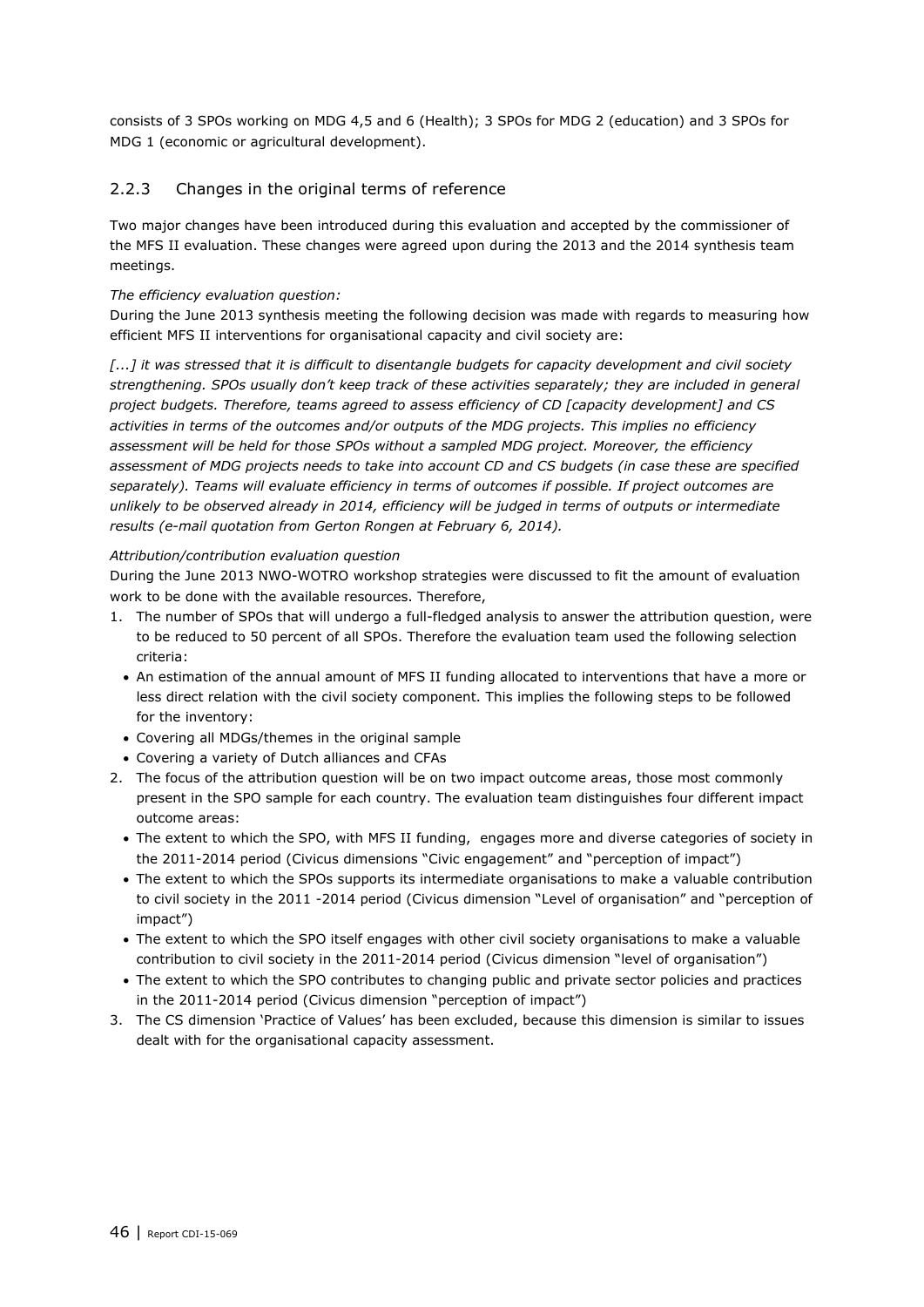consists of 3 SPOs working on MDG 4,5 and 6 (Health); 3 SPOs for MDG 2 (education) and 3 SPOs for MDG 1 (economic or agricultural development).

### 2.2.3 Changes in the original terms of reference

Two major changes have been introduced during this evaluation and accepted by the commissioner of the MFS II evaluation. These changes were agreed upon during the 2013 and the 2014 synthesis team meetings.

*The efficiency evaluation question:*

During the June 2013 synthesis meeting the following decision was made with regards to measuring how efficient MFS II interventions for organisational capacity and civil society are:

*[...] it was stressed that it is difficult to disentangle budgets for capacity development and civil society strengthening. SPOs usually don't keep track of these activities separately; they are included in general project budgets. Therefore, teams agreed to assess efficiency of CD [capacity development] and CS activities in terms of the outcomes and/or outputs of the MDG projects. This implies no efficiency assessment will be held for those SPOs without a sampled MDG project. Moreover, the efficiency assessment of MDG projects needs to take into account CD and CS budgets (in case these are specified separately). Teams will evaluate efficiency in terms of outcomes if possible. If project outcomes are unlikely to be observed already in 2014, efficiency will be judged in terms of outputs or intermediate results (e-mail quotation from Gerton Rongen at February 6, 2014).*

*Attribution/contribution evaluation question*

During the June 2013 NWO-WOTRO workshop strategies were discussed to fit the amount of evaluation work to be done with the available resources. Therefore,

1. The number of SPOs that will undergo a full-fledged analysis to answer the attribution question, were to be reduced to 50 percent of all SPOs. Therefore the evaluation team used the following selection criteria:
   - An estimation of the annual amount of MFS II funding allocated to interventions that have a more or less direct relation with the civil society component. This implies the following steps to be followed for the inventory:
   - Covering all MDGs/themes in the original sample
   - Covering a variety of Dutch alliances and CFAs
2. The focus of the attribution question will be on two impact outcome areas, those most commonly present in the SPO sample for each country. The evaluation team distinguishes four different impact outcome areas:
   - The extent to which the SPO, with MFS II funding, engages more and diverse categories of society in the 2011-2014 period (Civicus dimensions "Civic engagement" and "perception of impact")
   - The extent to which the SPOs supports its intermediate organisations to make a valuable contribution to civil society in the 2011 -2014 period (Civicus dimension "Level of organisation" and "perception of impact")
   - The extent to which the SPO itself engages with other civil society organisations to make a valuable contribution to civil society in the 2011-2014 period (Civicus dimension "level of organisation")
   - The extent to which the SPO contributes to changing public and private sector policies and practices in the 2011-2014 period (Civicus dimension "perception of impact")
3. The CS dimension 'Practice of Values' has been excluded, because this dimension is similar to issues dealt with for the organisational capacity assessment.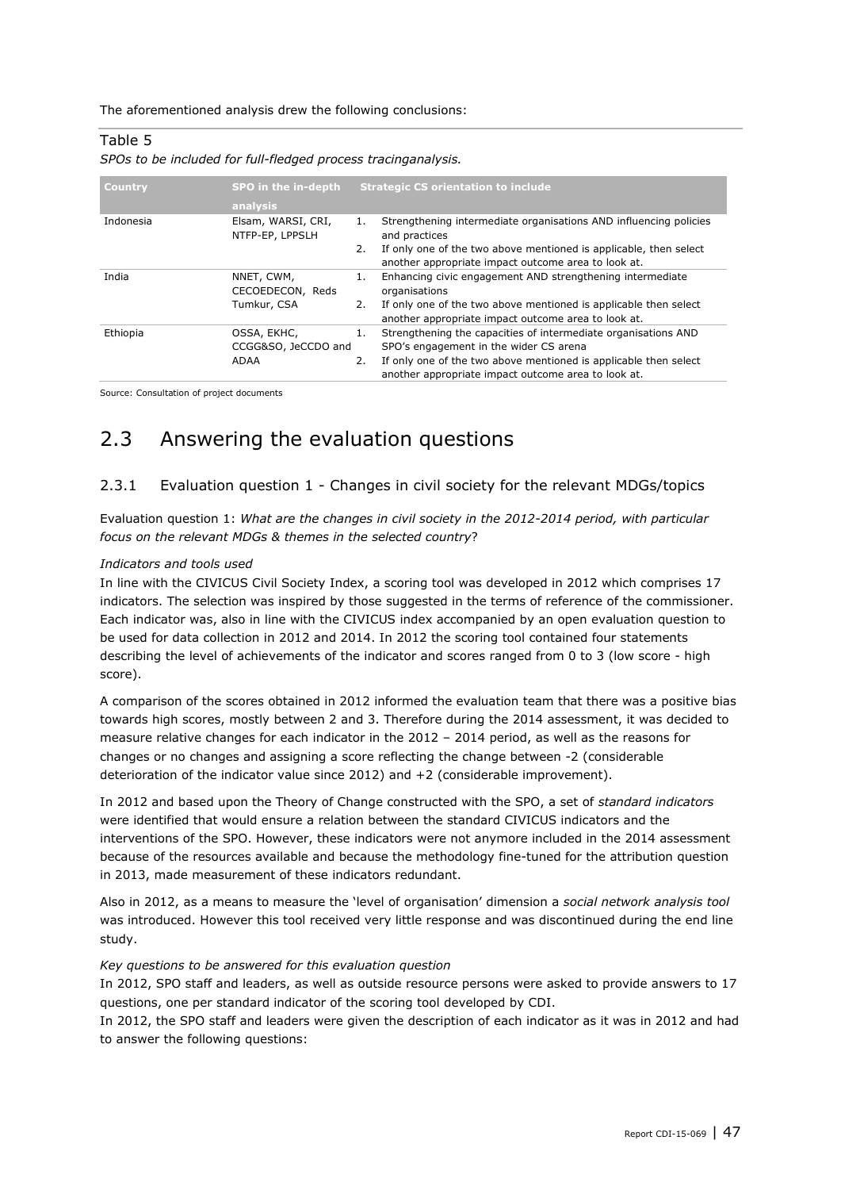The aforementioned analysis drew the following conclusions:

Table 5

*SPOs to be included for full-fledged process tracinganalysis.*

| Country | SPO in the in-depth analysis | Strategic CS orientation to include |
|---|---|---|
| Indonesia | Elsam, WARSI, CRI, NTFP-EP, LPPSLH | 1. Strengthening intermediate organisations AND influencing policies and practices<br>2. If only one of the two above mentioned is applicable, then select another appropriate impact outcome area to look at. |
| India | NNET, CWM, CECOEDECON, Reds Tumkur, CSA | 1. Enhancing civic engagement AND strengthening intermediate organisations<br>2. If only one of the two above mentioned is applicable then select another appropriate impact outcome area to look at. |
| Ethiopia | OSSA, EKHC, CCGG&SO, JeCCDO and ADAA | 1. Strengthening the capacities of intermediate organisations AND SPO's engagement in the wider CS arena<br>2. If only one of the two above mentioned is applicable then select another appropriate impact outcome area to look at. |

Source: Consultation of project documents

## 2.3 Answering the evaluation questions

### 2.3.1 Evaluation question 1 - Changes in civil society for the relevant MDGs/topics

Evaluation question 1: *What are the changes in civil society in the 2012-2014 period, with particular focus on the relevant MDGs & themes in the selected country*?

*Indicators and tools used*

In line with the CIVICUS Civil Society Index, a scoring tool was developed in 2012 which comprises 17 indicators. The selection was inspired by those suggested in the terms of reference of the commissioner. Each indicator was, also in line with the CIVICUS index accompanied by an open evaluation question to be used for data collection in 2012 and 2014. In 2012 the scoring tool contained four statements describing the level of achievements of the indicator and scores ranged from 0 to 3 (low score - high score).

A comparison of the scores obtained in 2012 informed the evaluation team that there was a positive bias towards high scores, mostly between 2 and 3. Therefore during the 2014 assessment, it was decided to measure relative changes for each indicator in the 2012 – 2014 period, as well as the reasons for changes or no changes and assigning a score reflecting the change between -2 (considerable deterioration of the indicator value since 2012) and +2 (considerable improvement).

In 2012 and based upon the Theory of Change constructed with the SPO, a set of *standard indicators* were identified that would ensure a relation between the standard CIVICUS indicators and the interventions of the SPO. However, these indicators were not anymore included in the 2014 assessment because of the resources available and because the methodology fine-tuned for the attribution question in 2013, made measurement of these indicators redundant.

Also in 2012, as a means to measure the 'level of organisation' dimension a *social network analysis tool* was introduced. However this tool received very little response and was discontinued during the end line study.

*Key questions to be answered for this evaluation question*

In 2012, SPO staff and leaders, as well as outside resource persons were asked to provide answers to 17 questions, one per standard indicator of the scoring tool developed by CDI.

In 2012, the SPO staff and leaders were given the description of each indicator as it was in 2012 and had to answer the following questions: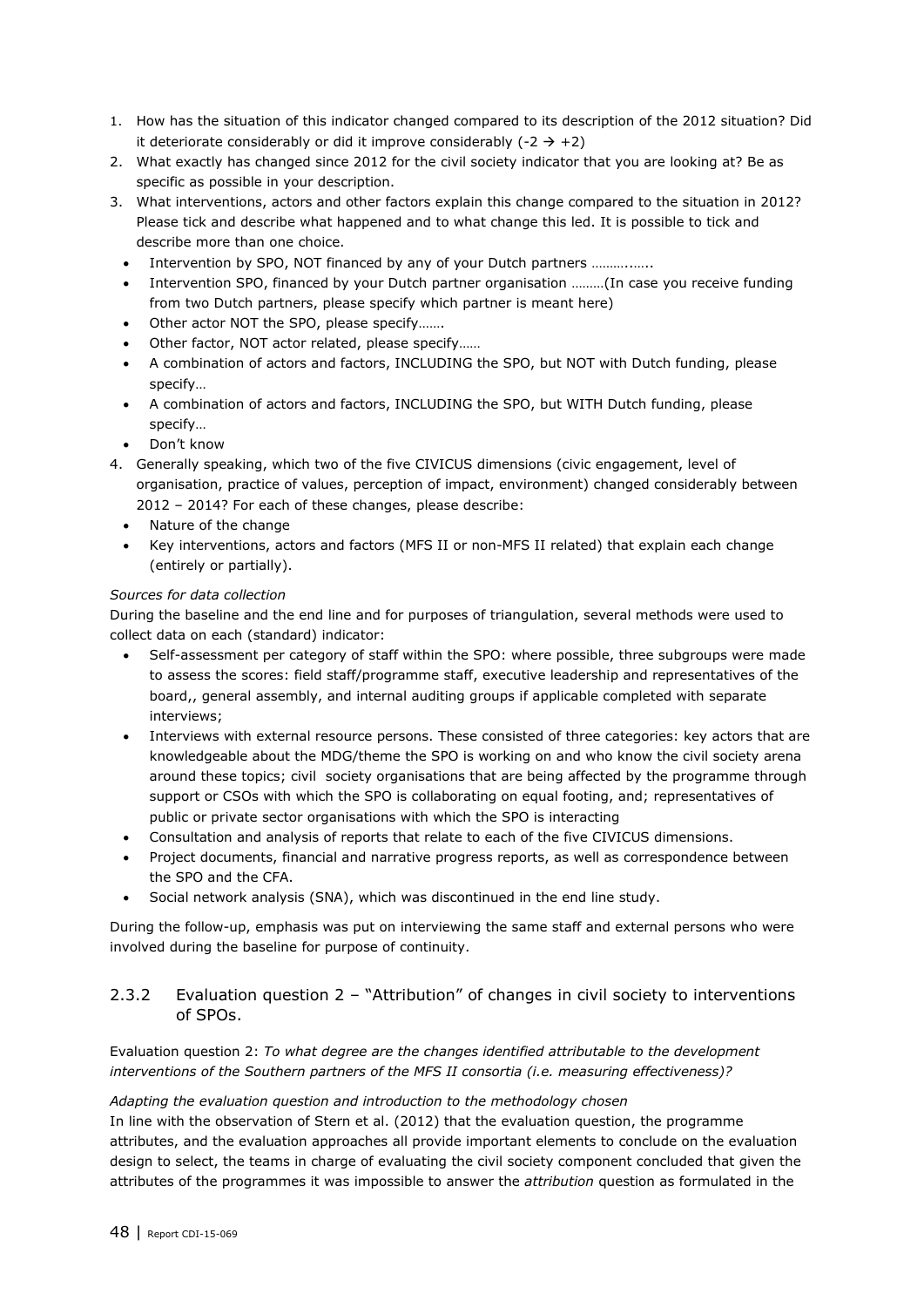1. How has the situation of this indicator changed compared to its description of the 2012 situation? Did it deteriorate considerably or did it improve considerably (-2 → +2)
2. What exactly has changed since 2012 for the civil society indicator that you are looking at? Be as specific as possible in your description.
3. What interventions, actors and other factors explain this change compared to the situation in 2012? Please tick and describe what happened and to what change this led. It is possible to tick and describe more than one choice.
   - Intervention by SPO, NOT financed by any of your Dutch partners ………..…..
   - Intervention SPO, financed by your Dutch partner organisation ………(In case you receive funding from two Dutch partners, please specify which partner is meant here)
   - Other actor NOT the SPO, please specify…….
   - Other factor, NOT actor related, please specify……
   - A combination of actors and factors, INCLUDING the SPO, but NOT with Dutch funding, please specify…
   - A combination of actors and factors, INCLUDING the SPO, but WITH Dutch funding, please specify…
   - Don't know
4. Generally speaking, which two of the five CIVICUS dimensions (civic engagement, level of organisation, practice of values, perception of impact, environment) changed considerably between 2012 – 2014? For each of these changes, please describe:
   - Nature of the change
   - Key interventions, actors and factors (MFS II or non-MFS II related) that explain each change (entirely or partially).

*Sources for data collection*

During the baseline and the end line and for purposes of triangulation, several methods were used to collect data on each (standard) indicator:

- Self-assessment per category of staff within the SPO: where possible, three subgroups were made to assess the scores: field staff/programme staff, executive leadership and representatives of the board,, general assembly, and internal auditing groups if applicable completed with separate interviews;
- Interviews with external resource persons. These consisted of three categories: key actors that are knowledgeable about the MDG/theme the SPO is working on and who know the civil society arena around these topics; civil society organisations that are being affected by the programme through support or CSOs with which the SPO is collaborating on equal footing, and; representatives of public or private sector organisations with which the SPO is interacting
- Consultation and analysis of reports that relate to each of the five CIVICUS dimensions.
- Project documents, financial and narrative progress reports, as well as correspondence between the SPO and the CFA.
- Social network analysis (SNA), which was discontinued in the end line study.

During the follow-up, emphasis was put on interviewing the same staff and external persons who were involved during the baseline for purpose of continuity.

### 2.3.2 Evaluation question 2 – "Attribution" of changes in civil society to interventions of SPOs.

Evaluation question 2: *To what degree are the changes identified attributable to the development interventions of the Southern partners of the MFS II consortia (i.e. measuring effectiveness)?*

*Adapting the evaluation question and introduction to the methodology chosen*

In line with the observation of Stern et al. (2012) that the evaluation question, the programme attributes, and the evaluation approaches all provide important elements to conclude on the evaluation design to select, the teams in charge of evaluating the civil society component concluded that given the attributes of the programmes it was impossible to answer the *attribution* question as formulated in the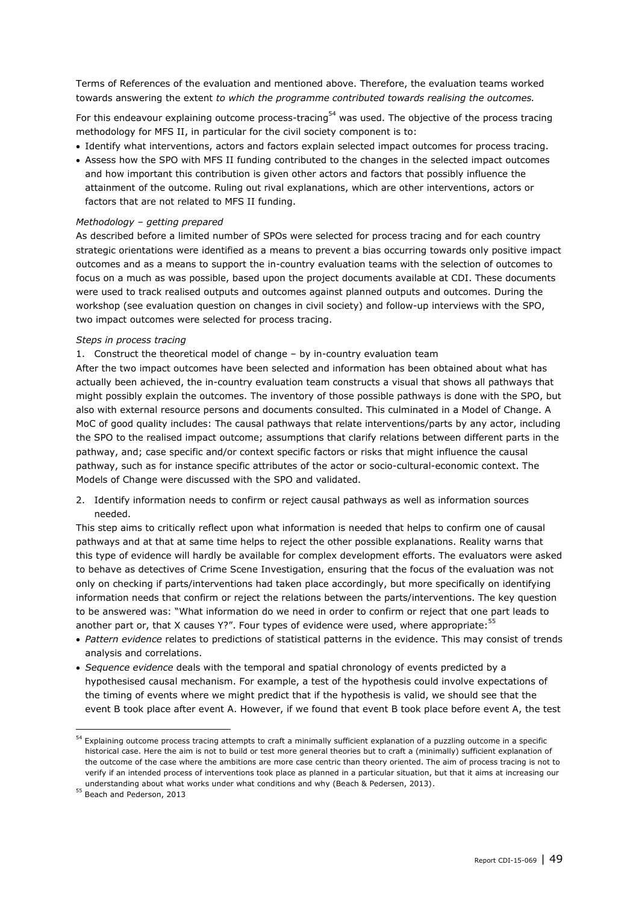Terms of References of the evaluation and mentioned above. Therefore, the evaluation teams worked towards answering the extent *to which the programme contributed towards realising the outcomes.*

For this endeavour explaining outcome process-tracing[54] was used. The objective of the process tracing methodology for MFS II, in particular for the civil society component is to:

- Identify what interventions, actors and factors explain selected impact outcomes for process tracing.
- Assess how the SPO with MFS II funding contributed to the changes in the selected impact outcomes and how important this contribution is given other actors and factors that possibly influence the attainment of the outcome. Ruling out rival explanations, which are other interventions, actors or factors that are not related to MFS II funding.

*Methodology – getting prepared*

As described before a limited number of SPOs were selected for process tracing and for each country strategic orientations were identified as a means to prevent a bias occurring towards only positive impact outcomes and as a means to support the in-country evaluation teams with the selection of outcomes to focus on a much as was possible, based upon the project documents available at CDI. These documents were used to track realised outputs and outcomes against planned outputs and outcomes. During the workshop (see evaluation question on changes in civil society) and follow-up interviews with the SPO, two impact outcomes were selected for process tracing.

*Steps in process tracing*

1. Construct the theoretical model of change – by in-country evaluation team

After the two impact outcomes have been selected and information has been obtained about what has actually been achieved, the in-country evaluation team constructs a visual that shows all pathways that might possibly explain the outcomes. The inventory of those possible pathways is done with the SPO, but also with external resource persons and documents consulted. This culminated in a Model of Change. A MoC of good quality includes: The causal pathways that relate interventions/parts by any actor, including the SPO to the realised impact outcome; assumptions that clarify relations between different parts in the pathway, and; case specific and/or context specific factors or risks that might influence the causal pathway, such as for instance specific attributes of the actor or socio-cultural-economic context. The Models of Change were discussed with the SPO and validated.

2. Identify information needs to confirm or reject causal pathways as well as information sources needed.

This step aims to critically reflect upon what information is needed that helps to confirm one of causal pathways and at that at same time helps to reject the other possible explanations. Reality warns that this type of evidence will hardly be available for complex development efforts. The evaluators were asked to behave as detectives of Crime Scene Investigation, ensuring that the focus of the evaluation was not only on checking if parts/interventions had taken place accordingly, but more specifically on identifying information needs that confirm or reject the relations between the parts/interventions. The key question to be answered was: "What information do we need in order to confirm or reject that one part leads to another part or, that X causes Y?". Four types of evidence were used, where appropriate:[55]

- *Pattern evidence* relates to predictions of statistical patterns in the evidence. This may consist of trends analysis and correlations.
- *Sequence evidence* deals with the temporal and spatial chronology of events predicted by a hypothesised causal mechanism. For example, a test of the hypothesis could involve expectations of the timing of events where we might predict that if the hypothesis is valid, we should see that the event B took place after event A. However, if we found that event B took place before event A, the test

---

[54] Explaining outcome process tracing attempts to craft a minimally sufficient explanation of a puzzling outcome in a specific historical case. Here the aim is not to build or test more general theories but to craft a (minimally) sufficient explanation of the outcome of the case where the ambitions are more case centric than theory oriented. The aim of process tracing is not to verify if an intended process of interventions took place as planned in a particular situation, but that it aims at increasing our understanding about what works under what conditions and why (Beach & Pedersen, 2013).

[55] Beach and Pederson, 2013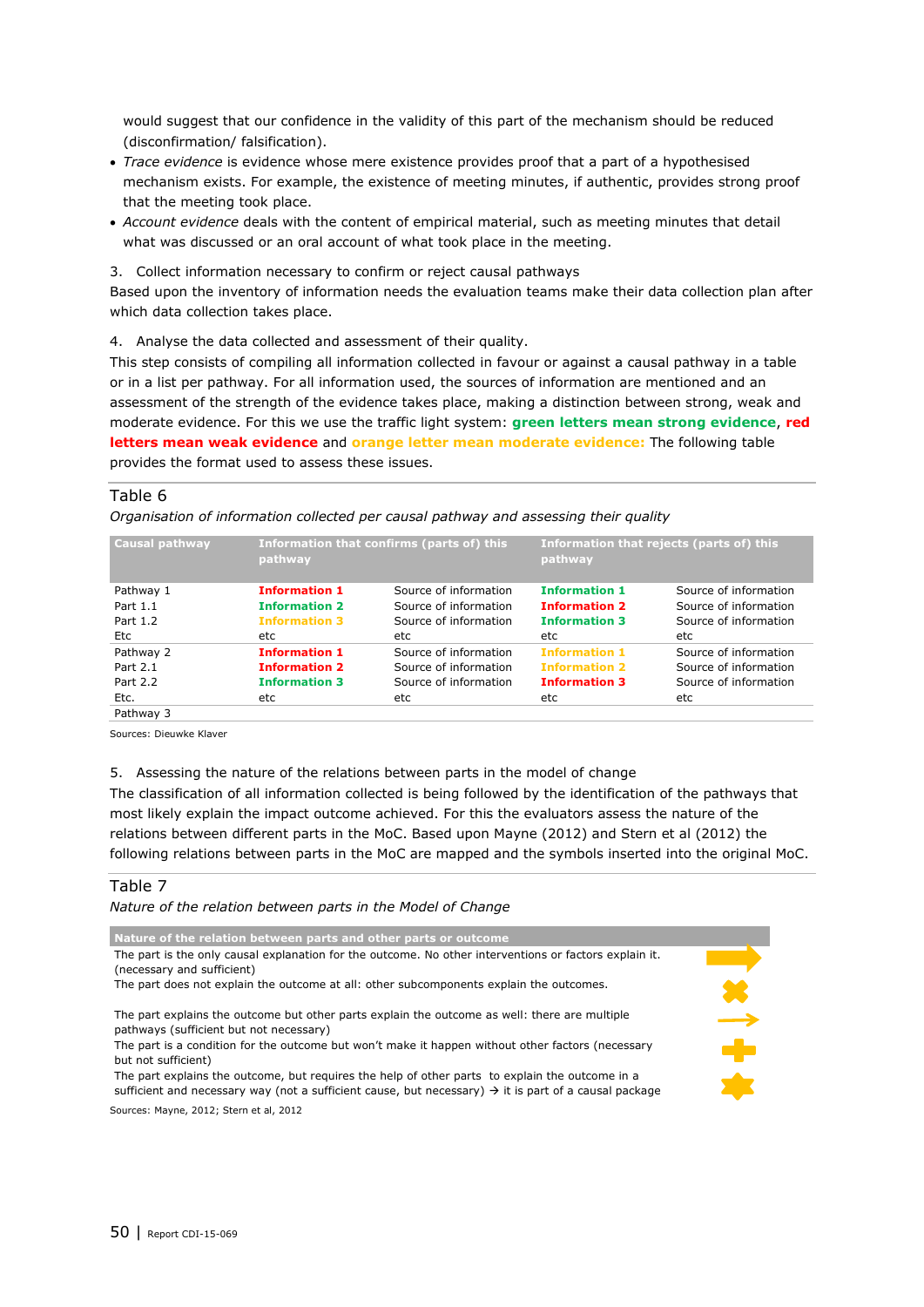would suggest that our confidence in the validity of this part of the mechanism should be reduced (disconfirmation/ falsification).

- *Trace evidence* is evidence whose mere existence provides proof that a part of a hypothesised mechanism exists. For example, the existence of meeting minutes, if authentic, provides strong proof that the meeting took place.
- *Account evidence* deals with the content of empirical material, such as meeting minutes that detail what was discussed or an oral account of what took place in the meeting.

3. Collect information necessary to confirm or reject causal pathways

Based upon the inventory of information needs the evaluation teams make their data collection plan after which data collection takes place.

4. Analyse the data collected and assessment of their quality.

This step consists of compiling all information collected in favour or against a causal pathway in a table or in a list per pathway. For all information used, the sources of information are mentioned and an assessment of the strength of the evidence takes place, making a distinction between strong, weak and moderate evidence. For this we use the traffic light system: **green letters mean strong evidence**, **red letters mean weak evidence** and **orange letter mean moderate evidence:** The following table provides the format used to assess these issues.

Table 6

*Organisation of information collected per causal pathway and assessing their quality*

| Causal pathway | Information that confirms (parts of) this pathway | | Information that rejects (parts of) this pathway | |
|---|---|---|---|---|
| Pathway 1 | **Information 1** | Source of information | **Information 1** | Source of information |
| Part 1.1 | **Information 2** | Source of information | **Information 2** | Source of information |
| Part 1.2 | **Information 3** | Source of information | **Information 3** | Source of information |
| Etc | etc | etc | etc | etc |
| Pathway 2 | **Information 1** | Source of information | **Information 1** | Source of information |
| Part 2.1 | **Information 2** | Source of information | **Information 2** | Source of information |
| Part 2.2 | **Information 3** | Source of information | **Information 3** | Source of information |
| Etc. | etc | etc | etc | etc |
| Pathway 3 | | | | |

Sources: Dieuwke Klaver

5. Assessing the nature of the relations between parts in the model of change

The classification of all information collected is being followed by the identification of the pathways that most likely explain the impact outcome achieved. For this the evaluators assess the nature of the relations between different parts in the MoC. Based upon Mayne (2012) and Stern et al (2012) the following relations between parts in the MoC are mapped and the symbols inserted into the original MoC.

Table 7

*Nature of the relation between parts in the Model of Change*

| Nature of the relation between parts and other parts or outcome | |
|---|---|
| The part is the only causal explanation for the outcome. No other interventions or factors explain it. (necessary and sufficient) | ➡ |
| The part does not explain the outcome at all: other subcomponents explain the outcomes. | ✖ |
| The part explains the outcome but other parts explain the outcome as well: there are multiple pathways (sufficient but not necessary) | → |
| The part is a condition for the outcome but won't make it happen without other factors (necessary but not sufficient) | ✚ |
| The part explains the outcome, but requires the help of other parts to explain the outcome in a sufficient and necessary way (not a sufficient cause, but necessary) → it is part of a causal package | ✸ |

Sources: Mayne, 2012; Stern et al, 2012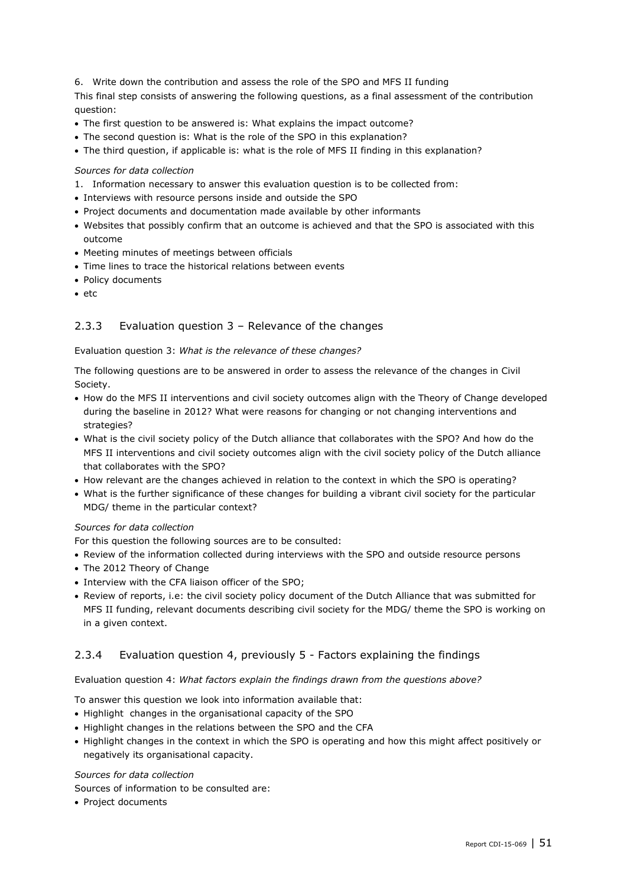6. Write down the contribution and assess the role of the SPO and MFS II funding

This final step consists of answering the following questions, as a final assessment of the contribution question:

- The first question to be answered is: What explains the impact outcome?
- The second question is: What is the role of the SPO in this explanation?
- The third question, if applicable is: what is the role of MFS II finding in this explanation?

*Sources for data collection*

1. Information necessary to answer this evaluation question is to be collected from:

- Interviews with resource persons inside and outside the SPO
- Project documents and documentation made available by other informants
- Websites that possibly confirm that an outcome is achieved and that the SPO is associated with this outcome
- Meeting minutes of meetings between officials
- Time lines to trace the historical relations between events
- Policy documents
- etc

### 2.3.3 Evaluation question 3 – Relevance of the changes

Evaluation question 3: *What is the relevance of these changes?*

The following questions are to be answered in order to assess the relevance of the changes in Civil Society.

- How do the MFS II interventions and civil society outcomes align with the Theory of Change developed during the baseline in 2012? What were reasons for changing or not changing interventions and strategies?
- What is the civil society policy of the Dutch alliance that collaborates with the SPO? And how do the MFS II interventions and civil society outcomes align with the civil society policy of the Dutch alliance that collaborates with the SPO?
- How relevant are the changes achieved in relation to the context in which the SPO is operating?
- What is the further significance of these changes for building a vibrant civil society for the particular MDG/ theme in the particular context?

*Sources for data collection*

For this question the following sources are to be consulted:

- Review of the information collected during interviews with the SPO and outside resource persons
- The 2012 Theory of Change
- Interview with the CFA liaison officer of the SPO;
- Review of reports, i.e: the civil society policy document of the Dutch Alliance that was submitted for MFS II funding, relevant documents describing civil society for the MDG/ theme the SPO is working on in a given context.

### 2.3.4 Evaluation question 4, previously 5 - Factors explaining the findings

Evaluation question 4: *What factors explain the findings drawn from the questions above?*

To answer this question we look into information available that:

- Highlight changes in the organisational capacity of the SPO
- Highlight changes in the relations between the SPO and the CFA
- Highlight changes in the context in which the SPO is operating and how this might affect positively or negatively its organisational capacity.

*Sources for data collection*

Sources of information to be consulted are:

- Project documents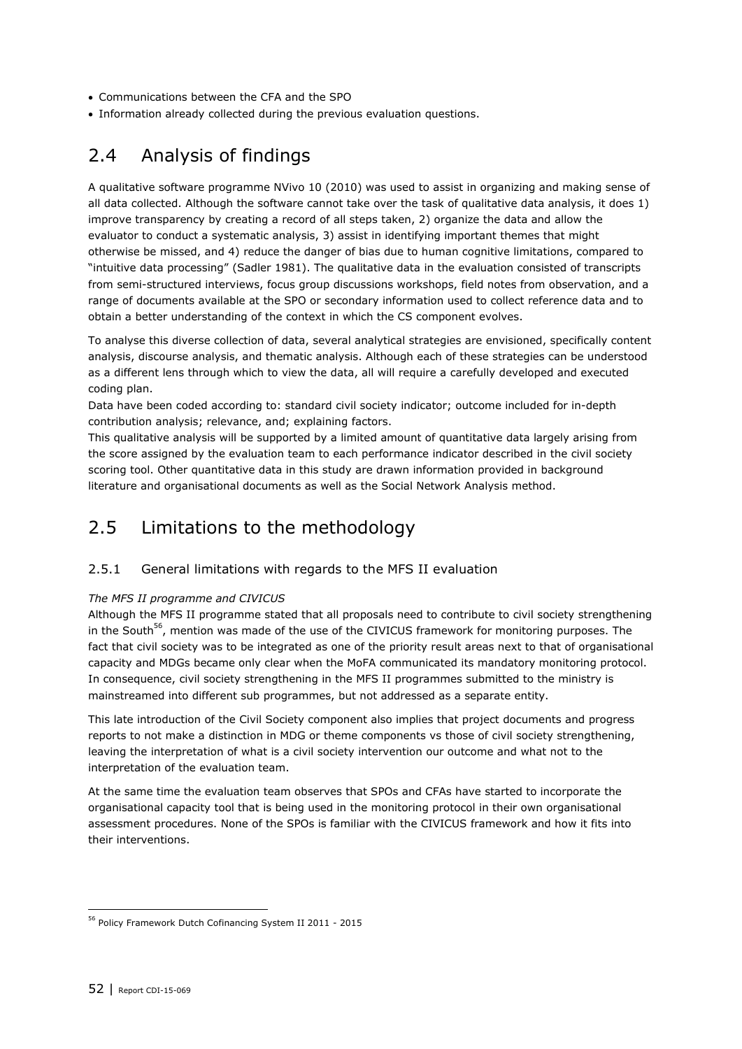- Communications between the CFA and the SPO
- Information already collected during the previous evaluation questions.

## 2.4 Analysis of findings

A qualitative software programme NVivo 10 (2010) was used to assist in organizing and making sense of all data collected. Although the software cannot take over the task of qualitative data analysis, it does 1) improve transparency by creating a record of all steps taken, 2) organize the data and allow the evaluator to conduct a systematic analysis, 3) assist in identifying important themes that might otherwise be missed, and 4) reduce the danger of bias due to human cognitive limitations, compared to "intuitive data processing" (Sadler 1981). The qualitative data in the evaluation consisted of transcripts from semi-structured interviews, focus group discussions workshops, field notes from observation, and a range of documents available at the SPO or secondary information used to collect reference data and to obtain a better understanding of the context in which the CS component evolves.

To analyse this diverse collection of data, several analytical strategies are envisioned, specifically content analysis, discourse analysis, and thematic analysis. Although each of these strategies can be understood as a different lens through which to view the data, all will require a carefully developed and executed coding plan.

Data have been coded according to: standard civil society indicator; outcome included for in-depth contribution analysis; relevance, and; explaining factors.

This qualitative analysis will be supported by a limited amount of quantitative data largely arising from the score assigned by the evaluation team to each performance indicator described in the civil society scoring tool. Other quantitative data in this study are drawn information provided in background literature and organisational documents as well as the Social Network Analysis method.

## 2.5 Limitations to the methodology

### 2.5.1 General limitations with regards to the MFS II evaluation

*The MFS II programme and CIVICUS*

Although the MFS II programme stated that all proposals need to contribute to civil society strengthening in the South[56], mention was made of the use of the CIVICUS framework for monitoring purposes. The fact that civil society was to be integrated as one of the priority result areas next to that of organisational capacity and MDGs became only clear when the MoFA communicated its mandatory monitoring protocol. In consequence, civil society strengthening in the MFS II programmes submitted to the ministry is mainstreamed into different sub programmes, but not addressed as a separate entity.

This late introduction of the Civil Society component also implies that project documents and progress reports to not make a distinction in MDG or theme components vs those of civil society strengthening, leaving the interpretation of what is a civil society intervention our outcome and what not to the interpretation of the evaluation team.

At the same time the evaluation team observes that SPOs and CFAs have started to incorporate the organisational capacity tool that is being used in the monitoring protocol in their own organisational assessment procedures. None of the SPOs is familiar with the CIVICUS framework and how it fits into their interventions.

---

[56] Policy Framework Dutch Cofinancing System II 2011 - 2015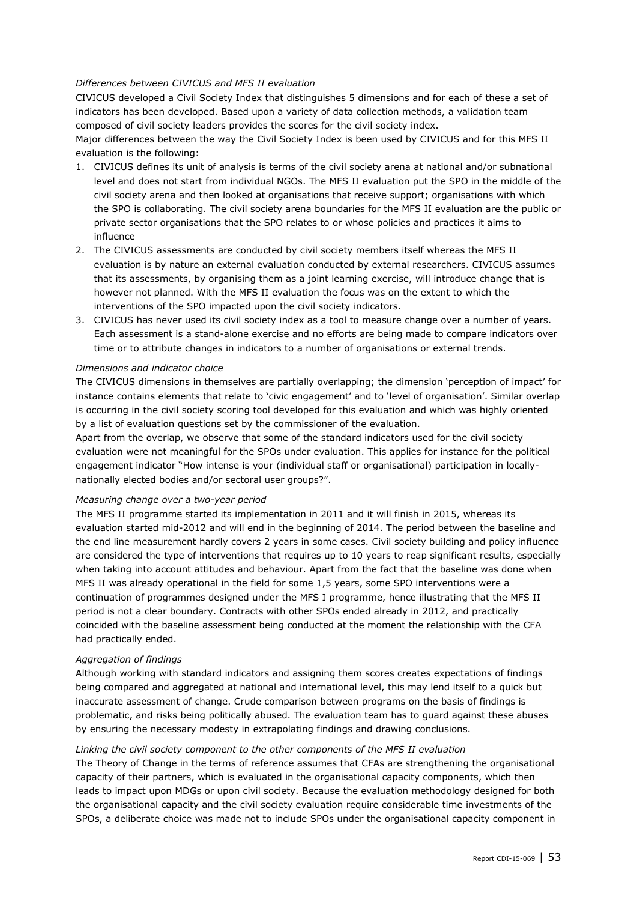*Differences between CIVICUS and MFS II evaluation*

CIVICUS developed a Civil Society Index that distinguishes 5 dimensions and for each of these a set of indicators has been developed. Based upon a variety of data collection methods, a validation team composed of civil society leaders provides the scores for the civil society index.

Major differences between the way the Civil Society Index is been used by CIVICUS and for this MFS II evaluation is the following:

1. CIVICUS defines its unit of analysis is terms of the civil society arena at national and/or subnational level and does not start from individual NGOs. The MFS II evaluation put the SPO in the middle of the civil society arena and then looked at organisations that receive support; organisations with which the SPO is collaborating. The civil society arena boundaries for the MFS II evaluation are the public or private sector organisations that the SPO relates to or whose policies and practices it aims to influence
2. The CIVICUS assessments are conducted by civil society members itself whereas the MFS II evaluation is by nature an external evaluation conducted by external researchers. CIVICUS assumes that its assessments, by organising them as a joint learning exercise, will introduce change that is however not planned. With the MFS II evaluation the focus was on the extent to which the interventions of the SPO impacted upon the civil society indicators.
3. CIVICUS has never used its civil society index as a tool to measure change over a number of years. Each assessment is a stand-alone exercise and no efforts are being made to compare indicators over time or to attribute changes in indicators to a number of organisations or external trends.

*Dimensions and indicator choice*

The CIVICUS dimensions in themselves are partially overlapping; the dimension 'perception of impact' for instance contains elements that relate to 'civic engagement' and to 'level of organisation'. Similar overlap is occurring in the civil society scoring tool developed for this evaluation and which was highly oriented by a list of evaluation questions set by the commissioner of the evaluation.

Apart from the overlap, we observe that some of the standard indicators used for the civil society evaluation were not meaningful for the SPOs under evaluation. This applies for instance for the political engagement indicator "How intense is your (individual staff or organisational) participation in locally-nationally elected bodies and/or sectoral user groups?".

*Measuring change over a two-year period*

The MFS II programme started its implementation in 2011 and it will finish in 2015, whereas its evaluation started mid-2012 and will end in the beginning of 2014. The period between the baseline and the end line measurement hardly covers 2 years in some cases. Civil society building and policy influence are considered the type of interventions that requires up to 10 years to reap significant results, especially when taking into account attitudes and behaviour. Apart from the fact that the baseline was done when MFS II was already operational in the field for some 1,5 years, some SPO interventions were a continuation of programmes designed under the MFS I programme, hence illustrating that the MFS II period is not a clear boundary. Contracts with other SPOs ended already in 2012, and practically coincided with the baseline assessment being conducted at the moment the relationship with the CFA had practically ended.

*Aggregation of findings*

Although working with standard indicators and assigning them scores creates expectations of findings being compared and aggregated at national and international level, this may lend itself to a quick but inaccurate assessment of change. Crude comparison between programs on the basis of findings is problematic, and risks being politically abused. The evaluation team has to guard against these abuses by ensuring the necessary modesty in extrapolating findings and drawing conclusions.

*Linking the civil society component to the other components of the MFS II evaluation*

The Theory of Change in the terms of reference assumes that CFAs are strengthening the organisational capacity of their partners, which is evaluated in the organisational capacity components, which then leads to impact upon MDGs or upon civil society. Because the evaluation methodology designed for both the organisational capacity and the civil society evaluation require considerable time investments of the SPOs, a deliberate choice was made not to include SPOs under the organisational capacity component in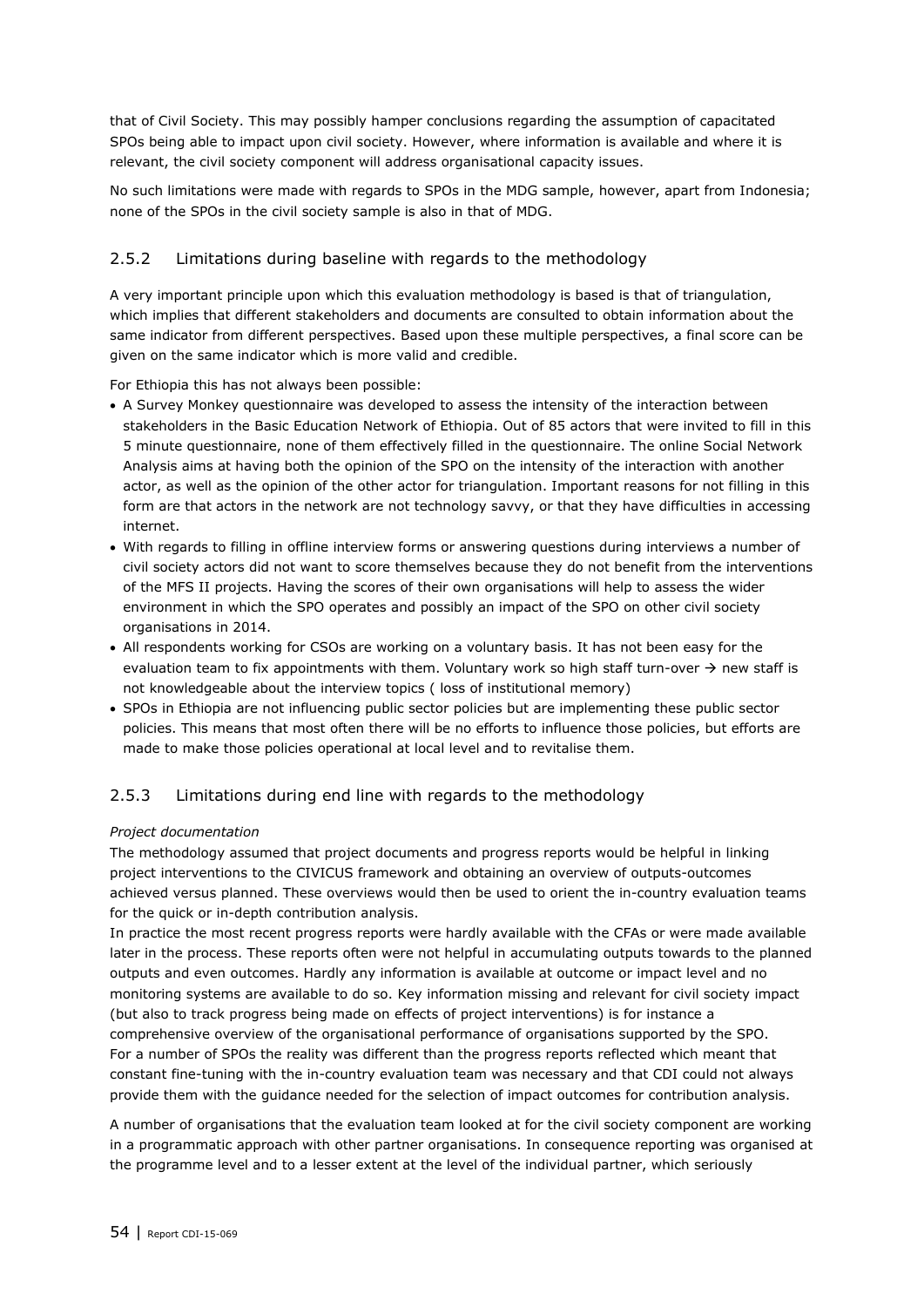that of Civil Society. This may possibly hamper conclusions regarding the assumption of capacitated SPOs being able to impact upon civil society. However, where information is available and where it is relevant, the civil society component will address organisational capacity issues.

No such limitations were made with regards to SPOs in the MDG sample, however, apart from Indonesia; none of the SPOs in the civil society sample is also in that of MDG.

### 2.5.2 Limitations during baseline with regards to the methodology

A very important principle upon which this evaluation methodology is based is that of triangulation, which implies that different stakeholders and documents are consulted to obtain information about the same indicator from different perspectives. Based upon these multiple perspectives, a final score can be given on the same indicator which is more valid and credible.

For Ethiopia this has not always been possible:

- A Survey Monkey questionnaire was developed to assess the intensity of the interaction between stakeholders in the Basic Education Network of Ethiopia. Out of 85 actors that were invited to fill in this 5 minute questionnaire, none of them effectively filled in the questionnaire. The online Social Network Analysis aims at having both the opinion of the SPO on the intensity of the interaction with another actor, as well as the opinion of the other actor for triangulation. Important reasons for not filling in this form are that actors in the network are not technology savvy, or that they have difficulties in accessing internet.
- With regards to filling in offline interview forms or answering questions during interviews a number of civil society actors did not want to score themselves because they do not benefit from the interventions of the MFS II projects. Having the scores of their own organisations will help to assess the wider environment in which the SPO operates and possibly an impact of the SPO on other civil society organisations in 2014.
- All respondents working for CSOs are working on a voluntary basis. It has not been easy for the evaluation team to fix appointments with them. Voluntary work so high staff turn-over → new staff is not knowledgeable about the interview topics ( loss of institutional memory)
- SPOs in Ethiopia are not influencing public sector policies but are implementing these public sector policies. This means that most often there will be no efforts to influence those policies, but efforts are made to make those policies operational at local level and to revitalise them.

### 2.5.3 Limitations during end line with regards to the methodology

*Project documentation*

The methodology assumed that project documents and progress reports would be helpful in linking project interventions to the CIVICUS framework and obtaining an overview of outputs-outcomes achieved versus planned. These overviews would then be used to orient the in-country evaluation teams for the quick or in-depth contribution analysis.

In practice the most recent progress reports were hardly available with the CFAs or were made available later in the process. These reports often were not helpful in accumulating outputs towards to the planned outputs and even outcomes. Hardly any information is available at outcome or impact level and no monitoring systems are available to do so. Key information missing and relevant for civil society impact (but also to track progress being made on effects of project interventions) is for instance a comprehensive overview of the organisational performance of organisations supported by the SPO.

For a number of SPOs the reality was different than the progress reports reflected which meant that constant fine-tuning with the in-country evaluation team was necessary and that CDI could not always provide them with the guidance needed for the selection of impact outcomes for contribution analysis.

A number of organisations that the evaluation team looked at for the civil society component are working in a programmatic approach with other partner organisations. In consequence reporting was organised at the programme level and to a lesser extent at the level of the individual partner, which seriously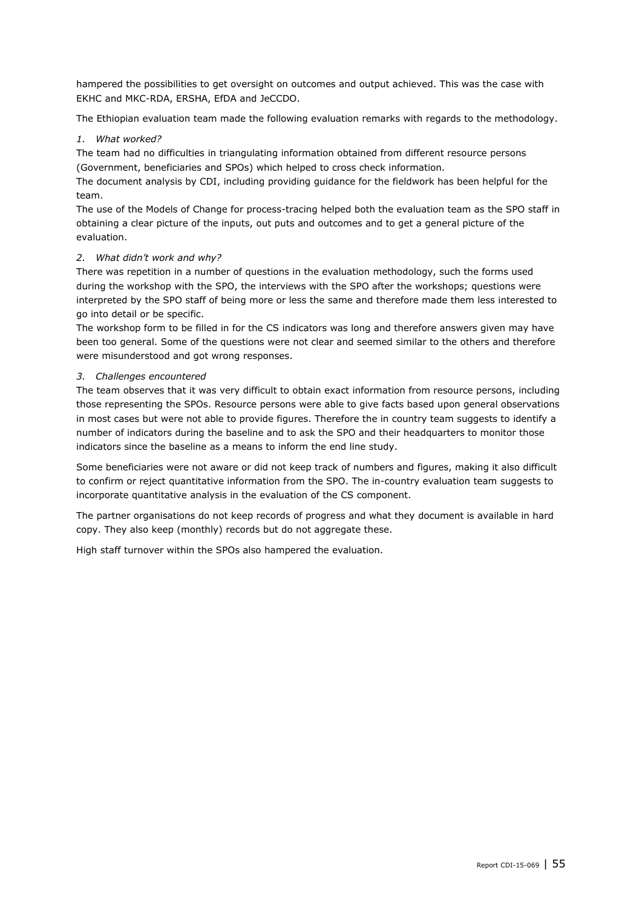hampered the possibilities to get oversight on outcomes and output achieved. This was the case with EKHC and MKC-RDA, ERSHA, EfDA and JeCCDO.

The Ethiopian evaluation team made the following evaluation remarks with regards to the methodology.

*1. What worked?*

The team had no difficulties in triangulating information obtained from different resource persons (Government, beneficiaries and SPOs) which helped to cross check information.

The document analysis by CDI, including providing guidance for the fieldwork has been helpful for the team.

The use of the Models of Change for process-tracing helped both the evaluation team as the SPO staff in obtaining a clear picture of the inputs, out puts and outcomes and to get a general picture of the evaluation.

*2. What didn't work and why?*

There was repetition in a number of questions in the evaluation methodology, such the forms used during the workshop with the SPO, the interviews with the SPO after the workshops; questions were interpreted by the SPO staff of being more or less the same and therefore made them less interested to go into detail or be specific.

The workshop form to be filled in for the CS indicators was long and therefore answers given may have been too general. Some of the questions were not clear and seemed similar to the others and therefore were misunderstood and got wrong responses.

*3. Challenges encountered*

The team observes that it was very difficult to obtain exact information from resource persons, including those representing the SPOs. Resource persons were able to give facts based upon general observations in most cases but were not able to provide figures. Therefore the in country team suggests to identify a number of indicators during the baseline and to ask the SPO and their headquarters to monitor those indicators since the baseline as a means to inform the end line study.

Some beneficiaries were not aware or did not keep track of numbers and figures, making it also difficult to confirm or reject quantitative information from the SPO. The in-country evaluation team suggests to incorporate quantitative analysis in the evaluation of the CS component.

The partner organisations do not keep records of progress and what they document is available in hard copy. They also keep (monthly) records but do not aggregate these.

High staff turnover within the SPOs also hampered the evaluation.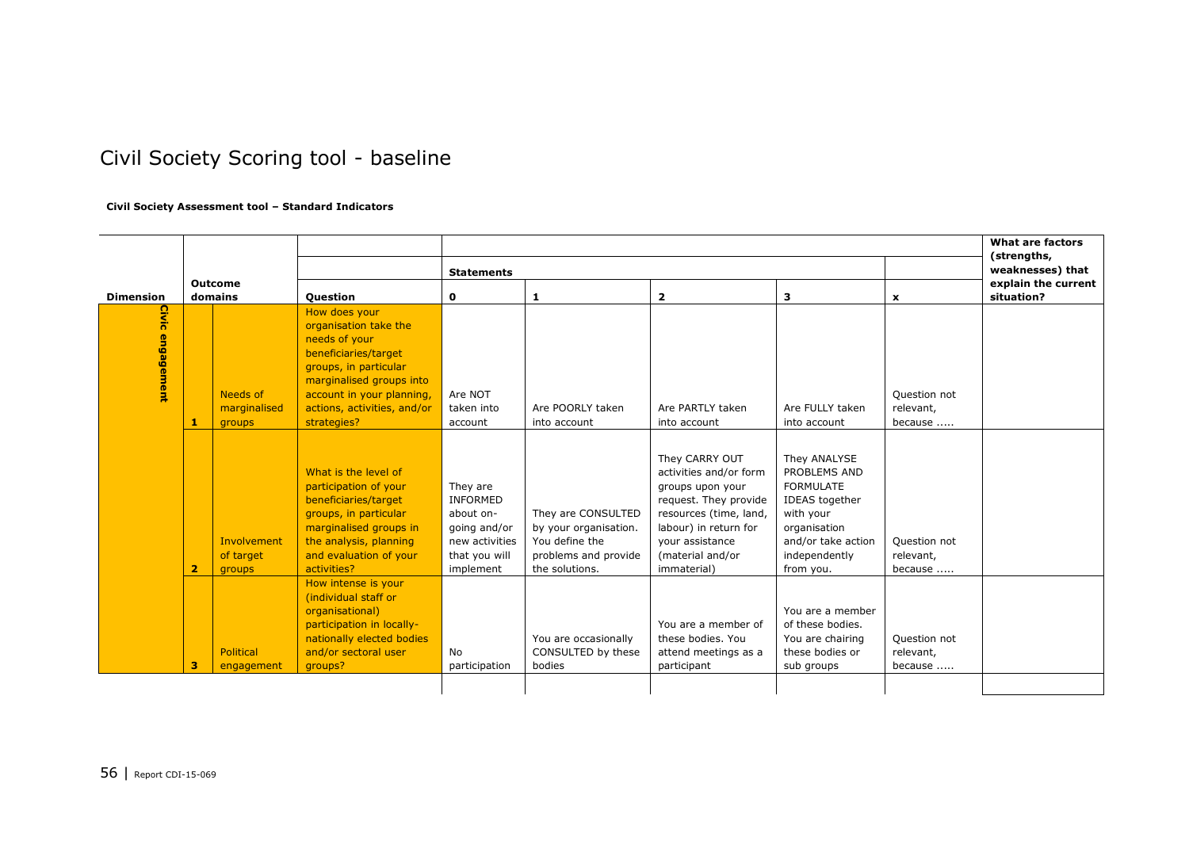# Civil Society Scoring tool - baseline

**Civil Society Assessment tool – Standard Indicators**

| Dimension | Outcome domains | | Question | Statements 0 | 1 | 2 | 3 | x | What are factors (strengths, weaknesses) that explain the current situation? |
|---|---|---|---|---|---|---|---|---|---|
| Civic engagement | 1 | Needs of marginalised groups | How does your organisation take the needs of your beneficiaries/target groups, in particular marginalised groups into account in your planning, actions, activities, and/or strategies? | Are NOT taken into account | Are POORLY taken into account | Are PARTLY taken into account | Are FULLY taken into account | Question not relevant, because ….. | |
| | 2 | Involvement of target groups | What is the level of participation of your beneficiaries/target groups, in particular marginalised groups in the analysis, planning and evaluation of your activities? | They are INFORMED about on-going and/or new activities that you will implement | They are CONSULTED by your organisation. You define the problems and provide the solutions. | They CARRY OUT activities and/or form groups upon your request. They provide resources (time, land, labour) in return for your assistance (material and/or immaterial) | They ANALYSE PROBLEMS AND FORMULATE IDEAS together with your organisation and/or take action independently from you. | Question not relevant, because ….. | |
| | 3 | Political engagement | How intense is your (individual staff or organisational) participation in locally-nationally elected bodies and/or sectoral user groups? | No participation | You are occasionally CONSULTED by these bodies | You are a member of these bodies. You attend meetings as a participant | You are a member of these bodies. You are chairing these bodies or sub groups | Question not relevant, because ….. | |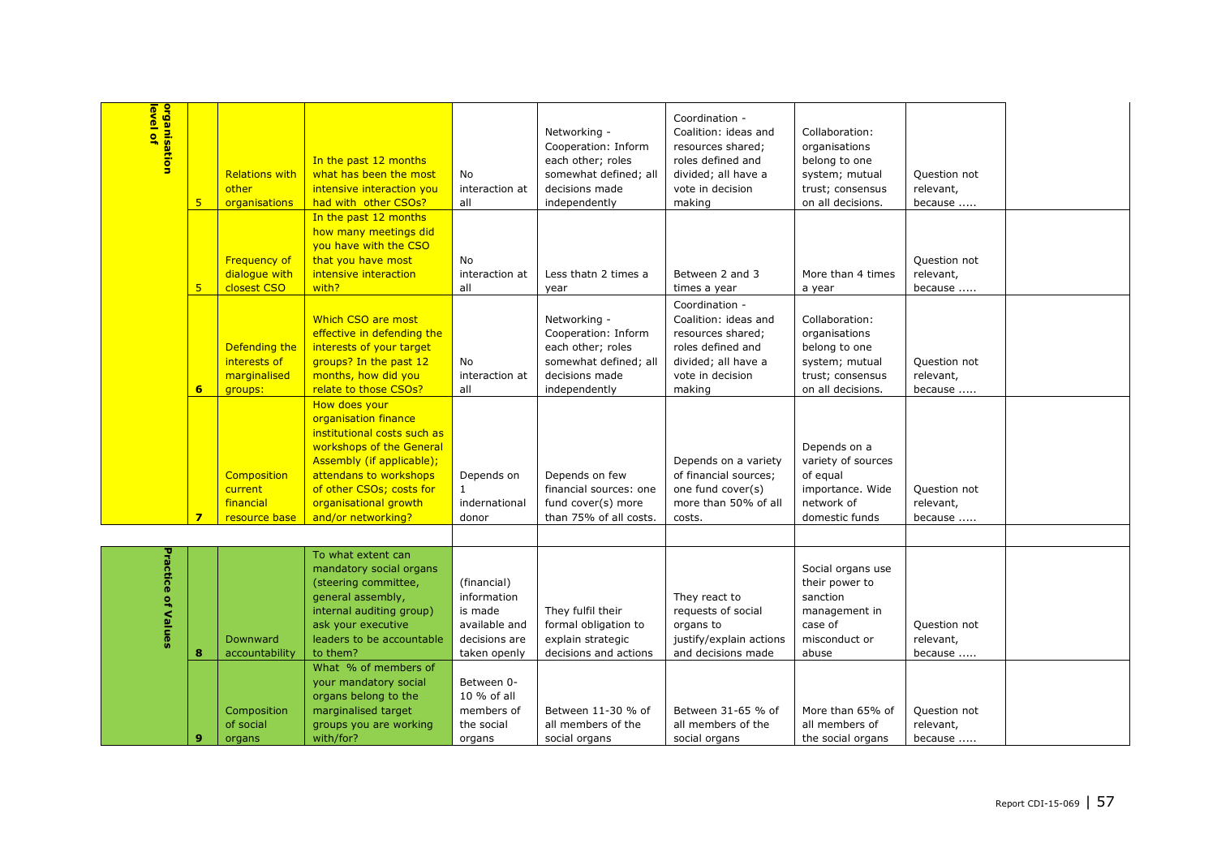| | | | | | | | | | |
|---|---|---|---|---|---|---|---|---|---|
| level of organisation | 5 | Relations with other organisations | In the past 12 months what has been the most intensive interaction you had with other CSOs? | No interaction at all | Networking - Cooperation: Inform each other; roles somewhat defined; all decisions made independently | Coordination - Coalition: ideas and resources shared; roles defined and divided; all have a vote in decision making | Collaboration: organisations belong to one system; mutual trust; consensus on all decisions. | Question not relevant, because ..... | |
| | 5 | Frequency of dialogue with closest CSO | In the past 12 months how many meetings did you have with the CSO that you have most intensive interaction with? | No interaction at all | Less thatn 2 times a year | Between 2 and 3 times a year | More than 4 times a year | Question not relevant, because ..... | |
| | 6 | Defending the interests of marginalised groups: | Which CSO are most effective in defending the interests of your target groups? In the past 12 months, how did you relate to those CSOs? | No interaction at all | Networking - Cooperation: Inform each other; roles somewhat defined; all decisions made independently | Coordination - Coalition: ideas and resources shared; roles defined and divided; all have a vote in decision making | Collaboration: organisations belong to one system; mutual trust; consensus on all decisions. | Question not relevant, because ..... | |
| | 7 | Composition current financial resource base | How does your organisation finance institutional costs such as workshops of the General Assembly (if applicable); attendans to workshops of other CSOs; costs for organisational growth and/or networking? | Depends on 1 indernational donor | Depends on few financial sources: one fund cover(s) more than 75% of all costs. | Depends on a variety of financial sources; one fund cover(s) more than 50% of all costs. | Depends on a variety of sources of equal importance. Wide network of domestic funds | Question not relevant, because ..... | |
| | | | | | | | | | |
| Practice of Values | 8 | Downward accountability | To what extent can mandatory social organs (steering committee, general assembly, internal auditing group) ask your executive leaders to be accountable to them? | (financial) information is made available and decisions are taken openly | They fulfil their formal obligation to explain strategic decisions and actions | They react to requests of social organs to justify/explain actions and decisions made | Social organs use their power to sanction management in case of misconduct or abuse | Question not relevant, because ..... | |
| | 9 | Composition of social organs | What % of members of your mandatory social organs belong to the marginalised target groups you are working with/for? | Between 0-10 % of all members of the social organs | Between 11-30 % of all members of the social organs | Between 31-65 % of all members of the social organs | More than 65% of all members of the social organs | Question not relevant, because ..... | |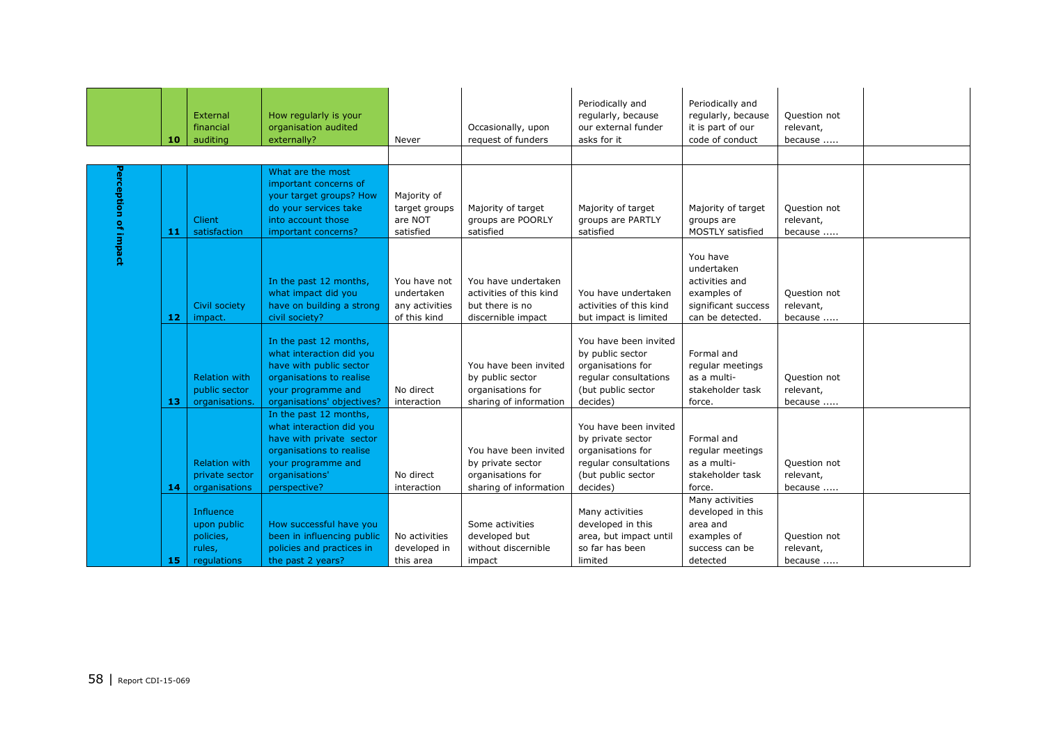|  |  |  |  |  |  |  |  |  |  |
|---|---|---|---|---|---|---|---|---|---|
|  | 10 | External financial auditing | How regularly is your organisation audited externally? | Never | Occasionally, upon request of funders | Periodically and regularly, because our external funder asks for it | Periodically and regularly, because it is part of our code of conduct | Question not relevant, because ..... |  |
|  |  |  |  |  |  |  |  |  |  |
| Perception of impact | 11 | Client satisfaction | What are the most important concerns of your target groups? How do your services take into account those important concerns? | Majority of target groups are NOT satisfied | Majority of target groups are POORLY satisfied | Majority of target groups are PARTLY satisfied | Majority of target groups are MOSTLY satisfied | Question not relevant, because ..... |  |
|  | 12 | Civil society impact. | In the past 12 months, what impact did you have on building a strong civil society? | You have not undertaken any activities of this kind | You have undertaken activities of this kind but there is no discernible impact | You have undertaken activities of this kind but impact is limited | You have undertaken activities and examples of significant success can be detected. | Question not relevant, because ..... |  |
|  | 13 | Relation with public sector organisations. | In the past 12 months, what interaction did you have with public sector organisations to realise your programme and organisations' objectives? | No direct interaction | You have been invited by public sector organisations for sharing of information | You have been invited by public sector organisations for regular consultations (but public sector decides) | Formal and regular meetings as a multi-stakeholder task force. | Question not relevant, because ..... |  |
|  | 14 | Relation with private sector organisations | In the past 12 months, what interaction did you have with private sector organisations to realise your programme and organisations' perspective? | No direct interaction | You have been invited by private sector organisations for sharing of information | You have been invited by private sector organisations for regular consultations (but public sector decides) | Formal and regular meetings as a multi-stakeholder task force. | Question not relevant, because ..... |  |
|  | 15 | Influence upon public policies, rules, regulations | How successful have you been in influencing public policies and practices in the past 2 years? | No activities developed in this area | Some activities developed but without discernible impact | Many activities developed in this area, but impact until so far has been limited | Many activities developed in this area and examples of success can be detected | Question not relevant, because ..... |  |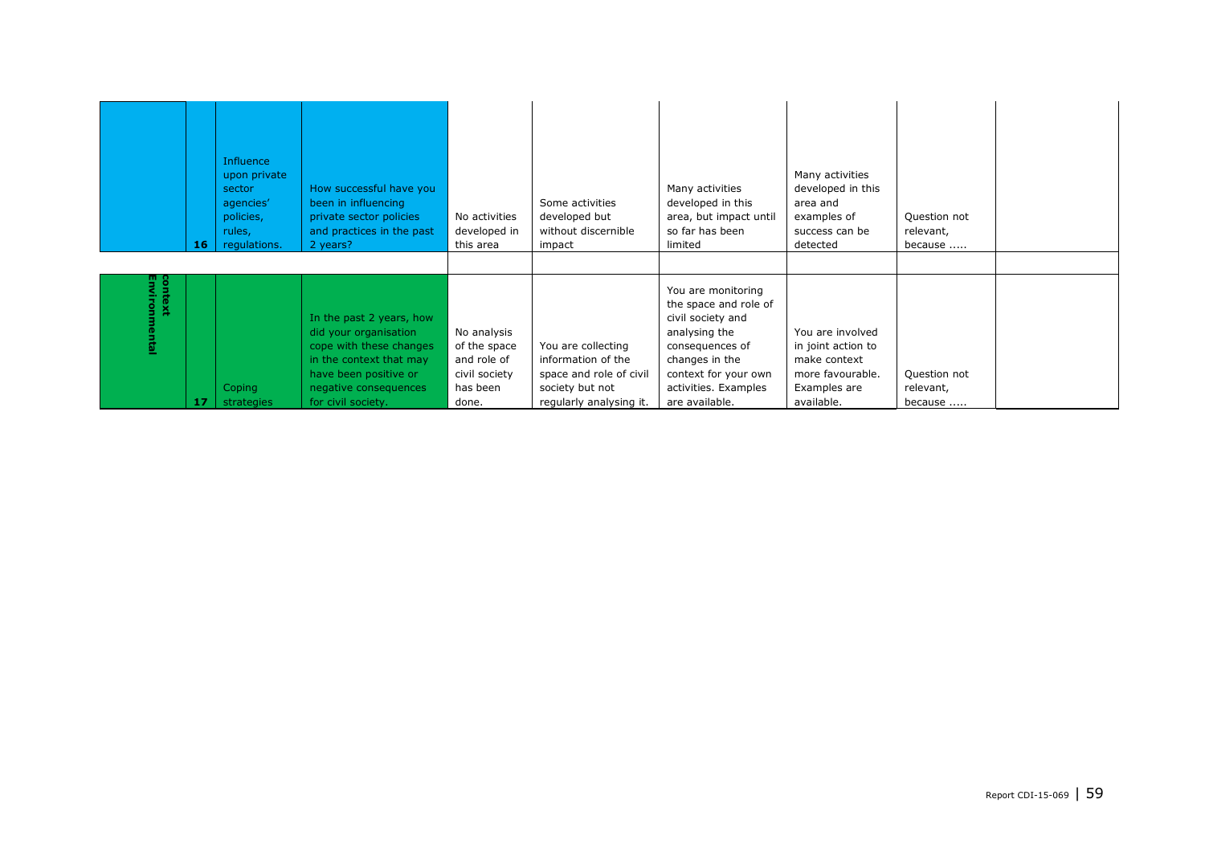| | | | | | | | | | |
|---|---|---|---|---|---|---|---|---|---|
| | 16 | Influence upon private sector agencies' policies, rules, regulations. | How successful have you been in influencing private sector policies and practices in the past 2 years? | No activities developed in this area | Some activities developed but without discernible impact | Many activities developed in this area, but impact until so far has been limited | Many activities developed in this area and examples of success can be detected | Question not relevant, because ….. | |
| | | | | | | | | | |
| **Environmental context** | 17 | Coping strategies | In the past 2 years, how did your organisation cope with these changes in the context that may have been positive or negative consequences for civil society. | No analysis of the space and role of civil society has been done. | You are collecting information of the space and role of civil society but not regularly analysing it. | You are monitoring the space and role of civil society and analysing the consequences of changes in the context for your own activities. Examples are available. | You are involved in joint action to make context more favourable. Examples are available. | Question not relevant, because ….. | |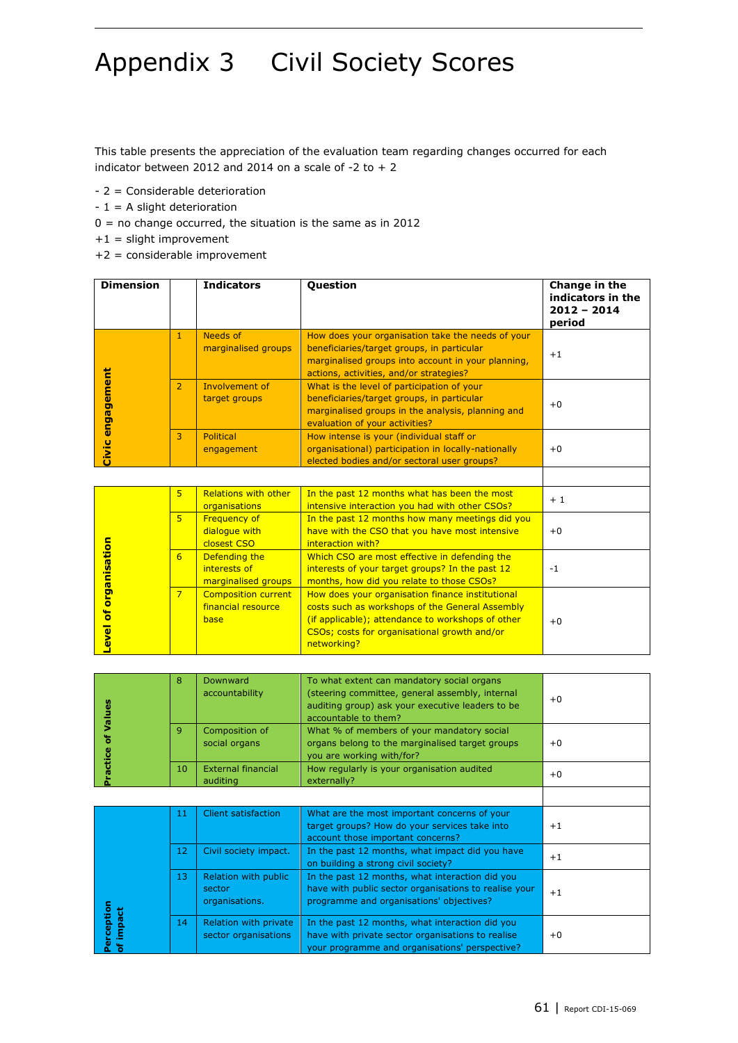# Appendix 3 Civil Society Scores

This table presents the appreciation of the evaluation team regarding changes occurred for each indicator between 2012 and 2014 on a scale of -2 to + 2

- 2 = Considerable deterioration
- 1 = A slight deterioration

0 = no change occurred, the situation is the same as in 2012

+1 = slight improvement

+2 = considerable improvement

| Dimension | | Indicators | Question | Change in the indicators in the 2012 – 2014 period |
|---|---|---|---|---|
| Civic engagement | 1 | Needs of marginalised groups | How does your organisation take the needs of your beneficiaries/target groups, in particular marginalised groups into account in your planning, actions, activities, and/or strategies? | +1 |
| | 2 | Involvement of target groups | What is the level of participation of your beneficiaries/target groups, in particular marginalised groups in the analysis, planning and evaluation of your activities? | +0 |
| | 3 | Political engagement | How intense is your (individual staff or organisational) participation in locally-nationally elected bodies and/or sectoral user groups? | +0 |
| | | | | |
| Level of organisation | 5 | Relations with other organisations | In the past 12 months what has been the most intensive interaction you had with other CSOs? | + 1 |
| | 5 | Frequency of dialogue with closest CSO | In the past 12 months how many meetings did you have with the CSO that you have most intensive interaction with? | +0 |
| | 6 | Defending the interests of marginalised groups | Which CSO are most effective in defending the interests of your target groups? In the past 12 months, how did you relate to those CSOs? | -1 |
| | 7 | Composition current financial resource base | How does your organisation finance institutional costs such as workshops of the General Assembly (if applicable); attendance to workshops of other CSOs; costs for organisational growth and/or networking? | +0 |
| | | | | |
| Practice of Values | 8 | Downward accountability | To what extent can mandatory social organs (steering committee, general assembly, internal auditing group) ask your executive leaders to be accountable to them? | +0 |
| | 9 | Composition of social organs | What % of members of your mandatory social organs belong to the marginalised target groups you are working with/for? | +0 |
| | 10 | External financial auditing | How regularly is your organisation audited externally? | +0 |
| | | | | |
| Perception of impact | 11 | Client satisfaction | What are the most important concerns of your target groups? How do your services take into account those important concerns? | +1 |
| | 12 | Civil society impact. | In the past 12 months, what impact did you have on building a strong civil society? | +1 |
| | 13 | Relation with public sector organisations. | In the past 12 months, what interaction did you have with public sector organisations to realise your programme and organisations' objectives? | +1 |
| | 14 | Relation with private sector organisations | In the past 12 months, what interaction did you have with private sector organisations to realise your programme and organisations' perspective? | +0 |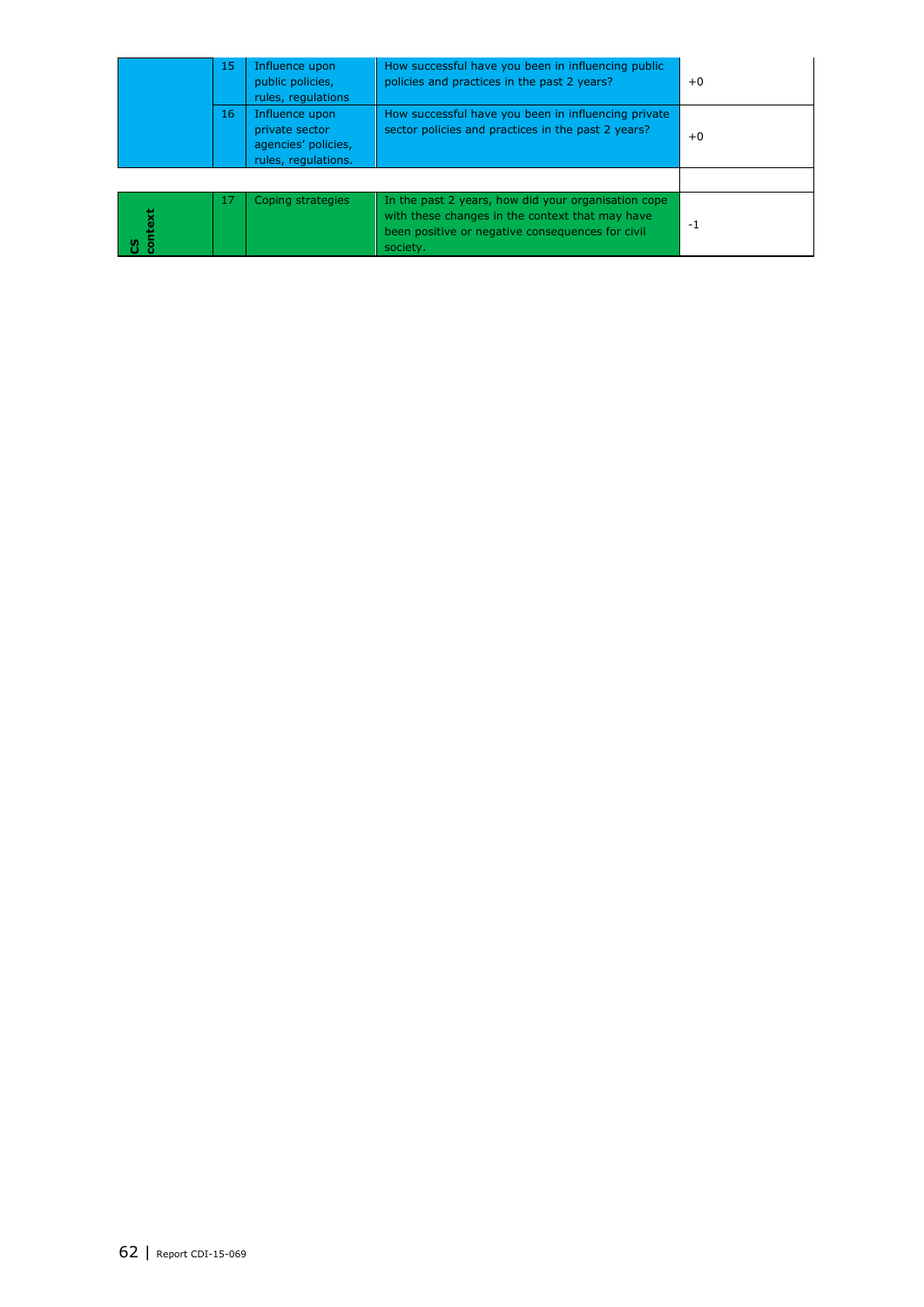|  | # | Indicator | Question | Score |
|---|---|---|---|---|
|  | 15 | Influence upon public policies, rules, regulations | How successful have you been in influencing public policies and practices in the past 2 years? | +0 |
|  | 16 | Influence upon private sector agencies' policies, rules, regulations. | How successful have you been in influencing private sector policies and practices in the past 2 years? | +0 |
| CS context | 17 | Coping strategies | In the past 2 years, how did your organisation cope with these changes in the context that may have been positive or negative consequences for civil society. | -1 |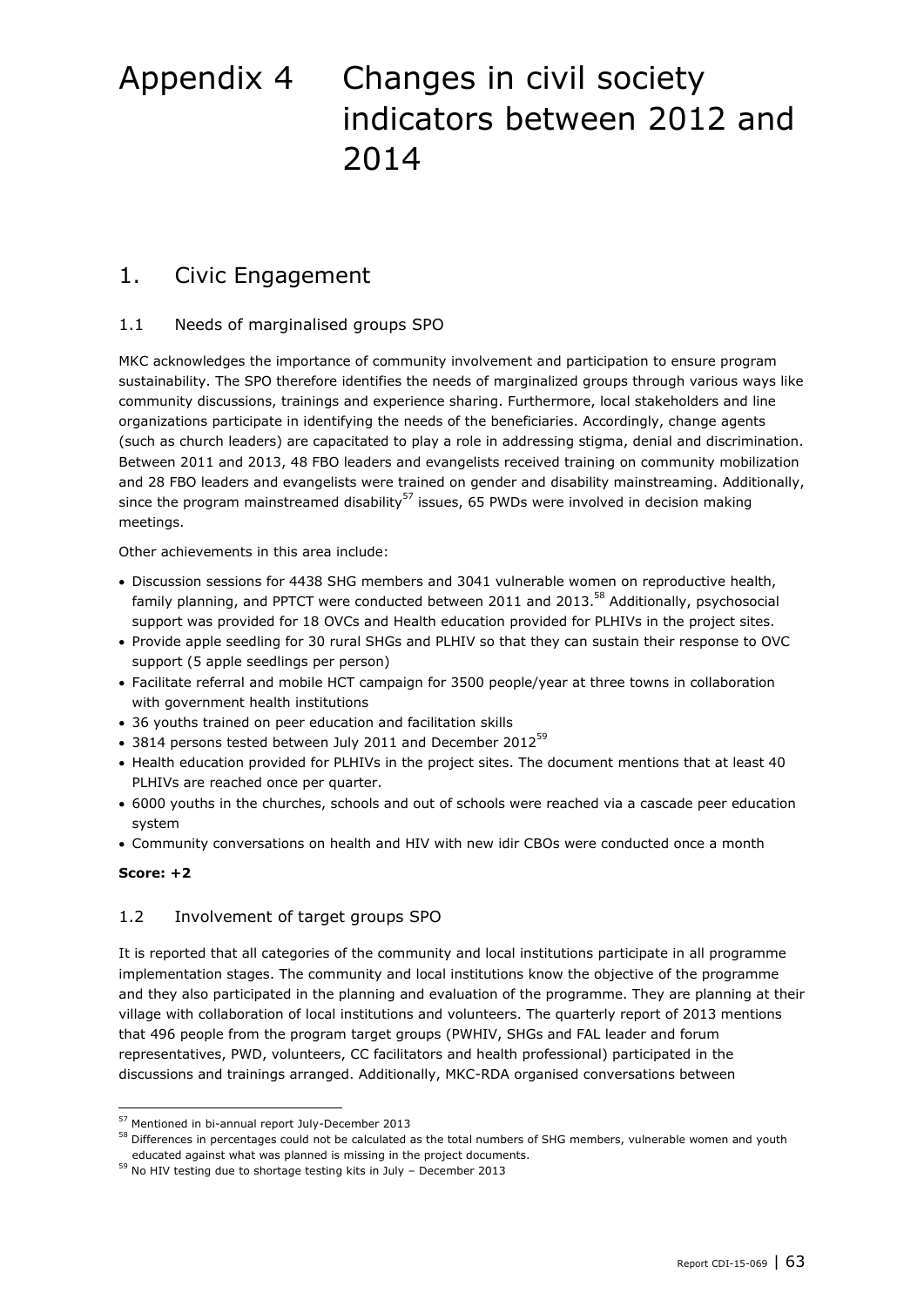# Appendix 4 Changes in civil society indicators between 2012 and 2014

## 1. Civic Engagement

### 1.1 Needs of marginalised groups SPO

MKC acknowledges the importance of community involvement and participation to ensure program sustainability. The SPO therefore identifies the needs of marginalized groups through various ways like community discussions, trainings and experience sharing. Furthermore, local stakeholders and line organizations participate in identifying the needs of the beneficiaries. Accordingly, change agents (such as church leaders) are capacitated to play a role in addressing stigma, denial and discrimination. Between 2011 and 2013, 48 FBO leaders and evangelists received training on community mobilization and 28 FBO leaders and evangelists were trained on gender and disability mainstreaming. Additionally, since the program mainstreamed disability[57] issues, 65 PWDs were involved in decision making meetings.

Other achievements in this area include:

- Discussion sessions for 4438 SHG members and 3041 vulnerable women on reproductive health, family planning, and PPTCT were conducted between 2011 and 2013.[58] Additionally, psychosocial support was provided for 18 OVCs and Health education provided for PLHIVs in the project sites.
- Provide apple seedling for 30 rural SHGs and PLHIV so that they can sustain their response to OVC support (5 apple seedlings per person)
- Facilitate referral and mobile HCT campaign for 3500 people/year at three towns in collaboration with government health institutions
- 36 youths trained on peer education and facilitation skills
- 3814 persons tested between July 2011 and December 2012[59]
- Health education provided for PLHIVs in the project sites. The document mentions that at least 40 PLHIVs are reached once per quarter.
- 6000 youths in the churches, schools and out of schools were reached via a cascade peer education system
- Community conversations on health and HIV with new idir CBOs were conducted once a month

**Score: +2**

### 1.2 Involvement of target groups SPO

It is reported that all categories of the community and local institutions participate in all programme implementation stages. The community and local institutions know the objective of the programme and they also participated in the planning and evaluation of the programme. They are planning at their village with collaboration of local institutions and volunteers. The quarterly report of 2013 mentions that 496 people from the program target groups (PWHIV, SHGs and FAL leader and forum representatives, PWD, volunteers, CC facilitators and health professional) participated in the discussions and trainings arranged. Additionally, MKC-RDA organised conversations between

---

[57] Mentioned in bi-annual report July-December 2013

[58] Differences in percentages could not be calculated as the total numbers of SHG members, vulnerable women and youth educated against what was planned is missing in the project documents.

[59] No HIV testing due to shortage testing kits in July – December 2013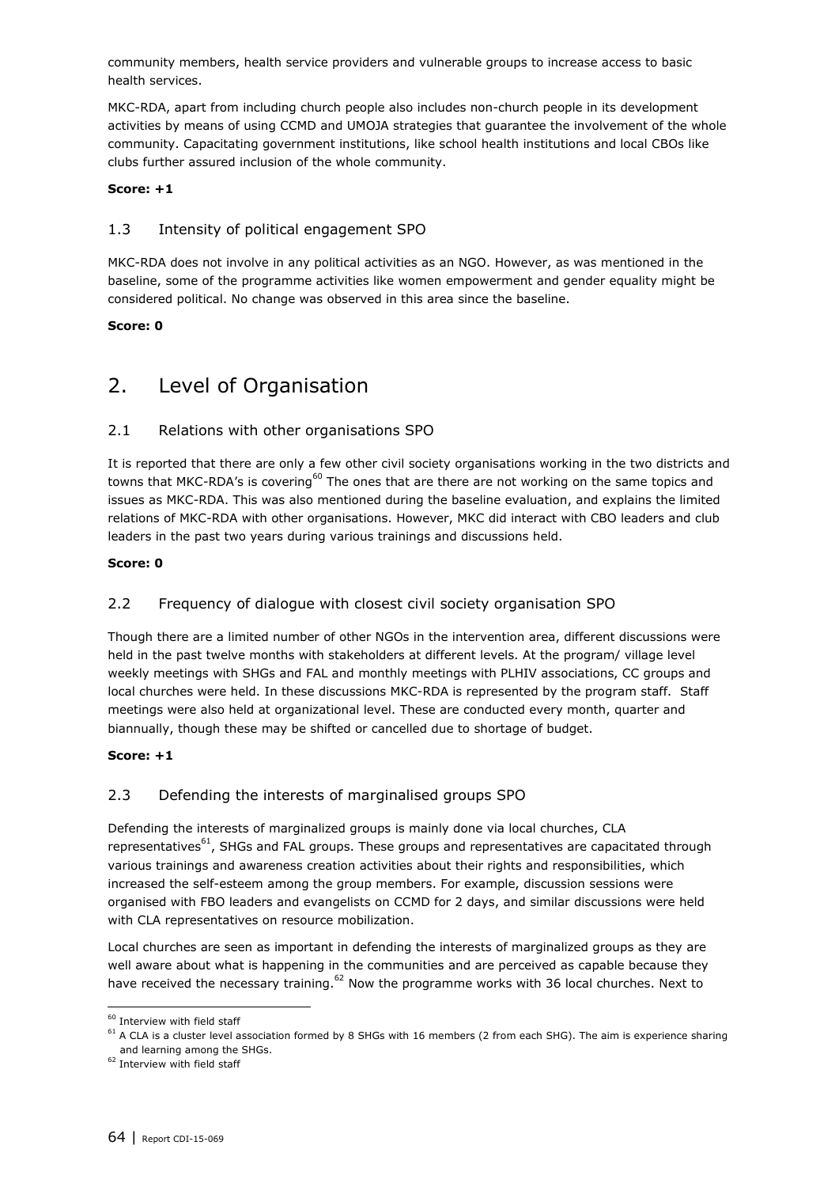community members, health service providers and vulnerable groups to increase access to basic health services.

MKC-RDA, apart from including church people also includes non-church people in its development activities by means of using CCMD and UMOJA strategies that guarantee the involvement of the whole community. Capacitating government institutions, like school health institutions and local CBOs like clubs further assured inclusion of the whole community.

**Score: +1**

### 1.3 Intensity of political engagement SPO

MKC-RDA does not involve in any political activities as an NGO. However, as was mentioned in the baseline, some of the programme activities like women empowerment and gender equality might be considered political. No change was observed in this area since the baseline.

**Score: 0**

## 2. Level of Organisation

### 2.1 Relations with other organisations SPO

It is reported that there are only a few other civil society organisations working in the two districts and towns that MKC-RDA's is covering[60] The ones that are there are not working on the same topics and issues as MKC-RDA. This was also mentioned during the baseline evaluation, and explains the limited relations of MKC-RDA with other organisations. However, MKC did interact with CBO leaders and club leaders in the past two years during various trainings and discussions held.

**Score: 0**

### 2.2 Frequency of dialogue with closest civil society organisation SPO

Though there are a limited number of other NGOs in the intervention area, different discussions were held in the past twelve months with stakeholders at different levels. At the program/ village level weekly meetings with SHGs and FAL and monthly meetings with PLHIV associations, CC groups and local churches were held. In these discussions MKC-RDA is represented by the program staff. Staff meetings were also held at organizational level. These are conducted every month, quarter and biannually, though these may be shifted or cancelled due to shortage of budget.

**Score: +1**

### 2.3 Defending the interests of marginalised groups SPO

Defending the interests of marginalized groups is mainly done via local churches, CLA representatives[61], SHGs and FAL groups. These groups and representatives are capacitated through various trainings and awareness creation activities about their rights and responsibilities, which increased the self-esteem among the group members. For example, discussion sessions were organised with FBO leaders and evangelists on CCMD for 2 days, and similar discussions were held with CLA representatives on resource mobilization.

Local churches are seen as important in defending the interests of marginalized groups as they are well aware about what is happening in the communities and are perceived as capable because they have received the necessary training.[62] Now the programme works with 36 local churches. Next to

---

[60] Interview with field staff

[61] A CLA is a cluster level association formed by 8 SHGs with 16 members (2 from each SHG). The aim is experience sharing and learning among the SHGs.

[62] Interview with field staff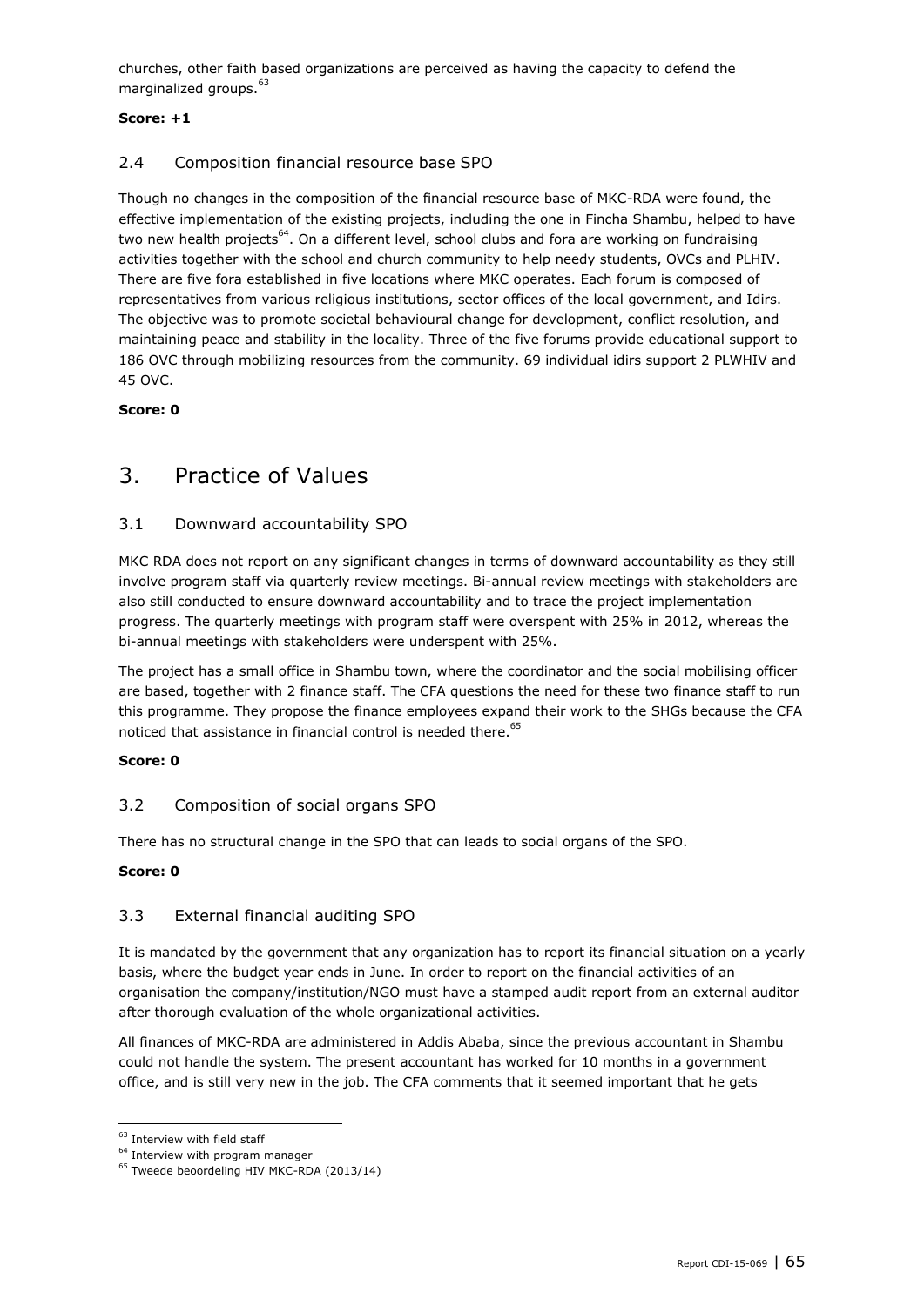churches, other faith based organizations are perceived as having the capacity to defend the marginalized groups.[63]

**Score: +1**

### 2.4 Composition financial resource base SPO

Though no changes in the composition of the financial resource base of MKC-RDA were found, the effective implementation of the existing projects, including the one in Fincha Shambu, helped to have two new health projects[64]. On a different level, school clubs and fora are working on fundraising activities together with the school and church community to help needy students, OVCs and PLHIV. There are five fora established in five locations where MKC operates. Each forum is composed of representatives from various religious institutions, sector offices of the local government, and Idirs. The objective was to promote societal behavioural change for development, conflict resolution, and maintaining peace and stability in the locality. Three of the five forums provide educational support to 186 OVC through mobilizing resources from the community. 69 individual idirs support 2 PLWHIV and 45 OVC.

**Score: 0**

## 3. Practice of Values

### 3.1 Downward accountability SPO

MKC RDA does not report on any significant changes in terms of downward accountability as they still involve program staff via quarterly review meetings. Bi-annual review meetings with stakeholders are also still conducted to ensure downward accountability and to trace the project implementation progress. The quarterly meetings with program staff were overspent with 25% in 2012, whereas the bi-annual meetings with stakeholders were underspent with 25%.

The project has a small office in Shambu town, where the coordinator and the social mobilising officer are based, together with 2 finance staff. The CFA questions the need for these two finance staff to run this programme. They propose the finance employees expand their work to the SHGs because the CFA noticed that assistance in financial control is needed there.[65]

**Score: 0**

### 3.2 Composition of social organs SPO

There has no structural change in the SPO that can leads to social organs of the SPO.

**Score: 0**

### 3.3 External financial auditing SPO

It is mandated by the government that any organization has to report its financial situation on a yearly basis, where the budget year ends in June. In order to report on the financial activities of an organisation the company/institution/NGO must have a stamped audit report from an external auditor after thorough evaluation of the whole organizational activities.

All finances of MKC-RDA are administered in Addis Ababa, since the previous accountant in Shambu could not handle the system. The present accountant has worked for 10 months in a government office, and is still very new in the job. The CFA comments that it seemed important that he gets

---

[63] Interview with field staff

[64] Interview with program manager

[65] Tweede beoordeling HIV MKC-RDA (2013/14)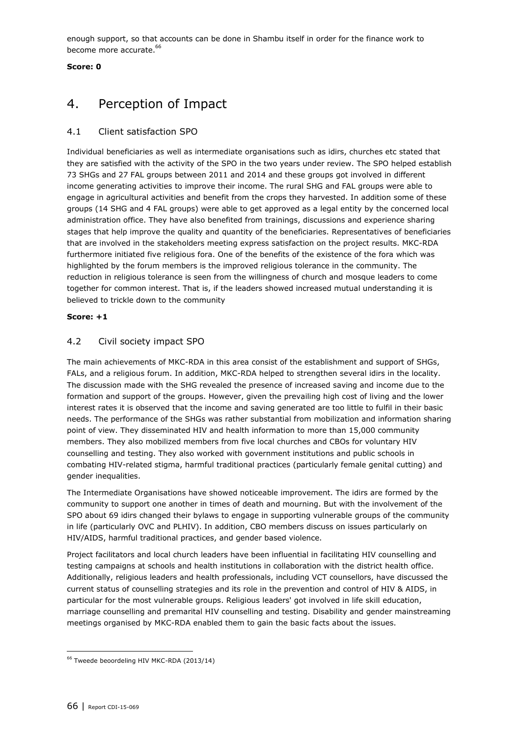enough support, so that accounts can be done in Shambu itself in order for the finance work to become more accurate.[66]

**Score: 0**

# 4. Perception of Impact

## 4.1 Client satisfaction SPO

Individual beneficiaries as well as intermediate organisations such as idirs, churches etc stated that they are satisfied with the activity of the SPO in the two years under review. The SPO helped establish 73 SHGs and 27 FAL groups between 2011 and 2014 and these groups got involved in different income generating activities to improve their income. The rural SHG and FAL groups were able to engage in agricultural activities and benefit from the crops they harvested. In addition some of these groups (14 SHG and 4 FAL groups) were able to get approved as a legal entity by the concerned local administration office. They have also benefited from trainings, discussions and experience sharing stages that help improve the quality and quantity of the beneficiaries. Representatives of beneficiaries that are involved in the stakeholders meeting express satisfaction on the project results. MKC-RDA furthermore initiated five religious fora. One of the benefits of the existence of the fora which was highlighted by the forum members is the improved religious tolerance in the community. The reduction in religious tolerance is seen from the willingness of church and mosque leaders to come together for common interest. That is, if the leaders showed increased mutual understanding it is believed to trickle down to the community

**Score: +1**

## 4.2 Civil society impact SPO

The main achievements of MKC-RDA in this area consist of the establishment and support of SHGs, FALs, and a religious forum. In addition, MKC-RDA helped to strengthen several idirs in the locality. The discussion made with the SHG revealed the presence of increased saving and income due to the formation and support of the groups. However, given the prevailing high cost of living and the lower interest rates it is observed that the income and saving generated are too little to fulfil in their basic needs. The performance of the SHGs was rather substantial from mobilization and information sharing point of view. They disseminated HIV and health information to more than 15,000 community members. They also mobilized members from five local churches and CBOs for voluntary HIV counselling and testing. They also worked with government institutions and public schools in combating HIV-related stigma, harmful traditional practices (particularly female genital cutting) and gender inequalities.

The Intermediate Organisations have showed noticeable improvement. The idirs are formed by the community to support one another in times of death and mourning. But with the involvement of the SPO about 69 idirs changed their bylaws to engage in supporting vulnerable groups of the community in life (particularly OVC and PLHIV). In addition, CBO members discuss on issues particularly on HIV/AIDS, harmful traditional practices, and gender based violence.

Project facilitators and local church leaders have been influential in facilitating HIV counselling and testing campaigns at schools and health institutions in collaboration with the district health office. Additionally, religious leaders and health professionals, including VCT counsellors, have discussed the current status of counselling strategies and its role in the prevention and control of HIV & AIDS, in particular for the most vulnerable groups. Religious leaders' got involved in life skill education, marriage counselling and premarital HIV counselling and testing. Disability and gender mainstreaming meetings organised by MKC-RDA enabled them to gain the basic facts about the issues.

[66] Tweede beoordeling HIV MKC-RDA (2013/14)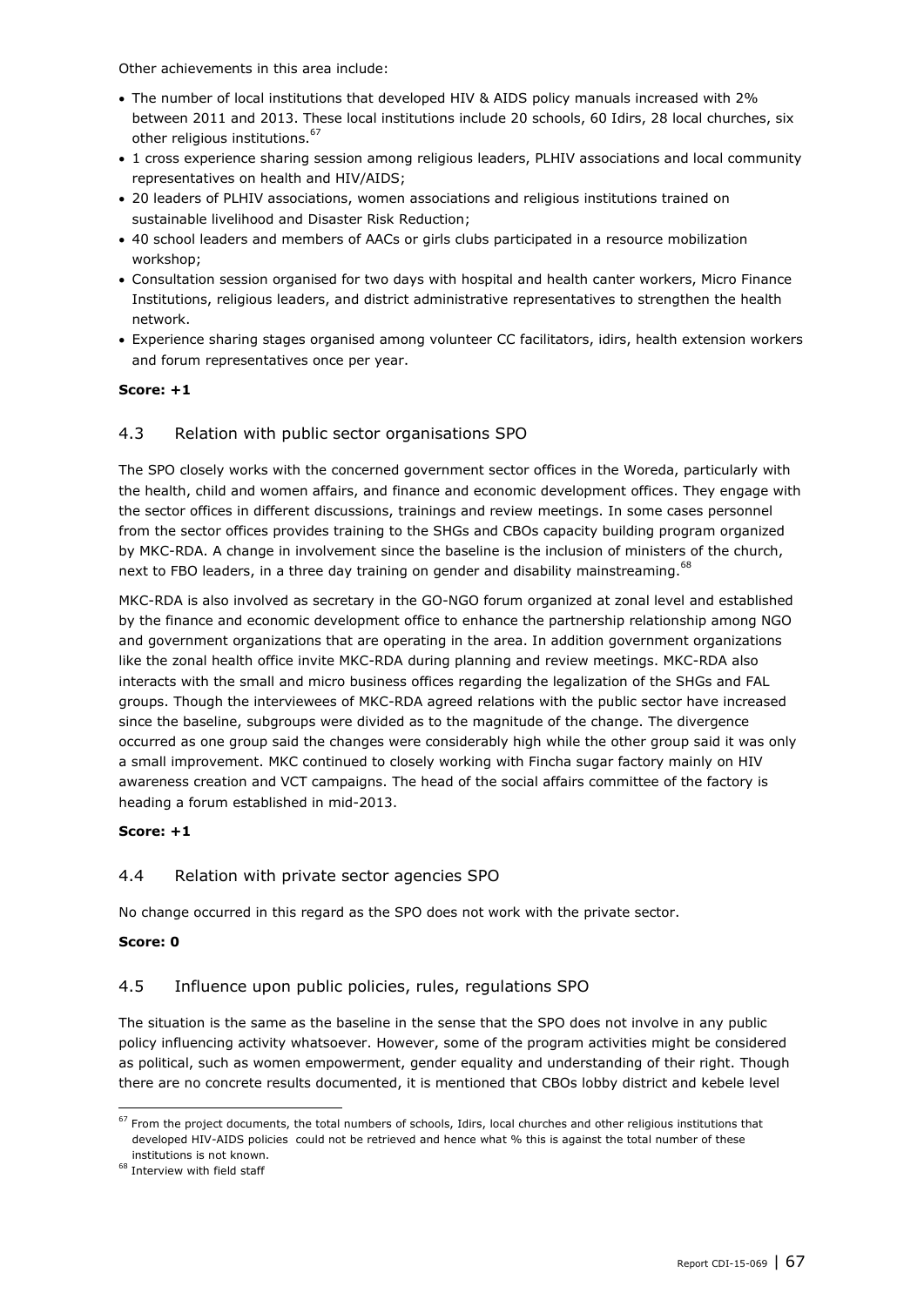Other achievements in this area include:

- The number of local institutions that developed HIV & AIDS policy manuals increased with 2% between 2011 and 2013. These local institutions include 20 schools, 60 Idirs, 28 local churches, six other religious institutions.[67]
- 1 cross experience sharing session among religious leaders, PLHIV associations and local community representatives on health and HIV/AIDS;
- 20 leaders of PLHIV associations, women associations and religious institutions trained on sustainable livelihood and Disaster Risk Reduction;
- 40 school leaders and members of AACs or girls clubs participated in a resource mobilization workshop;
- Consultation session organised for two days with hospital and health canter workers, Micro Finance Institutions, religious leaders, and district administrative representatives to strengthen the health network.
- Experience sharing stages organised among volunteer CC facilitators, idirs, health extension workers and forum representatives once per year.

**Score: +1**

## 4.3 Relation with public sector organisations SPO

The SPO closely works with the concerned government sector offices in the Woreda, particularly with the health, child and women affairs, and finance and economic development offices. They engage with the sector offices in different discussions, trainings and review meetings. In some cases personnel from the sector offices provides training to the SHGs and CBOs capacity building program organized by MKC-RDA. A change in involvement since the baseline is the inclusion of ministers of the church, next to FBO leaders, in a three day training on gender and disability mainstreaming.[68]

MKC-RDA is also involved as secretary in the GO-NGO forum organized at zonal level and established by the finance and economic development office to enhance the partnership relationship among NGO and government organizations that are operating in the area. In addition government organizations like the zonal health office invite MKC-RDA during planning and review meetings. MKC-RDA also interacts with the small and micro business offices regarding the legalization of the SHGs and FAL groups. Though the interviewees of MKC-RDA agreed relations with the public sector have increased since the baseline, subgroups were divided as to the magnitude of the change. The divergence occurred as one group said the changes were considerably high while the other group said it was only a small improvement. MKC continued to closely working with Fincha sugar factory mainly on HIV awareness creation and VCT campaigns. The head of the social affairs committee of the factory is heading a forum established in mid-2013.

**Score: +1**

## 4.4 Relation with private sector agencies SPO

No change occurred in this regard as the SPO does not work with the private sector.

**Score: 0**

## 4.5 Influence upon public policies, rules, regulations SPO

The situation is the same as the baseline in the sense that the SPO does not involve in any public policy influencing activity whatsoever. However, some of the program activities might be considered as political, such as women empowerment, gender equality and understanding of their right. Though there are no concrete results documented, it is mentioned that CBOs lobby district and kebele level

---

[67] From the project documents, the total numbers of schools, Idirs, local churches and other religious institutions that developed HIV-AIDS policies could not be retrieved and hence what % this is against the total number of these institutions is not known.

[68] Interview with field staff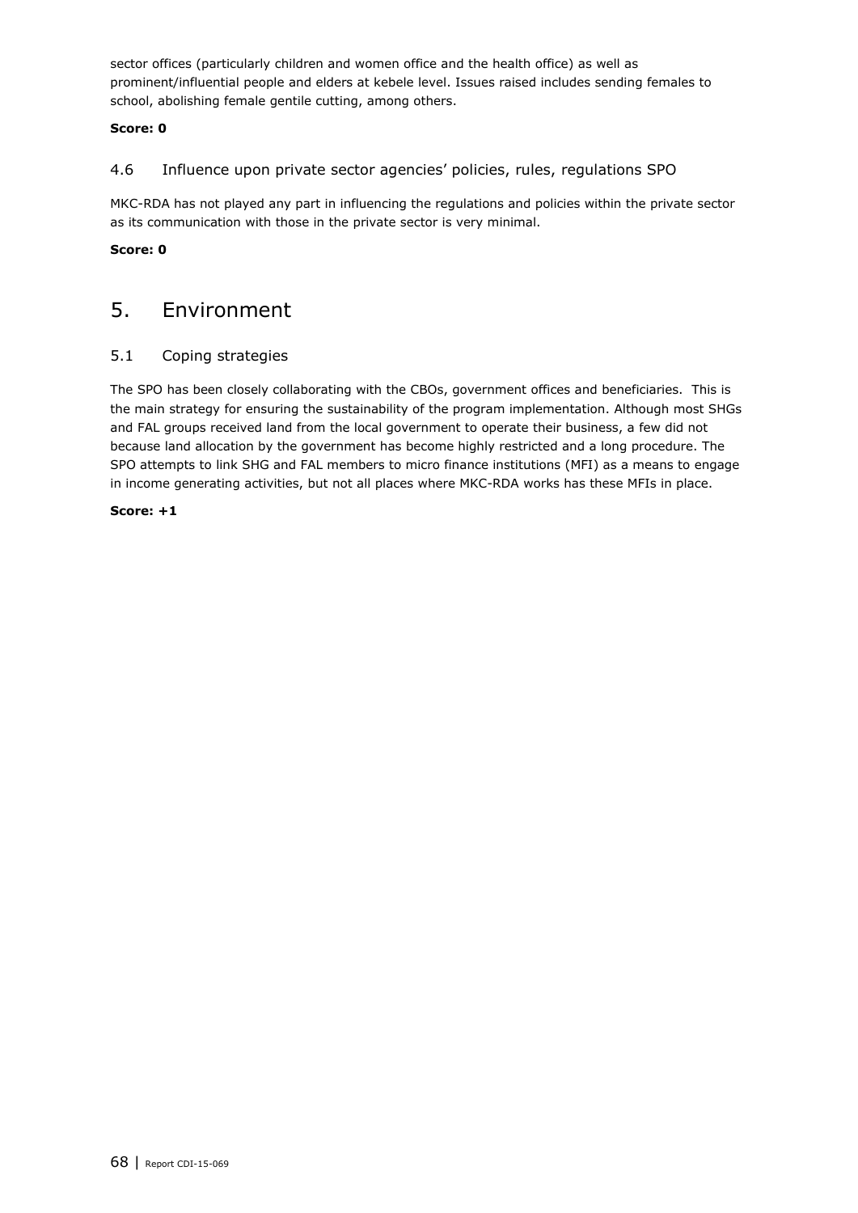sector offices (particularly children and women office and the health office) as well as prominent/influential people and elders at kebele level. Issues raised includes sending females to school, abolishing female gentile cutting, among others.

**Score: 0**

### 4.6 Influence upon private sector agencies' policies, rules, regulations SPO

MKC-RDA has not played any part in influencing the regulations and policies within the private sector as its communication with those in the private sector is very minimal.

**Score: 0**

## 5. Environment

### 5.1 Coping strategies

The SPO has been closely collaborating with the CBOs, government offices and beneficiaries. This is the main strategy for ensuring the sustainability of the program implementation. Although most SHGs and FAL groups received land from the local government to operate their business, a few did not because land allocation by the government has become highly restricted and a long procedure. The SPO attempts to link SHG and FAL members to micro finance institutions (MFI) as a means to engage in income generating activities, but not all places where MKC-RDA works has these MFIs in place.

**Score: +1**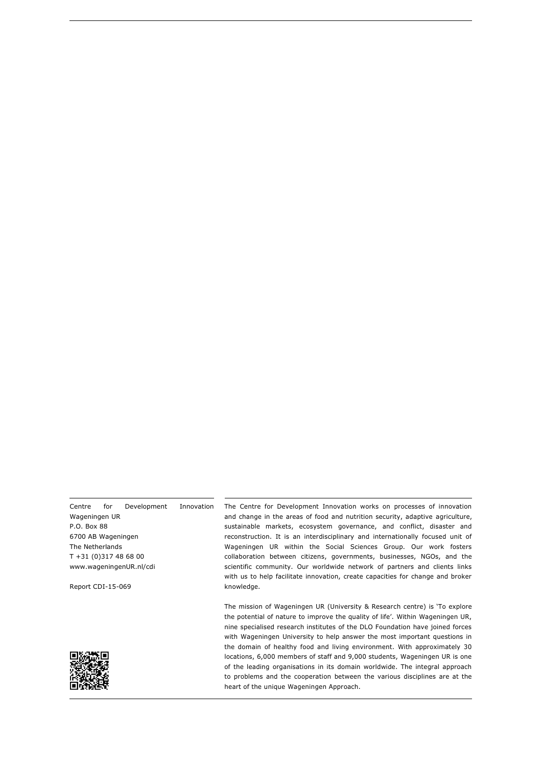Centre for Development Innovation
Wageningen UR
P.O. Box 88
6700 AB Wageningen
The Netherlands
T +31 (0)317 48 68 00
www.wageningenUR.nl/cdi

Report CDI-15-069

The Centre for Development Innovation works on processes of innovation and change in the areas of food and nutrition security, adaptive agriculture, sustainable markets, ecosystem governance, and conflict, disaster and reconstruction. It is an interdisciplinary and internationally focused unit of Wageningen UR within the Social Sciences Group. Our work fosters collaboration between citizens, governments, businesses, NGOs, and the scientific community. Our worldwide network of partners and clients links with us to help facilitate innovation, create capacities for change and broker knowledge.

The mission of Wageningen UR (University & Research centre) is 'To explore the potential of nature to improve the quality of life'. Within Wageningen UR, nine specialised research institutes of the DLO Foundation have joined forces with Wageningen University to help answer the most important questions in the domain of healthy food and living environment. With approximately 30 locations, 6,000 members of staff and 9,000 students, Wageningen UR is one of the leading organisations in its domain worldwide. The integral approach to problems and the cooperation between the various disciplines are at the heart of the unique Wageningen Approach.